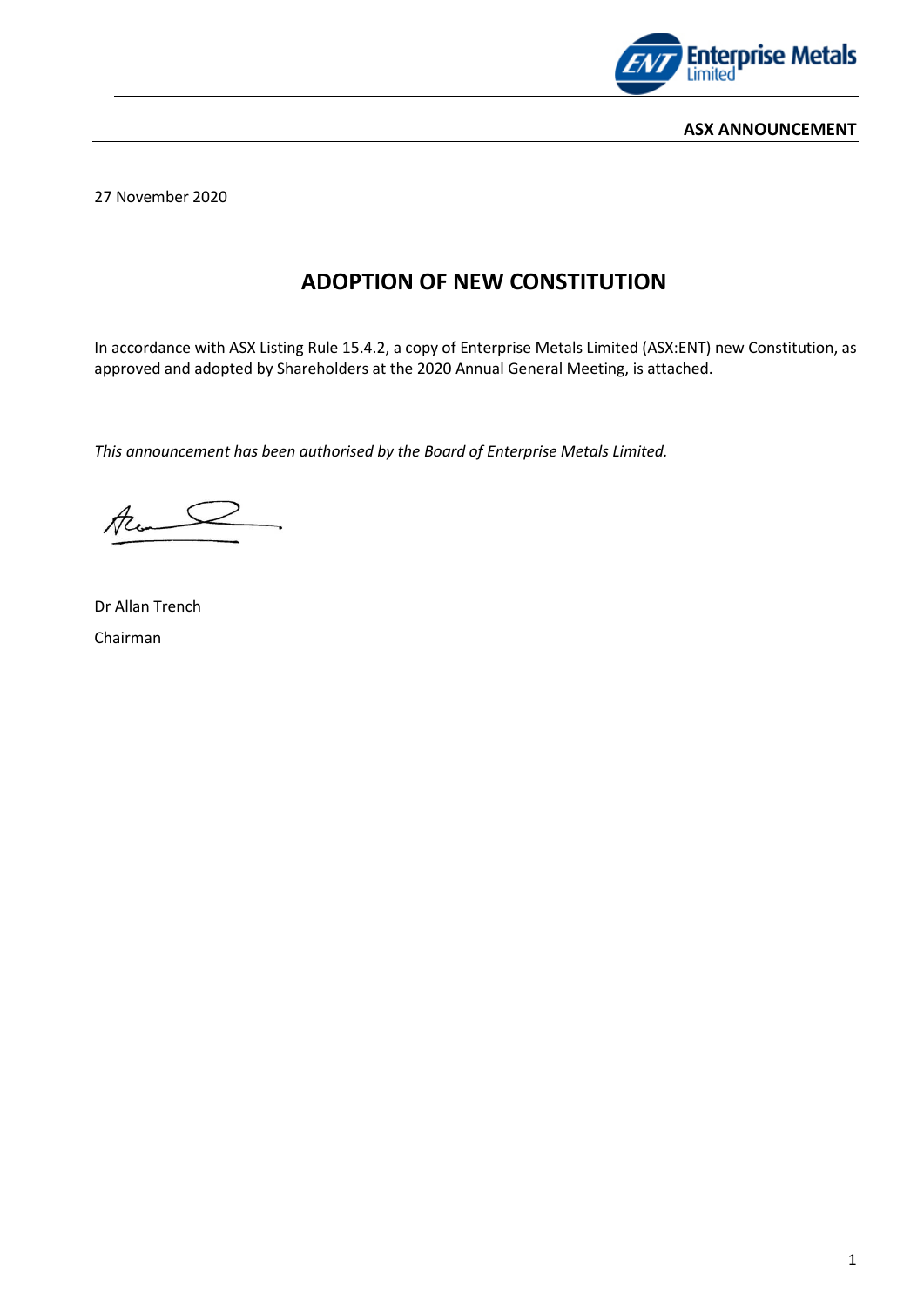**ASX ANNOUNCEMENT**

27 November 2020

# ADOPTION OF NEW CONSTITUTION

In accordance with ASX Listing Rule 15.4.2, a copy of Enterprise Metals Limited (ASX:ENT) new Constitution, as approved and adopted by Shareholders at the 2020 Annual General Meeting, is attached.

*This announcement has been authorised by the Board of Enterprise Metals Limited.*

Dr Allan Trench

Chairman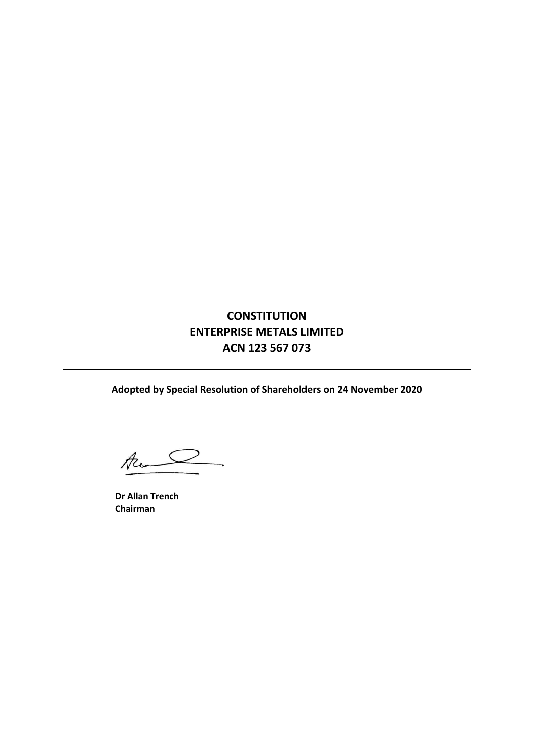---

# CONSTITUTION
# ENTERPRISE METALS LIMITED
# ACN 123 567 073

---

**Adopted by Special Resolution of Shareholders on 24 November 2020**

**Dr Allan Trench**
**Chairman**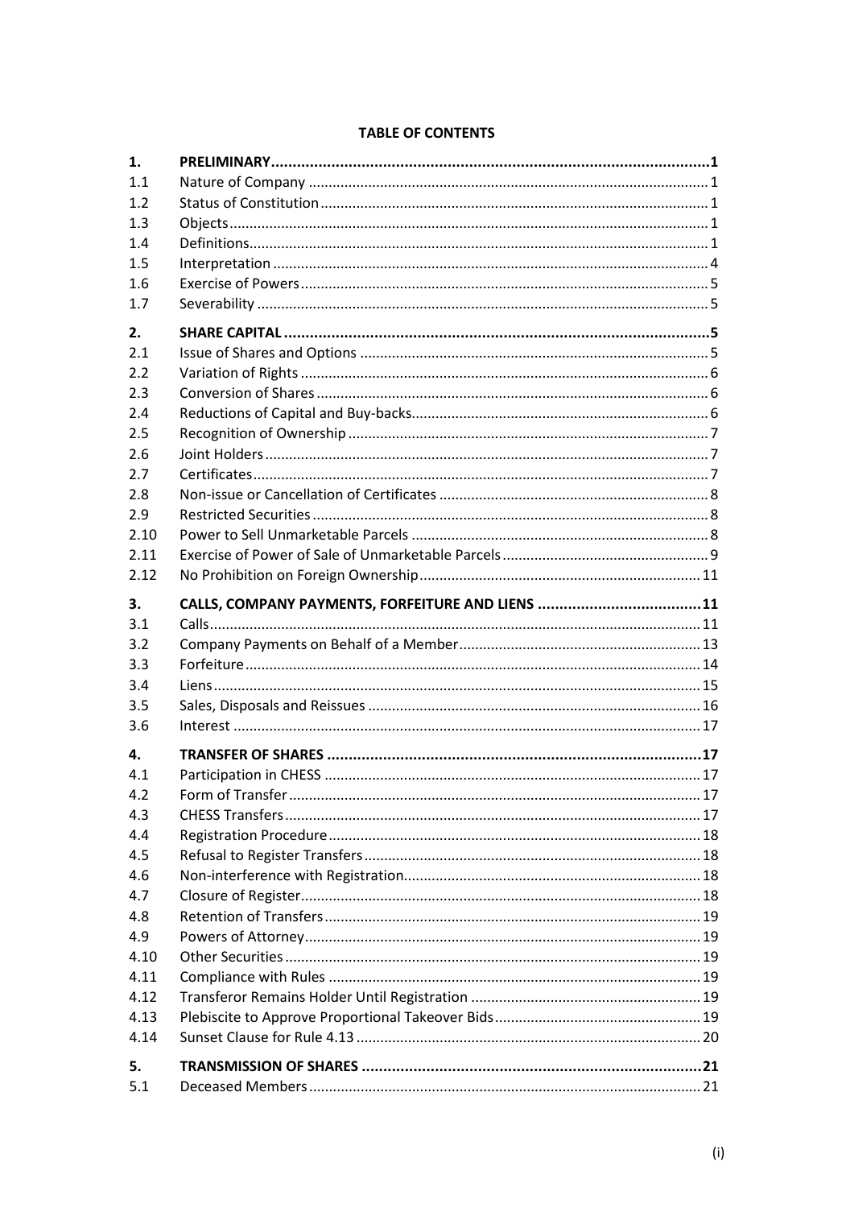**TABLE OF CONTENTS**

| | | |
|---|---|---|
| **1.** | **PRELIMINARY** | **1** |
| 1.1 | Nature of Company | 1 |
| 1.2 | Status of Constitution | 1 |
| 1.3 | Objects | 1 |
| 1.4 | Definitions | 1 |
| 1.5 | Interpretation | 4 |
| 1.6 | Exercise of Powers | 5 |
| 1.7 | Severability | 5 |
| **2.** | **SHARE CAPITAL** | **5** |
| 2.1 | Issue of Shares and Options | 5 |
| 2.2 | Variation of Rights | 6 |
| 2.3 | Conversion of Shares | 6 |
| 2.4 | Reductions of Capital and Buy-backs | 6 |
| 2.5 | Recognition of Ownership | 7 |
| 2.6 | Joint Holders | 7 |
| 2.7 | Certificates | 7 |
| 2.8 | Non-issue or Cancellation of Certificates | 8 |
| 2.9 | Restricted Securities | 8 |
| 2.10 | Power to Sell Unmarketable Parcels | 8 |
| 2.11 | Exercise of Power of Sale of Unmarketable Parcels | 9 |
| 2.12 | No Prohibition on Foreign Ownership | 11 |
| **3.** | **CALLS, COMPANY PAYMENTS, FORFEITURE AND LIENS** | **11** |
| 3.1 | Calls | 11 |
| 3.2 | Company Payments on Behalf of a Member | 13 |
| 3.3 | Forfeiture | 14 |
| 3.4 | Liens | 15 |
| 3.5 | Sales, Disposals and Reissues | 16 |
| 3.6 | Interest | 17 |
| **4.** | **TRANSFER OF SHARES** | **17** |
| 4.1 | Participation in CHESS | 17 |
| 4.2 | Form of Transfer | 17 |
| 4.3 | CHESS Transfers | 17 |
| 4.4 | Registration Procedure | 18 |
| 4.5 | Refusal to Register Transfers | 18 |
| 4.6 | Non-interference with Registration | 18 |
| 4.7 | Closure of Register | 18 |
| 4.8 | Retention of Transfers | 19 |
| 4.9 | Powers of Attorney | 19 |
| 4.10 | Other Securities | 19 |
| 4.11 | Compliance with Rules | 19 |
| 4.12 | Transferor Remains Holder Until Registration | 19 |
| 4.13 | Plebiscite to Approve Proportional Takeover Bids | 19 |
| 4.14 | Sunset Clause for Rule 4.13 | 20 |
| **5.** | **TRANSMISSION OF SHARES** | **21** |
| 5.1 | Deceased Members | 21 |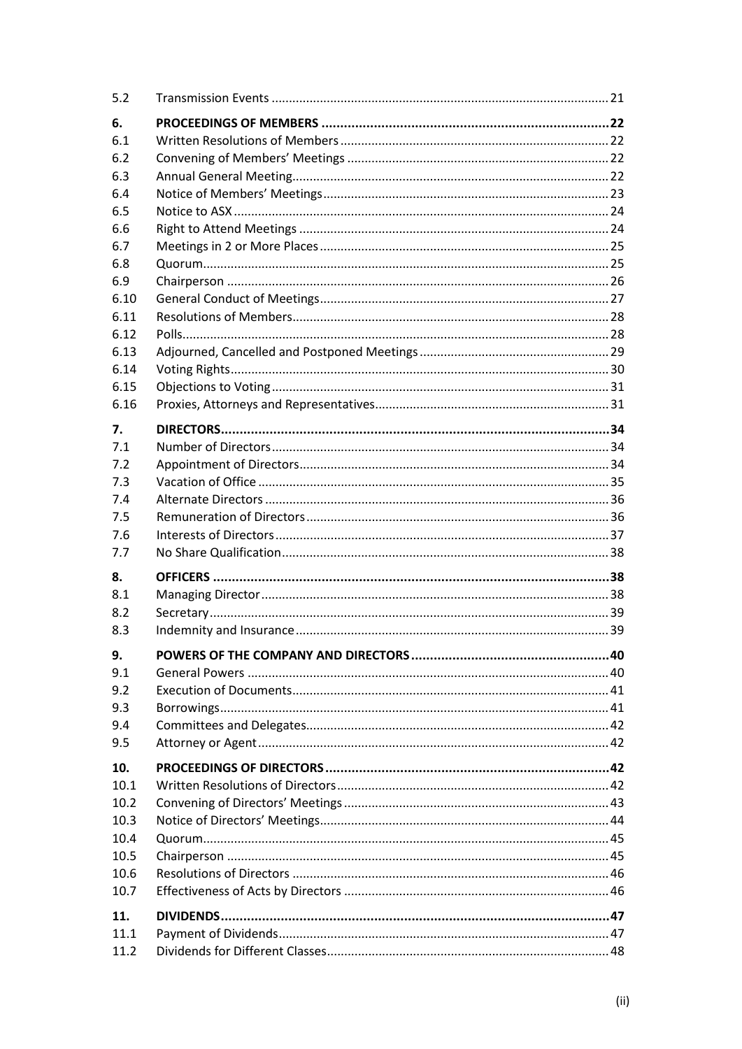| | | |
|---|---|---|
| 5.2 | Transmission Events | 21 |
| **6.** | **PROCEEDINGS OF MEMBERS** | **22** |
| 6.1 | Written Resolutions of Members | 22 |
| 6.2 | Convening of Members' Meetings | 22 |
| 6.3 | Annual General Meeting | 22 |
| 6.4 | Notice of Members' Meetings | 23 |
| 6.5 | Notice to ASX | 24 |
| 6.6 | Right to Attend Meetings | 24 |
| 6.7 | Meetings in 2 or More Places | 25 |
| 6.8 | Quorum | 25 |
| 6.9 | Chairperson | 26 |
| 6.10 | General Conduct of Meetings | 27 |
| 6.11 | Resolutions of Members | 28 |
| 6.12 | Polls | 28 |
| 6.13 | Adjourned, Cancelled and Postponed Meetings | 29 |
| 6.14 | Voting Rights | 30 |
| 6.15 | Objections to Voting | 31 |
| 6.16 | Proxies, Attorneys and Representatives | 31 |
| **7.** | **DIRECTORS** | **34** |
| 7.1 | Number of Directors | 34 |
| 7.2 | Appointment of Directors | 34 |
| 7.3 | Vacation of Office | 35 |
| 7.4 | Alternate Directors | 36 |
| 7.5 | Remuneration of Directors | 36 |
| 7.6 | Interests of Directors | 37 |
| 7.7 | No Share Qualification | 38 |
| **8.** | **OFFICERS** | **38** |
| 8.1 | Managing Director | 38 |
| 8.2 | Secretary | 39 |
| 8.3 | Indemnity and Insurance | 39 |
| **9.** | **POWERS OF THE COMPANY AND DIRECTORS** | **40** |
| 9.1 | General Powers | 40 |
| 9.2 | Execution of Documents | 41 |
| 9.3 | Borrowings | 41 |
| 9.4 | Committees and Delegates | 42 |
| 9.5 | Attorney or Agent | 42 |
| **10.** | **PROCEEDINGS OF DIRECTORS** | **42** |
| 10.1 | Written Resolutions of Directors | 42 |
| 10.2 | Convening of Directors' Meetings | 43 |
| 10.3 | Notice of Directors' Meetings | 44 |
| 10.4 | Quorum | 45 |
| 10.5 | Chairperson | 45 |
| 10.6 | Resolutions of Directors | 46 |
| 10.7 | Effectiveness of Acts by Directors | 46 |
| **11.** | **DIVIDENDS** | **47** |
| 11.1 | Payment of Dividends | 47 |
| 11.2 | Dividends for Different Classes | 48 |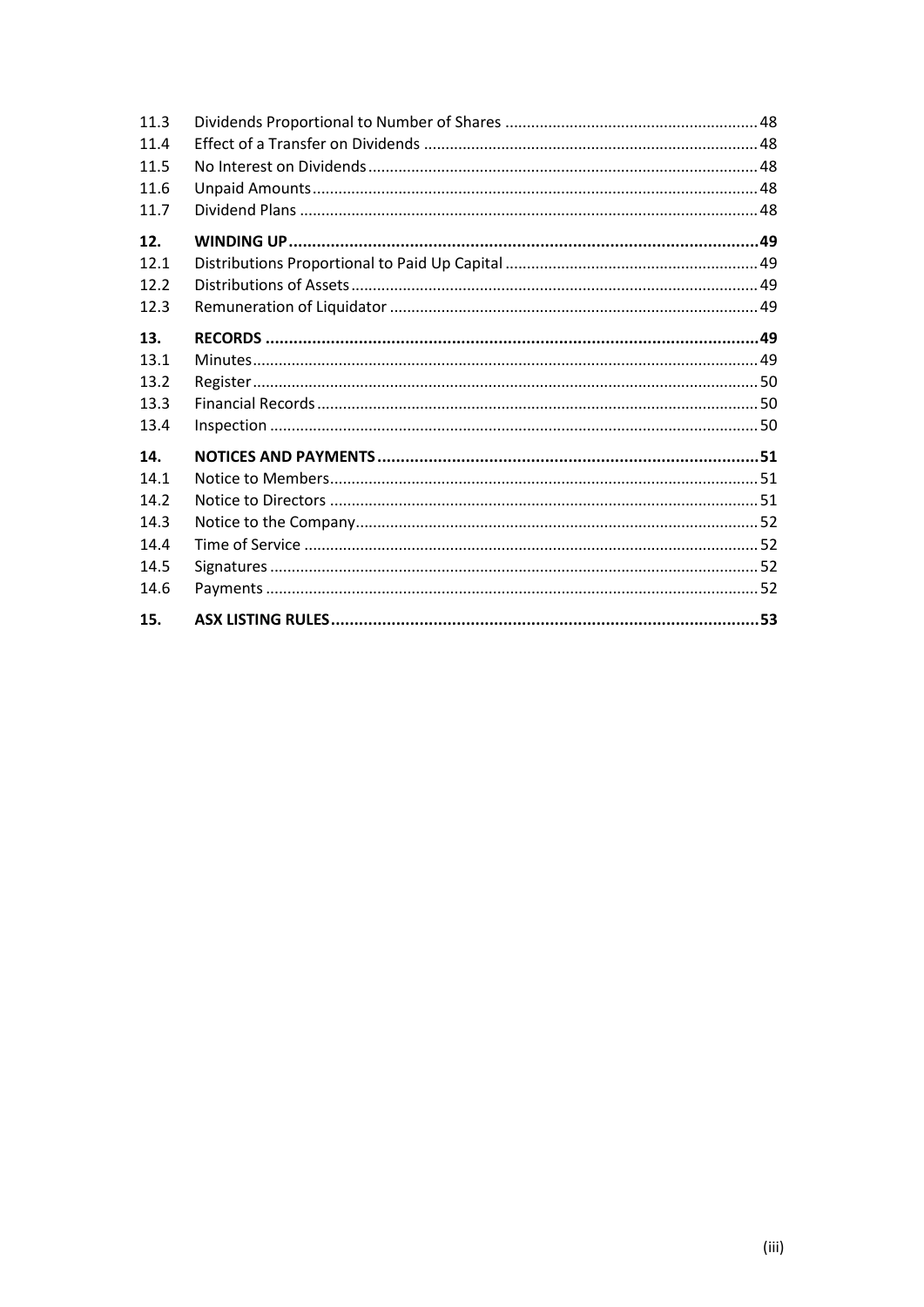| | | |
|---|---|---|
| 11.3 | Dividends Proportional to Number of Shares | 48 |
| 11.4 | Effect of a Transfer on Dividends | 48 |
| 11.5 | No Interest on Dividends | 48 |
| 11.6 | Unpaid Amounts | 48 |
| 11.7 | Dividend Plans | 48 |
| **12.** | **WINDING UP** | **49** |
| 12.1 | Distributions Proportional to Paid Up Capital | 49 |
| 12.2 | Distributions of Assets | 49 |
| 12.3 | Remuneration of Liquidator | 49 |
| **13.** | **RECORDS** | **49** |
| 13.1 | Minutes | 49 |
| 13.2 | Register | 50 |
| 13.3 | Financial Records | 50 |
| 13.4 | Inspection | 50 |
| **14.** | **NOTICES AND PAYMENTS** | **51** |
| 14.1 | Notice to Members | 51 |
| 14.2 | Notice to Directors | 51 |
| 14.3 | Notice to the Company | 52 |
| 14.4 | Time of Service | 52 |
| 14.5 | Signatures | 52 |
| 14.6 | Payments | 52 |
| **15.** | **ASX LISTING RULES** | **53** |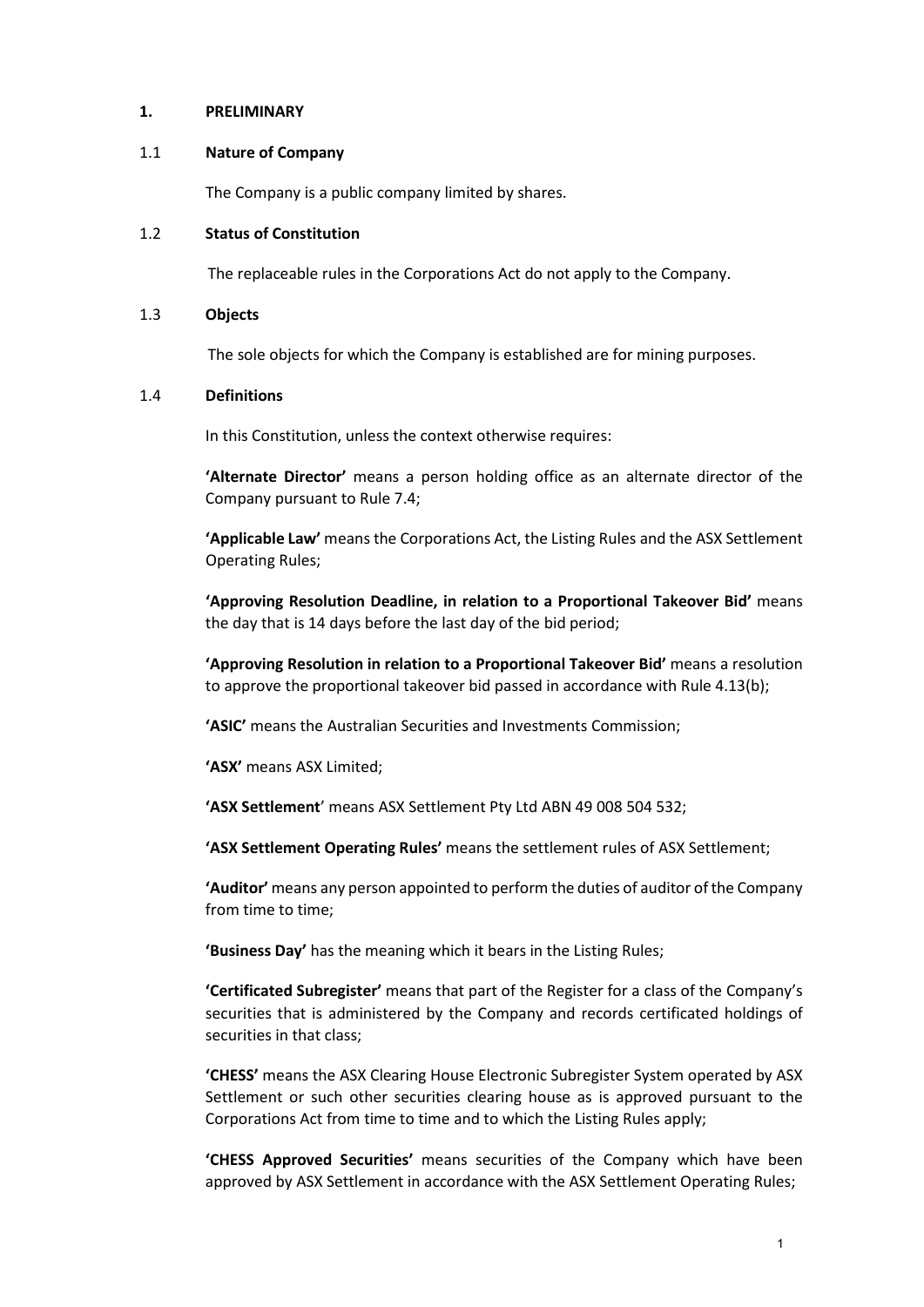## 1. PRELIMINARY

### 1.1 Nature of Company

The Company is a public company limited by shares.

### 1.2 Status of Constitution

The replaceable rules in the Corporations Act do not apply to the Company.

### 1.3 Objects

The sole objects for which the Company is established are for mining purposes.

### 1.4 Definitions

In this Constitution, unless the context otherwise requires:

**'Alternate Director'** means a person holding office as an alternate director of the Company pursuant to Rule 7.4;

**'Applicable Law'** means the Corporations Act, the Listing Rules and the ASX Settlement Operating Rules;

**'Approving Resolution Deadline, in relation to a Proportional Takeover Bid'** means the day that is 14 days before the last day of the bid period;

**'Approving Resolution in relation to a Proportional Takeover Bid'** means a resolution to approve the proportional takeover bid passed in accordance with Rule 4.13(b);

**'ASIC'** means the Australian Securities and Investments Commission;

**'ASX'** means ASX Limited;

**'ASX Settlement'** means ASX Settlement Pty Ltd ABN 49 008 504 532;

**'ASX Settlement Operating Rules'** means the settlement rules of ASX Settlement;

**'Auditor'** means any person appointed to perform the duties of auditor of the Company from time to time;

**'Business Day'** has the meaning which it bears in the Listing Rules;

**'Certificated Subregister'** means that part of the Register for a class of the Company's securities that is administered by the Company and records certificated holdings of securities in that class;

**'CHESS'** means the ASX Clearing House Electronic Subregister System operated by ASX Settlement or such other securities clearing house as is approved pursuant to the Corporations Act from time to time and to which the Listing Rules apply;

**'CHESS Approved Securities'** means securities of the Company which have been approved by ASX Settlement in accordance with the ASX Settlement Operating Rules;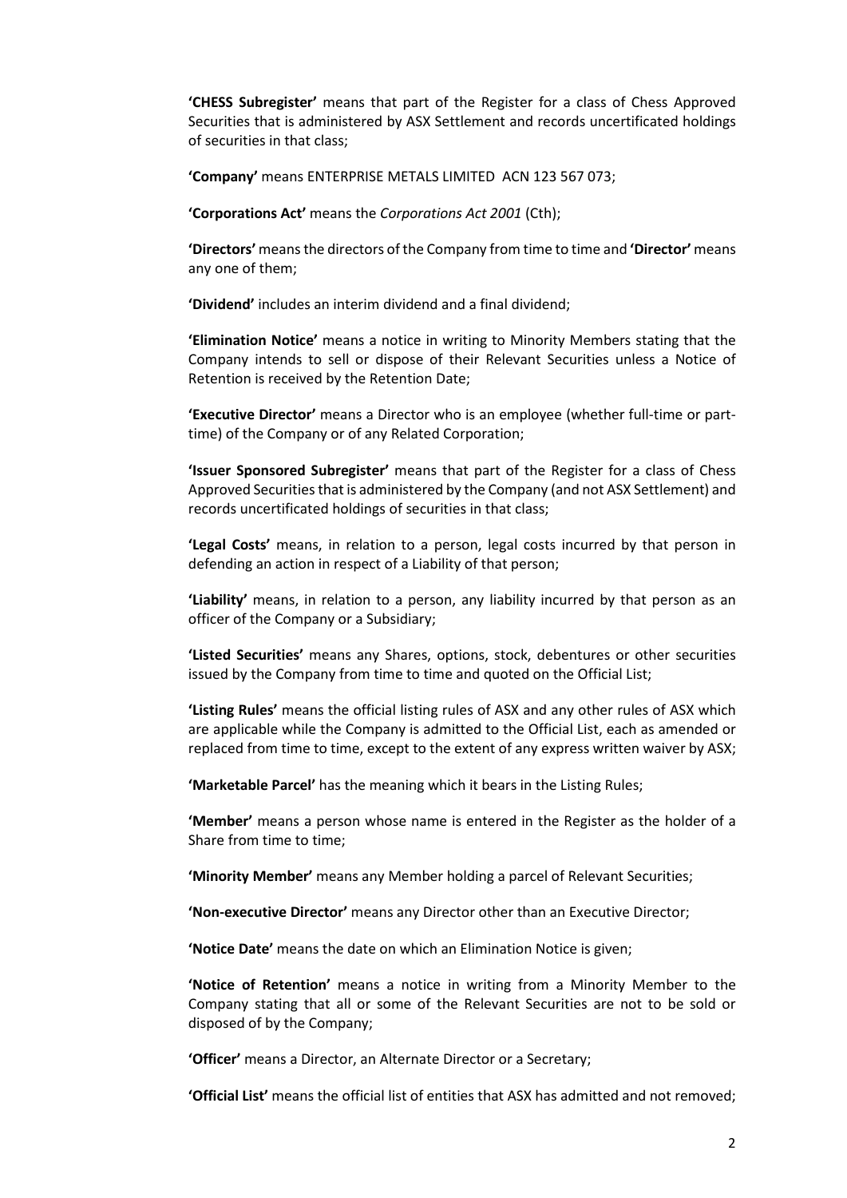**'CHESS Subregister'** means that part of the Register for a class of Chess Approved Securities that is administered by ASX Settlement and records uncertificated holdings of securities in that class;

**'Company'** means ENTERPRISE METALS LIMITED ACN 123 567 073;

**'Corporations Act'** means the *Corporations Act 2001* (Cth);

**'Directors'** means the directors of the Company from time to time and **'Director'** means any one of them;

**'Dividend'** includes an interim dividend and a final dividend;

**'Elimination Notice'** means a notice in writing to Minority Members stating that the Company intends to sell or dispose of their Relevant Securities unless a Notice of Retention is received by the Retention Date;

**'Executive Director'** means a Director who is an employee (whether full-time or part-time) of the Company or of any Related Corporation;

**'Issuer Sponsored Subregister'** means that part of the Register for a class of Chess Approved Securities that is administered by the Company (and not ASX Settlement) and records uncertificated holdings of securities in that class;

**'Legal Costs'** means, in relation to a person, legal costs incurred by that person in defending an action in respect of a Liability of that person;

**'Liability'** means, in relation to a person, any liability incurred by that person as an officer of the Company or a Subsidiary;

**'Listed Securities'** means any Shares, options, stock, debentures or other securities issued by the Company from time to time and quoted on the Official List;

**'Listing Rules'** means the official listing rules of ASX and any other rules of ASX which are applicable while the Company is admitted to the Official List, each as amended or replaced from time to time, except to the extent of any express written waiver by ASX;

**'Marketable Parcel'** has the meaning which it bears in the Listing Rules;

**'Member'** means a person whose name is entered in the Register as the holder of a Share from time to time;

**'Minority Member'** means any Member holding a parcel of Relevant Securities;

**'Non-executive Director'** means any Director other than an Executive Director;

**'Notice Date'** means the date on which an Elimination Notice is given;

**'Notice of Retention'** means a notice in writing from a Minority Member to the Company stating that all or some of the Relevant Securities are not to be sold or disposed of by the Company;

**'Officer'** means a Director, an Alternate Director or a Secretary;

**'Official List'** means the official list of entities that ASX has admitted and not removed;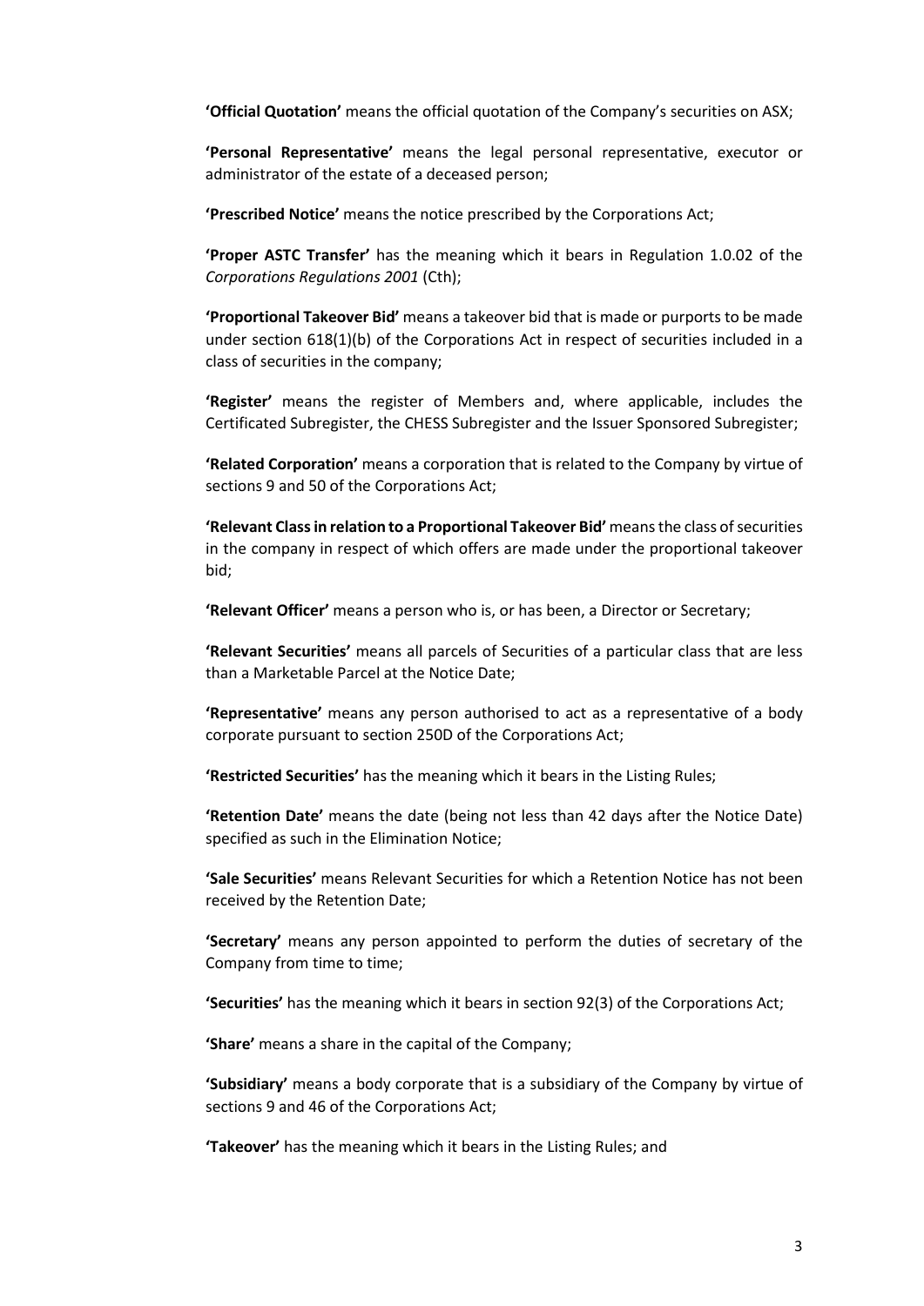**'Official Quotation'** means the official quotation of the Company's securities on ASX;

**'Personal Representative'** means the legal personal representative, executor or administrator of the estate of a deceased person;

**'Prescribed Notice'** means the notice prescribed by the Corporations Act;

**'Proper ASTC Transfer'** has the meaning which it bears in Regulation 1.0.02 of the *Corporations Regulations 2001* (Cth);

**'Proportional Takeover Bid'** means a takeover bid that is made or purports to be made under section 618(1)(b) of the Corporations Act in respect of securities included in a class of securities in the company;

**'Register'** means the register of Members and, where applicable, includes the Certificated Subregister, the CHESS Subregister and the Issuer Sponsored Subregister;

**'Related Corporation'** means a corporation that is related to the Company by virtue of sections 9 and 50 of the Corporations Act;

**'Relevant Class in relation to a Proportional Takeover Bid'** means the class of securities in the company in respect of which offers are made under the proportional takeover bid;

**'Relevant Officer'** means a person who is, or has been, a Director or Secretary;

**'Relevant Securities'** means all parcels of Securities of a particular class that are less than a Marketable Parcel at the Notice Date;

**'Representative'** means any person authorised to act as a representative of a body corporate pursuant to section 250D of the Corporations Act;

**'Restricted Securities'** has the meaning which it bears in the Listing Rules;

**'Retention Date'** means the date (being not less than 42 days after the Notice Date) specified as such in the Elimination Notice;

**'Sale Securities'** means Relevant Securities for which a Retention Notice has not been received by the Retention Date;

**'Secretary'** means any person appointed to perform the duties of secretary of the Company from time to time;

**'Securities'** has the meaning which it bears in section 92(3) of the Corporations Act;

**'Share'** means a share in the capital of the Company;

**'Subsidiary'** means a body corporate that is a subsidiary of the Company by virtue of sections 9 and 46 of the Corporations Act;

**'Takeover'** has the meaning which it bears in the Listing Rules; and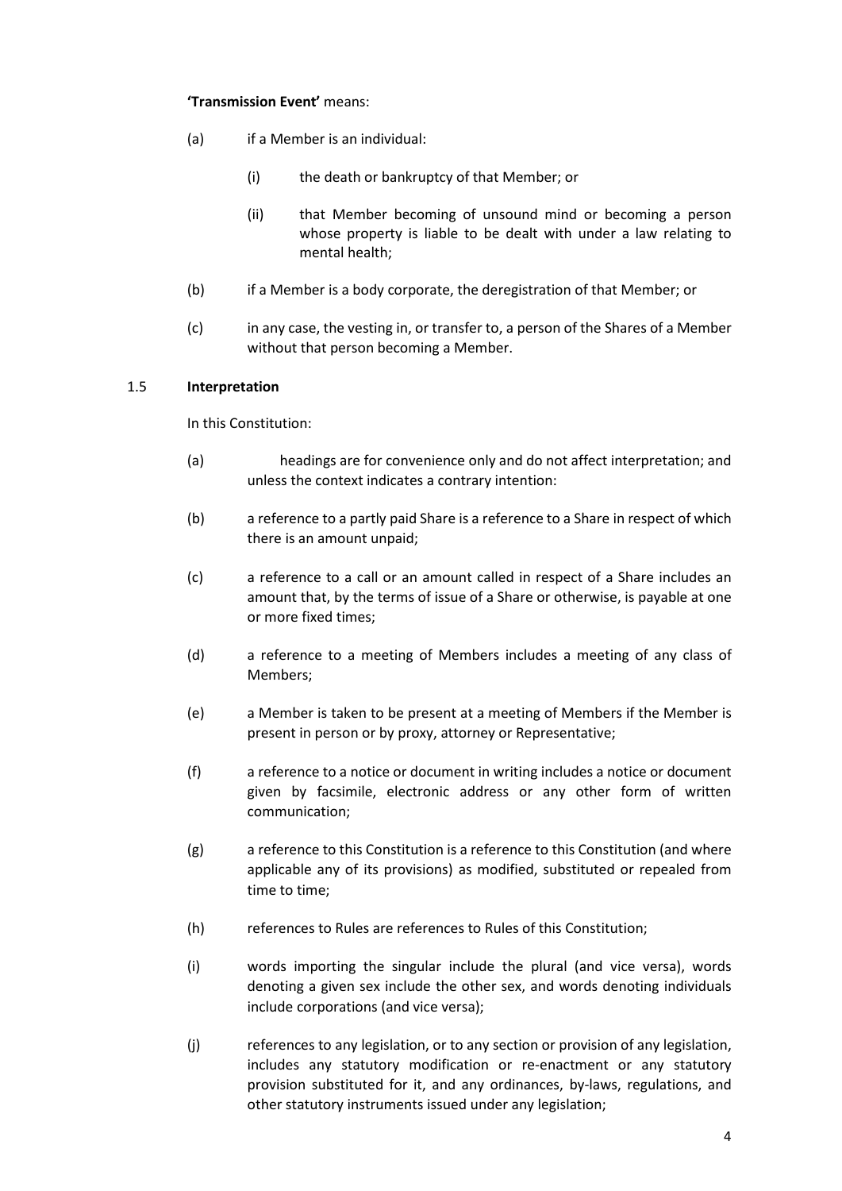**'Transmission Event'** means:

(a) if a Member is an individual:

  (i) the death or bankruptcy of that Member; or

  (ii) that Member becoming of unsound mind or becoming a person whose property is liable to be dealt with under a law relating to mental health;

(b) if a Member is a body corporate, the deregistration of that Member; or

(c) in any case, the vesting in, or transfer to, a person of the Shares of a Member without that person becoming a Member.

### 1.5 Interpretation

In this Constitution:

(a) headings are for convenience only and do not affect interpretation; and unless the context indicates a contrary intention:

(b) a reference to a partly paid Share is a reference to a Share in respect of which there is an amount unpaid;

(c) a reference to a call or an amount called in respect of a Share includes an amount that, by the terms of issue of a Share or otherwise, is payable at one or more fixed times;

(d) a reference to a meeting of Members includes a meeting of any class of Members;

(e) a Member is taken to be present at a meeting of Members if the Member is present in person or by proxy, attorney or Representative;

(f) a reference to a notice or document in writing includes a notice or document given by facsimile, electronic address or any other form of written communication;

(g) a reference to this Constitution is a reference to this Constitution (and where applicable any of its provisions) as modified, substituted or repealed from time to time;

(h) references to Rules are references to Rules of this Constitution;

(i) words importing the singular include the plural (and vice versa), words denoting a given sex include the other sex, and words denoting individuals include corporations (and vice versa);

(j) references to any legislation, or to any section or provision of any legislation, includes any statutory modification or re-enactment or any statutory provision substituted for it, and any ordinances, by-laws, regulations, and other statutory instruments issued under any legislation;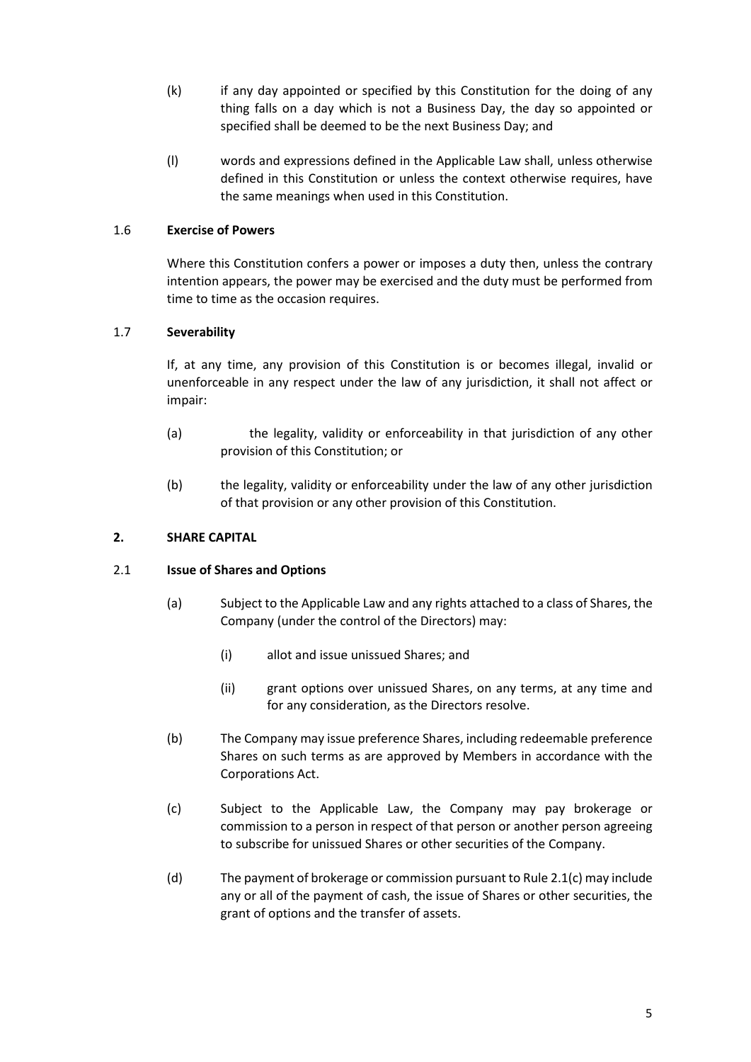(k) if any day appointed or specified by this Constitution for the doing of any thing falls on a day which is not a Business Day, the day so appointed or specified shall be deemed to be the next Business Day; and

(l) words and expressions defined in the Applicable Law shall, unless otherwise defined in this Constitution or unless the context otherwise requires, have the same meanings when used in this Constitution.

### 1.6 **Exercise of Powers**

Where this Constitution confers a power or imposes a duty then, unless the contrary intention appears, the power may be exercised and the duty must be performed from time to time as the occasion requires.

### 1.7 **Severability**

If, at any time, any provision of this Constitution is or becomes illegal, invalid or unenforceable in any respect under the law of any jurisdiction, it shall not affect or impair:

(a) the legality, validity or enforceability in that jurisdiction of any other provision of this Constitution; or

(b) the legality, validity or enforceability under the law of any other jurisdiction of that provision or any other provision of this Constitution.

## 2. SHARE CAPITAL

### 2.1 **Issue of Shares and Options**

(a) Subject to the Applicable Law and any rights attached to a class of Shares, the Company (under the control of the Directors) may:

- (i) allot and issue unissued Shares; and
- (ii) grant options over unissued Shares, on any terms, at any time and for any consideration, as the Directors resolve.

(b) The Company may issue preference Shares, including redeemable preference Shares on such terms as are approved by Members in accordance with the Corporations Act.

(c) Subject to the Applicable Law, the Company may pay brokerage or commission to a person in respect of that person or another person agreeing to subscribe for unissued Shares or other securities of the Company.

(d) The payment of brokerage or commission pursuant to Rule 2.1(c) may include any or all of the payment of cash, the issue of Shares or other securities, the grant of options and the transfer of assets.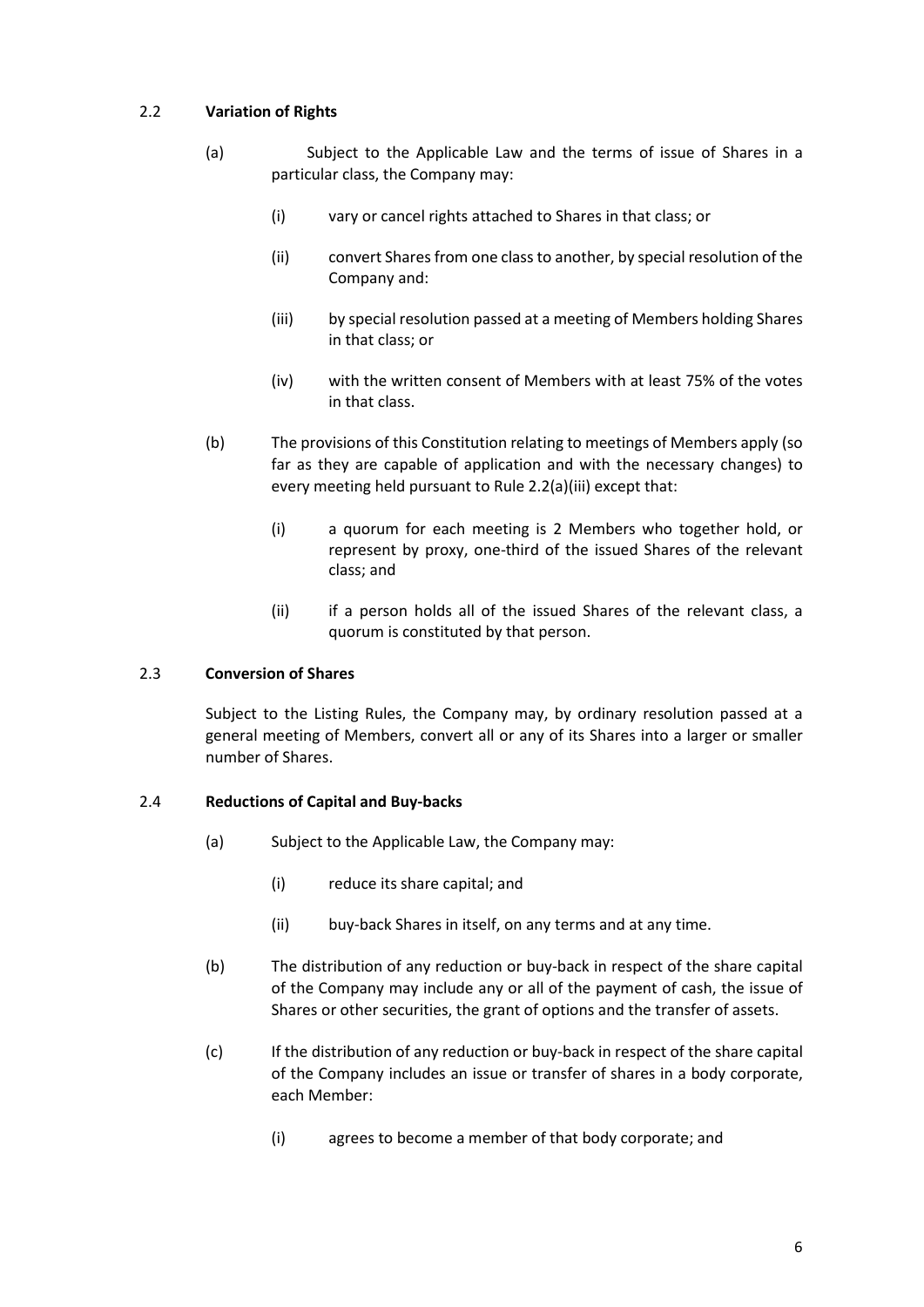### 2.2 Variation of Rights

(a) Subject to the Applicable Law and the terms of issue of Shares in a particular class, the Company may:

- (i) vary or cancel rights attached to Shares in that class; or
- (ii) convert Shares from one class to another, by special resolution of the Company and:
- (iii) by special resolution passed at a meeting of Members holding Shares in that class; or
- (iv) with the written consent of Members with at least 75% of the votes in that class.

(b) The provisions of this Constitution relating to meetings of Members apply (so far as they are capable of application and with the necessary changes) to every meeting held pursuant to Rule 2.2(a)(iii) except that:

- (i) a quorum for each meeting is 2 Members who together hold, or represent by proxy, one-third of the issued Shares of the relevant class; and
- (ii) if a person holds all of the issued Shares of the relevant class, a quorum is constituted by that person.

### 2.3 Conversion of Shares

Subject to the Listing Rules, the Company may, by ordinary resolution passed at a general meeting of Members, convert all or any of its Shares into a larger or smaller number of Shares.

### 2.4 Reductions of Capital and Buy-backs

(a) Subject to the Applicable Law, the Company may:

- (i) reduce its share capital; and
- (ii) buy-back Shares in itself, on any terms and at any time.

(b) The distribution of any reduction or buy-back in respect of the share capital of the Company may include any or all of the payment of cash, the issue of Shares or other securities, the grant of options and the transfer of assets.

(c) If the distribution of any reduction or buy-back in respect of the share capital of the Company includes an issue or transfer of shares in a body corporate, each Member:

- (i) agrees to become a member of that body corporate; and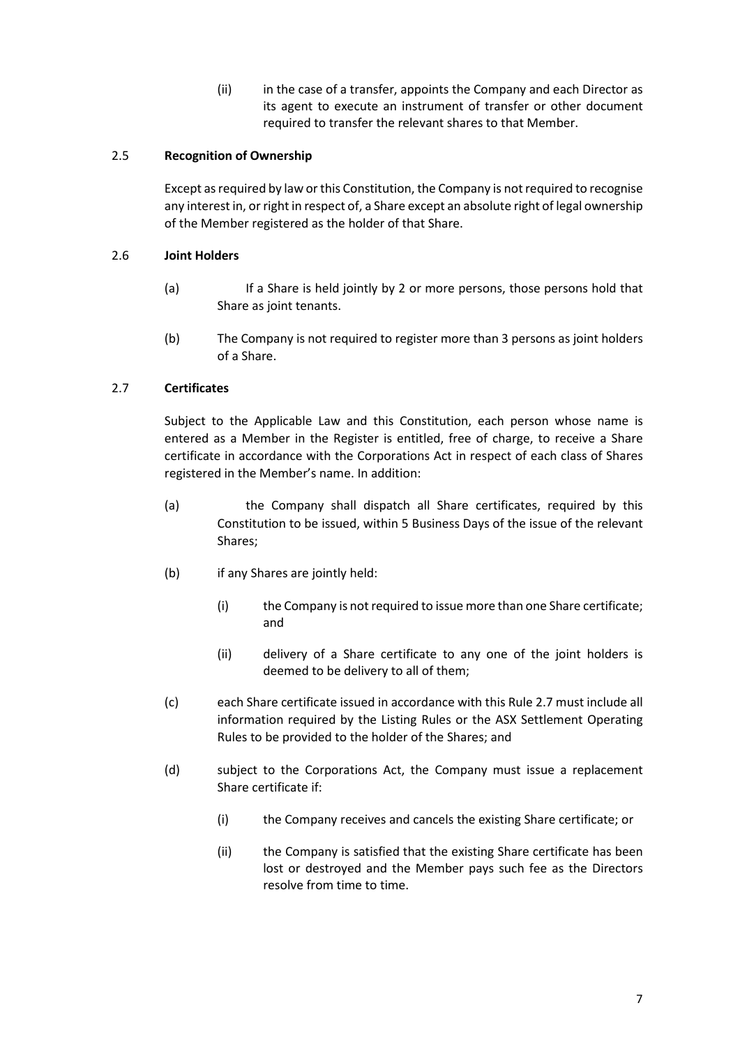(ii) in the case of a transfer, appoints the Company and each Director as its agent to execute an instrument of transfer or other document required to transfer the relevant shares to that Member.

### 2.5 Recognition of Ownership

Except as required by law or this Constitution, the Company is not required to recognise any interest in, or right in respect of, a Share except an absolute right of legal ownership of the Member registered as the holder of that Share.

### 2.6 Joint Holders

(a) If a Share is held jointly by 2 or more persons, those persons hold that Share as joint tenants.

(b) The Company is not required to register more than 3 persons as joint holders of a Share.

### 2.7 Certificates

Subject to the Applicable Law and this Constitution, each person whose name is entered as a Member in the Register is entitled, free of charge, to receive a Share certificate in accordance with the Corporations Act in respect of each class of Shares registered in the Member's name. In addition:

(a) the Company shall dispatch all Share certificates, required by this Constitution to be issued, within 5 Business Days of the issue of the relevant Shares;

(b) if any Shares are jointly held:

   (i) the Company is not required to issue more than one Share certificate; and

   (ii) delivery of a Share certificate to any one of the joint holders is deemed to be delivery to all of them;

(c) each Share certificate issued in accordance with this Rule 2.7 must include all information required by the Listing Rules or the ASX Settlement Operating Rules to be provided to the holder of the Shares; and

(d) subject to the Corporations Act, the Company must issue a replacement Share certificate if:

   (i) the Company receives and cancels the existing Share certificate; or

   (ii) the Company is satisfied that the existing Share certificate has been lost or destroyed and the Member pays such fee as the Directors resolve from time to time.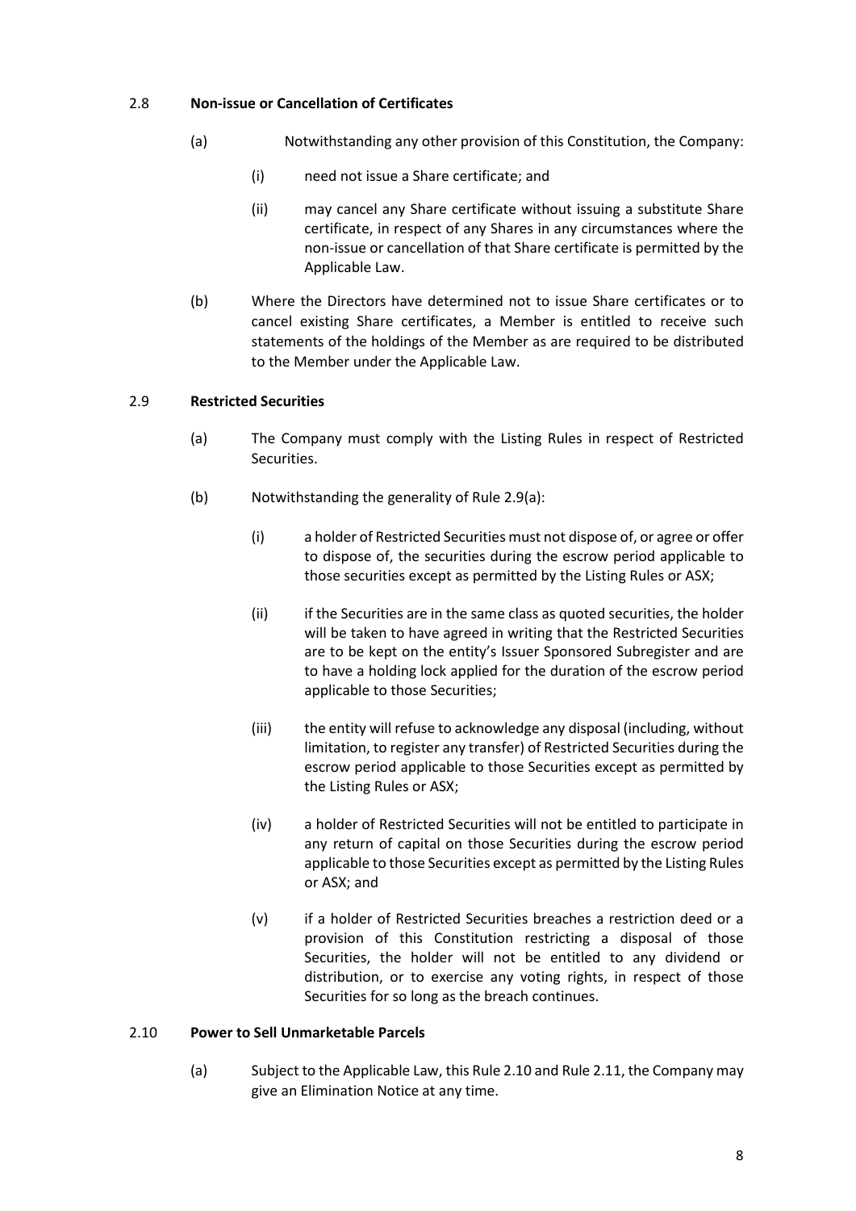### 2.8 Non-issue or Cancellation of Certificates

(a) Notwithstanding any other provision of this Constitution, the Company:

(i) need not issue a Share certificate; and

(ii) may cancel any Share certificate without issuing a substitute Share certificate, in respect of any Shares in any circumstances where the non-issue or cancellation of that Share certificate is permitted by the Applicable Law.

(b) Where the Directors have determined not to issue Share certificates or to cancel existing Share certificates, a Member is entitled to receive such statements of the holdings of the Member as are required to be distributed to the Member under the Applicable Law.

### 2.9 Restricted Securities

(a) The Company must comply with the Listing Rules in respect of Restricted Securities.

(b) Notwithstanding the generality of Rule 2.9(a):

(i) a holder of Restricted Securities must not dispose of, or agree or offer to dispose of, the securities during the escrow period applicable to those securities except as permitted by the Listing Rules or ASX;

(ii) if the Securities are in the same class as quoted securities, the holder will be taken to have agreed in writing that the Restricted Securities are to be kept on the entity's Issuer Sponsored Subregister and are to have a holding lock applied for the duration of the escrow period applicable to those Securities;

(iii) the entity will refuse to acknowledge any disposal (including, without limitation, to register any transfer) of Restricted Securities during the escrow period applicable to those Securities except as permitted by the Listing Rules or ASX;

(iv) a holder of Restricted Securities will not be entitled to participate in any return of capital on those Securities during the escrow period applicable to those Securities except as permitted by the Listing Rules or ASX; and

(v) if a holder of Restricted Securities breaches a restriction deed or a provision of this Constitution restricting a disposal of those Securities, the holder will not be entitled to any dividend or distribution, or to exercise any voting rights, in respect of those Securities for so long as the breach continues.

### 2.10 Power to Sell Unmarketable Parcels

(a) Subject to the Applicable Law, this Rule 2.10 and Rule 2.11, the Company may give an Elimination Notice at any time.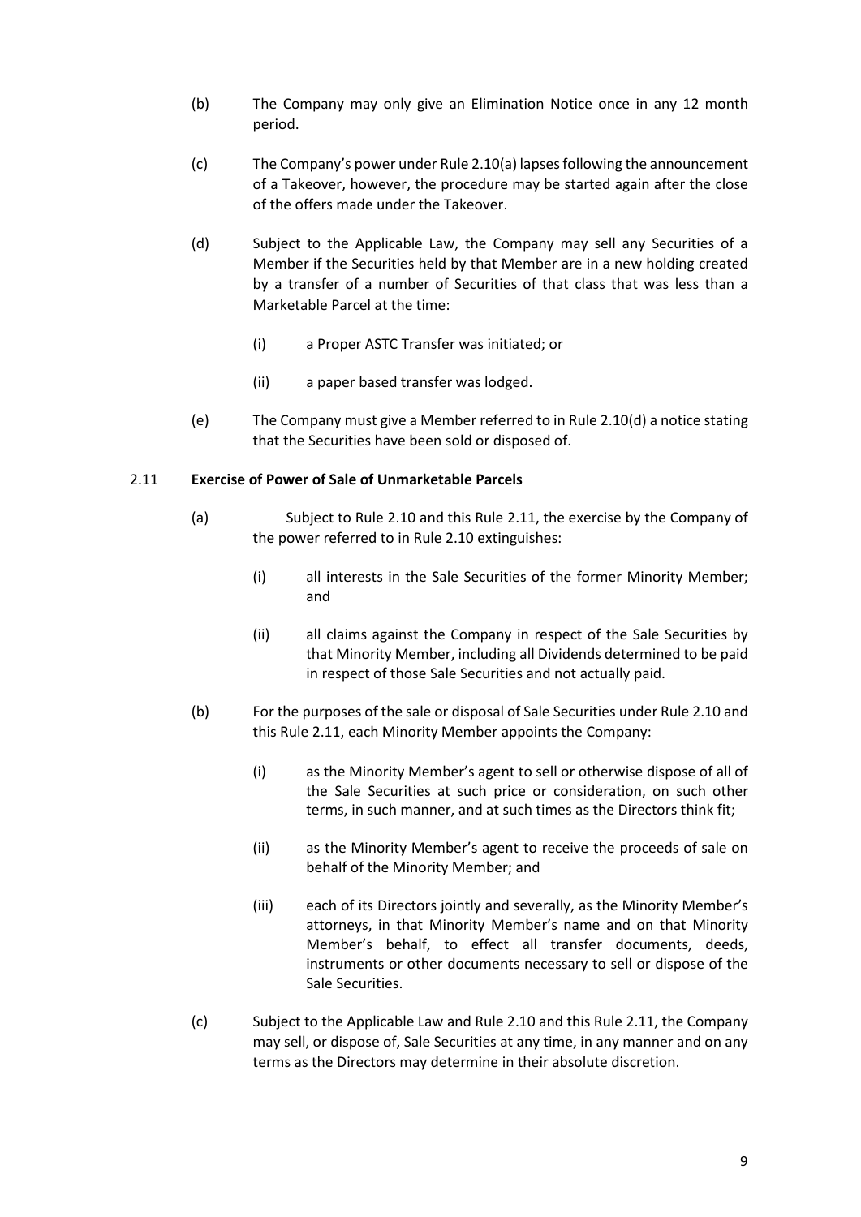(b) The Company may only give an Elimination Notice once in any 12 month period.

(c) The Company's power under Rule 2.10(a) lapses following the announcement of a Takeover, however, the procedure may be started again after the close of the offers made under the Takeover.

(d) Subject to the Applicable Law, the Company may sell any Securities of a Member if the Securities held by that Member are in a new holding created by a transfer of a number of Securities of that class that was less than a Marketable Parcel at the time:

  (i) a Proper ASTC Transfer was initiated; or

  (ii) a paper based transfer was lodged.

(e) The Company must give a Member referred to in Rule 2.10(d) a notice stating that the Securities have been sold or disposed of.

## 2.11 **Exercise of Power of Sale of Unmarketable Parcels**

(a) Subject to Rule 2.10 and this Rule 2.11, the exercise by the Company of the power referred to in Rule 2.10 extinguishes:

  (i) all interests in the Sale Securities of the former Minority Member; and

  (ii) all claims against the Company in respect of the Sale Securities by that Minority Member, including all Dividends determined to be paid in respect of those Sale Securities and not actually paid.

(b) For the purposes of the sale or disposal of Sale Securities under Rule 2.10 and this Rule 2.11, each Minority Member appoints the Company:

  (i) as the Minority Member's agent to sell or otherwise dispose of all of the Sale Securities at such price or consideration, on such other terms, in such manner, and at such times as the Directors think fit;

  (ii) as the Minority Member's agent to receive the proceeds of sale on behalf of the Minority Member; and

  (iii) each of its Directors jointly and severally, as the Minority Member's attorneys, in that Minority Member's name and on that Minority Member's behalf, to effect all transfer documents, deeds, instruments or other documents necessary to sell or dispose of the Sale Securities.

(c) Subject to the Applicable Law and Rule 2.10 and this Rule 2.11, the Company may sell, or dispose of, Sale Securities at any time, in any manner and on any terms as the Directors may determine in their absolute discretion.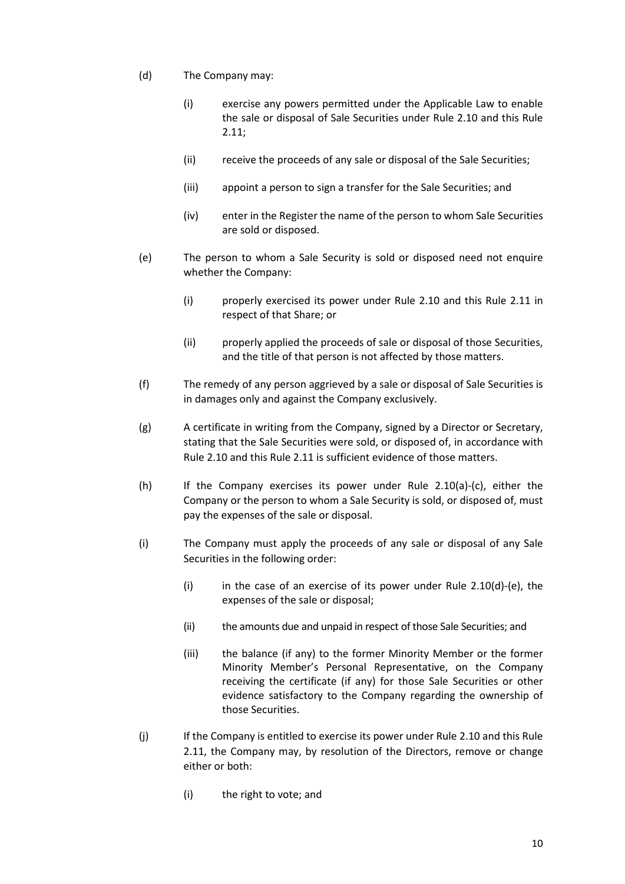(d) The Company may:

   (i) exercise any powers permitted under the Applicable Law to enable the sale or disposal of Sale Securities under Rule 2.10 and this Rule 2.11;

   (ii) receive the proceeds of any sale or disposal of the Sale Securities;

   (iii) appoint a person to sign a transfer for the Sale Securities; and

   (iv) enter in the Register the name of the person to whom Sale Securities are sold or disposed.

(e) The person to whom a Sale Security is sold or disposed need not enquire whether the Company:

   (i) properly exercised its power under Rule 2.10 and this Rule 2.11 in respect of that Share; or

   (ii) properly applied the proceeds of sale or disposal of those Securities, and the title of that person is not affected by those matters.

(f) The remedy of any person aggrieved by a sale or disposal of Sale Securities is in damages only and against the Company exclusively.

(g) A certificate in writing from the Company, signed by a Director or Secretary, stating that the Sale Securities were sold, or disposed of, in accordance with Rule 2.10 and this Rule 2.11 is sufficient evidence of those matters.

(h) If the Company exercises its power under Rule 2.10(a)-(c), either the Company or the person to whom a Sale Security is sold, or disposed of, must pay the expenses of the sale or disposal.

(i) The Company must apply the proceeds of any sale or disposal of any Sale Securities in the following order:

   (i) in the case of an exercise of its power under Rule 2.10(d)-(e), the expenses of the sale or disposal;

   (ii) the amounts due and unpaid in respect of those Sale Securities; and

   (iii) the balance (if any) to the former Minority Member or the former Minority Member's Personal Representative, on the Company receiving the certificate (if any) for those Sale Securities or other evidence satisfactory to the Company regarding the ownership of those Securities.

(j) If the Company is entitled to exercise its power under Rule 2.10 and this Rule 2.11, the Company may, by resolution of the Directors, remove or change either or both:

   (i) the right to vote; and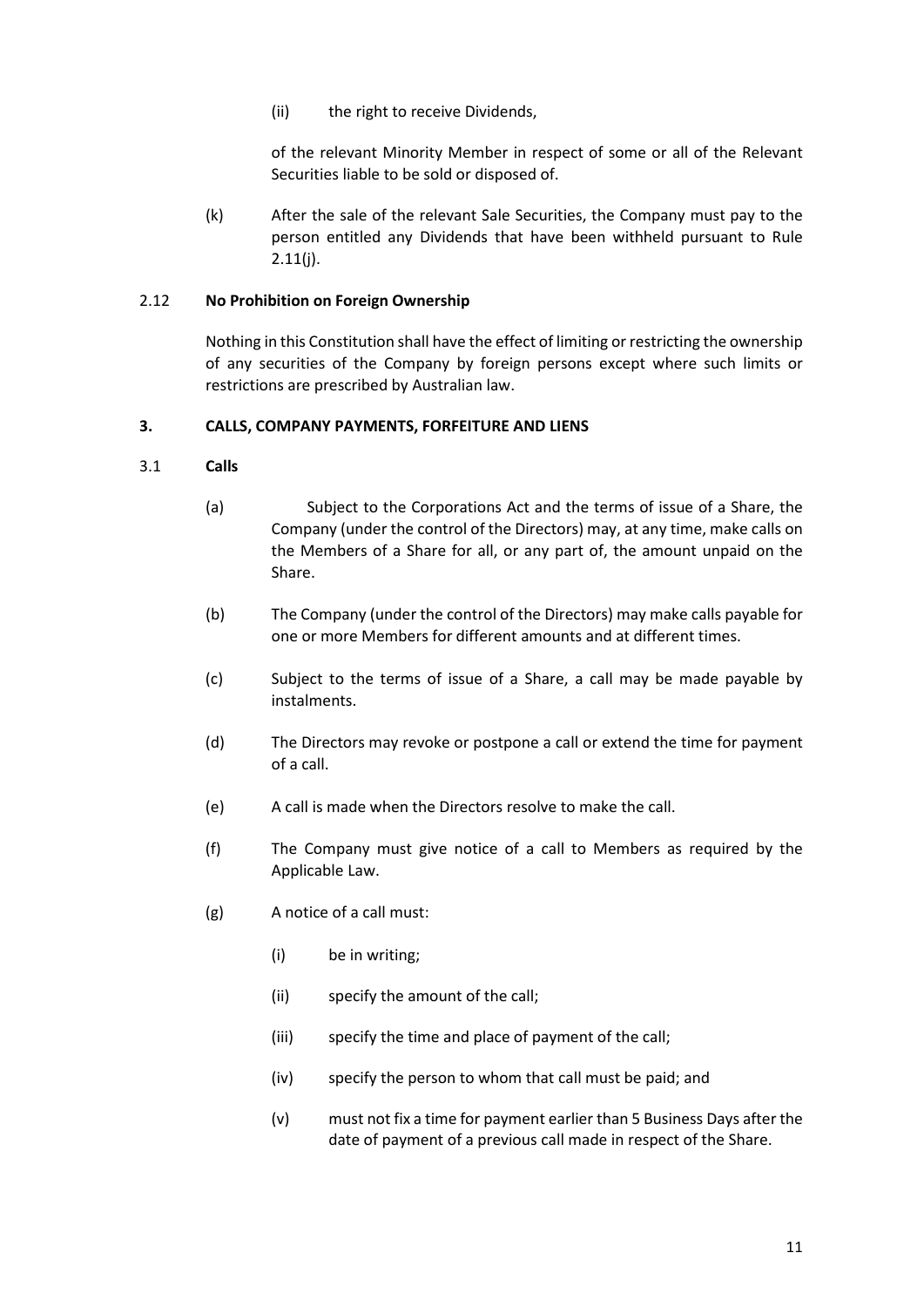(ii) the right to receive Dividends,

of the relevant Minority Member in respect of some or all of the Relevant Securities liable to be sold or disposed of.

(k) After the sale of the relevant Sale Securities, the Company must pay to the person entitled any Dividends that have been withheld pursuant to Rule 2.11(j).

### 2.12 No Prohibition on Foreign Ownership

Nothing in this Constitution shall have the effect of limiting or restricting the ownership of any securities of the Company by foreign persons except where such limits or restrictions are prescribed by Australian law.

## 3. CALLS, COMPANY PAYMENTS, FORFEITURE AND LIENS

### 3.1 Calls

(a) Subject to the Corporations Act and the terms of issue of a Share, the Company (under the control of the Directors) may, at any time, make calls on the Members of a Share for all, or any part of, the amount unpaid on the Share.

(b) The Company (under the control of the Directors) may make calls payable for one or more Members for different amounts and at different times.

(c) Subject to the terms of issue of a Share, a call may be made payable by instalments.

(d) The Directors may revoke or postpone a call or extend the time for payment of a call.

(e) A call is made when the Directors resolve to make the call.

(f) The Company must give notice of a call to Members as required by the Applicable Law.

(g) A notice of a call must:

(i) be in writing;

(ii) specify the amount of the call;

(iii) specify the time and place of payment of the call;

(iv) specify the person to whom that call must be paid; and

(v) must not fix a time for payment earlier than 5 Business Days after the date of payment of a previous call made in respect of the Share.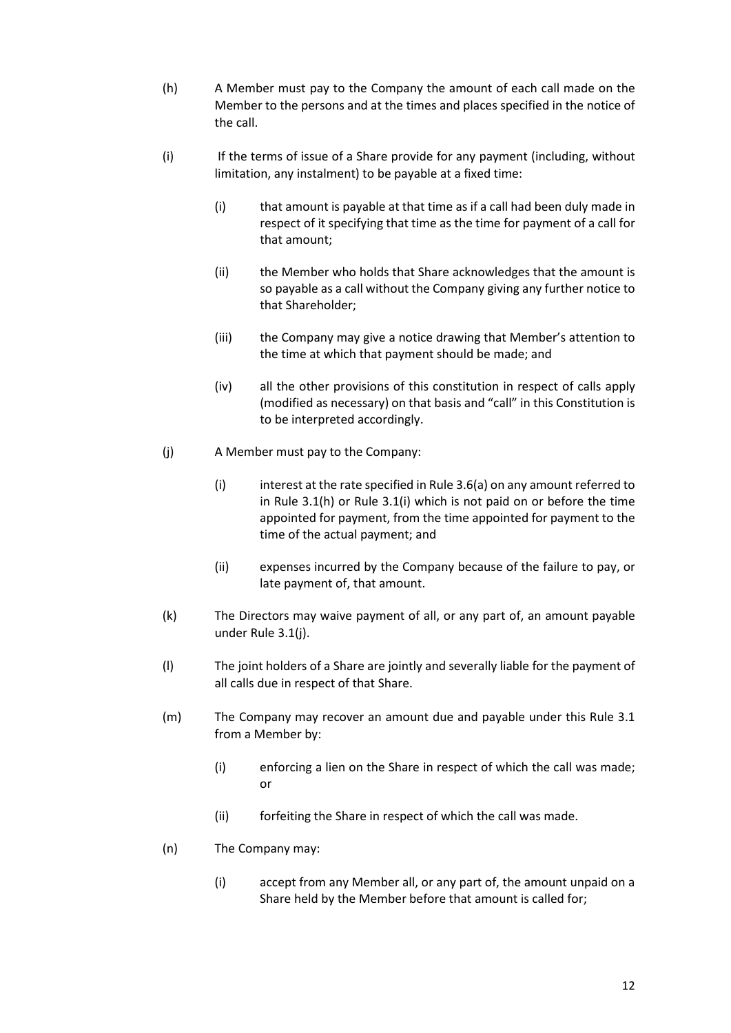(h) A Member must pay to the Company the amount of each call made on the Member to the persons and at the times and places specified in the notice of the call.

(i) If the terms of issue of a Share provide for any payment (including, without limitation, any instalment) to be payable at a fixed time:

   (i) that amount is payable at that time as if a call had been duly made in respect of it specifying that time as the time for payment of a call for that amount;

   (ii) the Member who holds that Share acknowledges that the amount is so payable as a call without the Company giving any further notice to that Shareholder;

   (iii) the Company may give a notice drawing that Member's attention to the time at which that payment should be made; and

   (iv) all the other provisions of this constitution in respect of calls apply (modified as necessary) on that basis and "call" in this Constitution is to be interpreted accordingly.

(j) A Member must pay to the Company:

   (i) interest at the rate specified in Rule 3.6(a) on any amount referred to in Rule 3.1(h) or Rule 3.1(i) which is not paid on or before the time appointed for payment, from the time appointed for payment to the time of the actual payment; and

   (ii) expenses incurred by the Company because of the failure to pay, or late payment of, that amount.

(k) The Directors may waive payment of all, or any part of, an amount payable under Rule 3.1(j).

(l) The joint holders of a Share are jointly and severally liable for the payment of all calls due in respect of that Share.

(m) The Company may recover an amount due and payable under this Rule 3.1 from a Member by:

   (i) enforcing a lien on the Share in respect of which the call was made; or

   (ii) forfeiting the Share in respect of which the call was made.

(n) The Company may:

   (i) accept from any Member all, or any part of, the amount unpaid on a Share held by the Member before that amount is called for;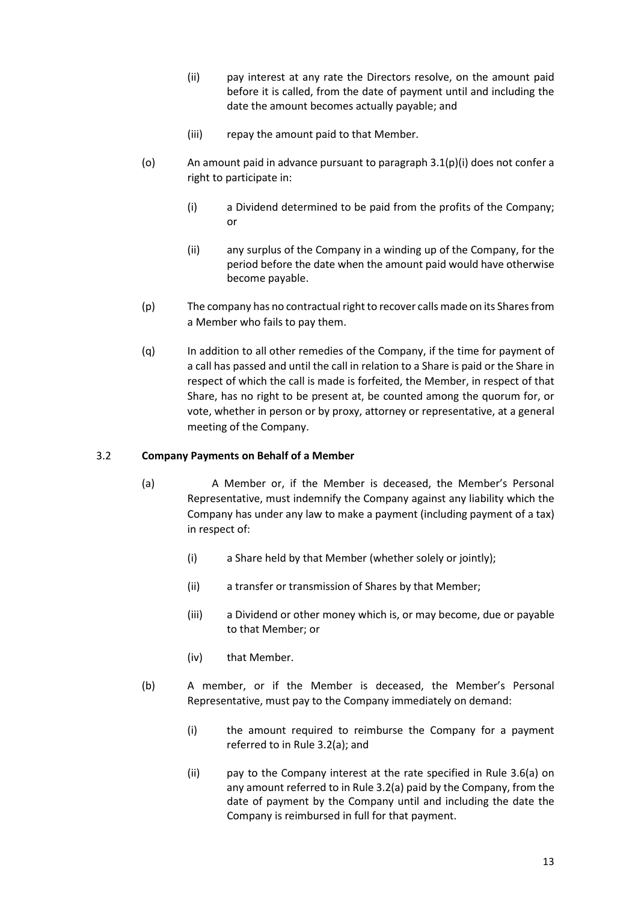(ii) pay interest at any rate the Directors resolve, on the amount paid before it is called, from the date of payment until and including the date the amount becomes actually payable; and

(iii) repay the amount paid to that Member.

(o) An amount paid in advance pursuant to paragraph 3.1(p)(i) does not confer a right to participate in:

(i) a Dividend determined to be paid from the profits of the Company; or

(ii) any surplus of the Company in a winding up of the Company, for the period before the date when the amount paid would have otherwise become payable.

(p) The company has no contractual right to recover calls made on its Shares from a Member who fails to pay them.

(q) In addition to all other remedies of the Company, if the time for payment of a call has passed and until the call in relation to a Share is paid or the Share in respect of which the call is made is forfeited, the Member, in respect of that Share, has no right to be present at, be counted among the quorum for, or vote, whether in person or by proxy, attorney or representative, at a general meeting of the Company.

### 3.2 Company Payments on Behalf of a Member

(a) A Member or, if the Member is deceased, the Member's Personal Representative, must indemnify the Company against any liability which the Company has under any law to make a payment (including payment of a tax) in respect of:

(i) a Share held by that Member (whether solely or jointly);

(ii) a transfer or transmission of Shares by that Member;

(iii) a Dividend or other money which is, or may become, due or payable to that Member; or

(iv) that Member.

(b) A member, or if the Member is deceased, the Member's Personal Representative, must pay to the Company immediately on demand:

(i) the amount required to reimburse the Company for a payment referred to in Rule 3.2(a); and

(ii) pay to the Company interest at the rate specified in Rule 3.6(a) on any amount referred to in Rule 3.2(a) paid by the Company, from the date of payment by the Company until and including the date the Company is reimbursed in full for that payment.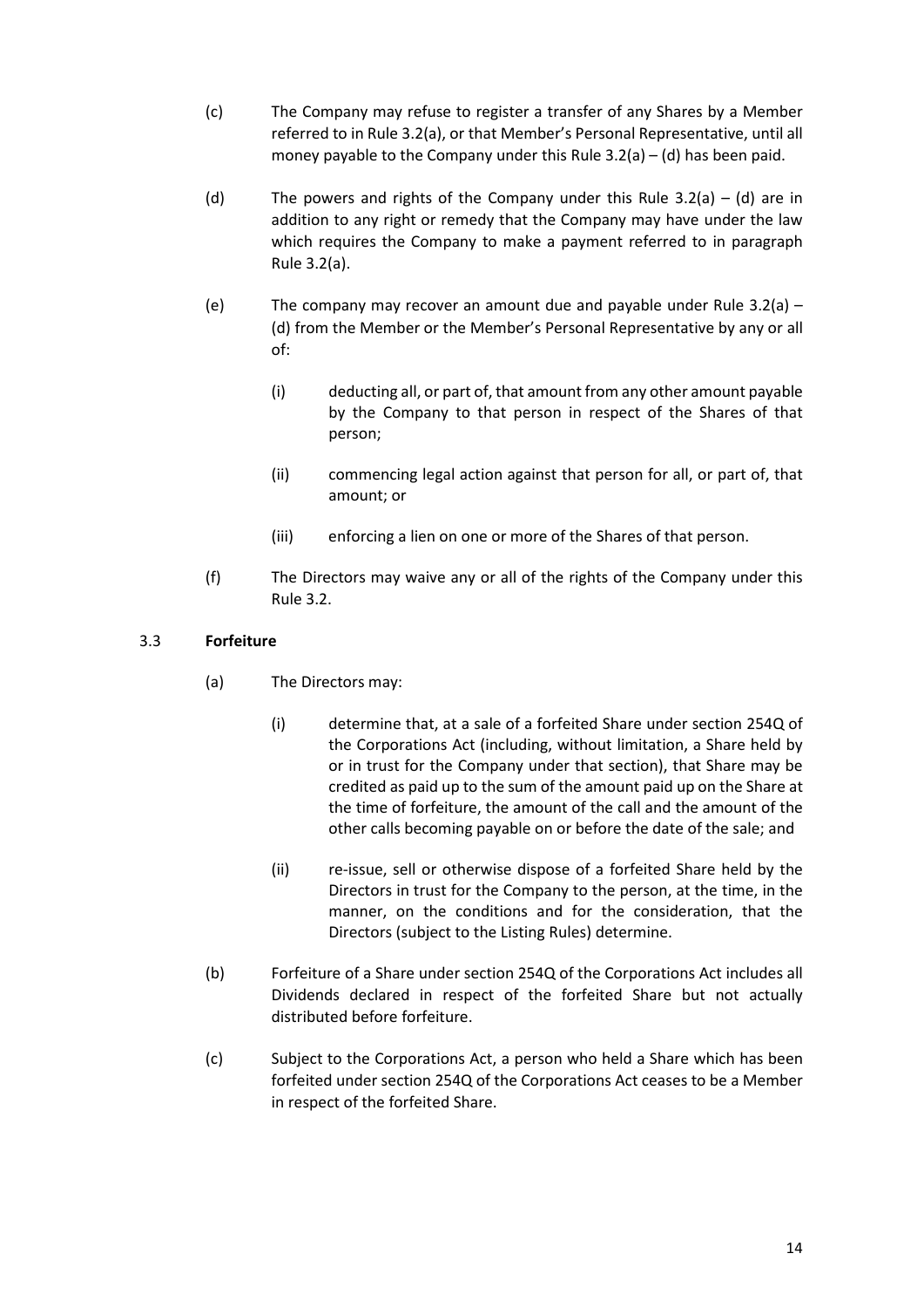(c) The Company may refuse to register a transfer of any Shares by a Member referred to in Rule 3.2(a), or that Member's Personal Representative, until all money payable to the Company under this Rule 3.2(a) – (d) has been paid.

(d) The powers and rights of the Company under this Rule 3.2(a) – (d) are in addition to any right or remedy that the Company may have under the law which requires the Company to make a payment referred to in paragraph Rule 3.2(a).

(e) The company may recover an amount due and payable under Rule 3.2(a) – (d) from the Member or the Member's Personal Representative by any or all of:

  (i) deducting all, or part of, that amount from any other amount payable by the Company to that person in respect of the Shares of that person;

  (ii) commencing legal action against that person for all, or part of, that amount; or

  (iii) enforcing a lien on one or more of the Shares of that person.

(f) The Directors may waive any or all of the rights of the Company under this Rule 3.2.

### 3.3 Forfeiture

(a) The Directors may:

  (i) determine that, at a sale of a forfeited Share under section 254Q of the Corporations Act (including, without limitation, a Share held by or in trust for the Company under that section), that Share may be credited as paid up to the sum of the amount paid up on the Share at the time of forfeiture, the amount of the call and the amount of the other calls becoming payable on or before the date of the sale; and

  (ii) re-issue, sell or otherwise dispose of a forfeited Share held by the Directors in trust for the Company to the person, at the time, in the manner, on the conditions and for the consideration, that the Directors (subject to the Listing Rules) determine.

(b) Forfeiture of a Share under section 254Q of the Corporations Act includes all Dividends declared in respect of the forfeited Share but not actually distributed before forfeiture.

(c) Subject to the Corporations Act, a person who held a Share which has been forfeited under section 254Q of the Corporations Act ceases to be a Member in respect of the forfeited Share.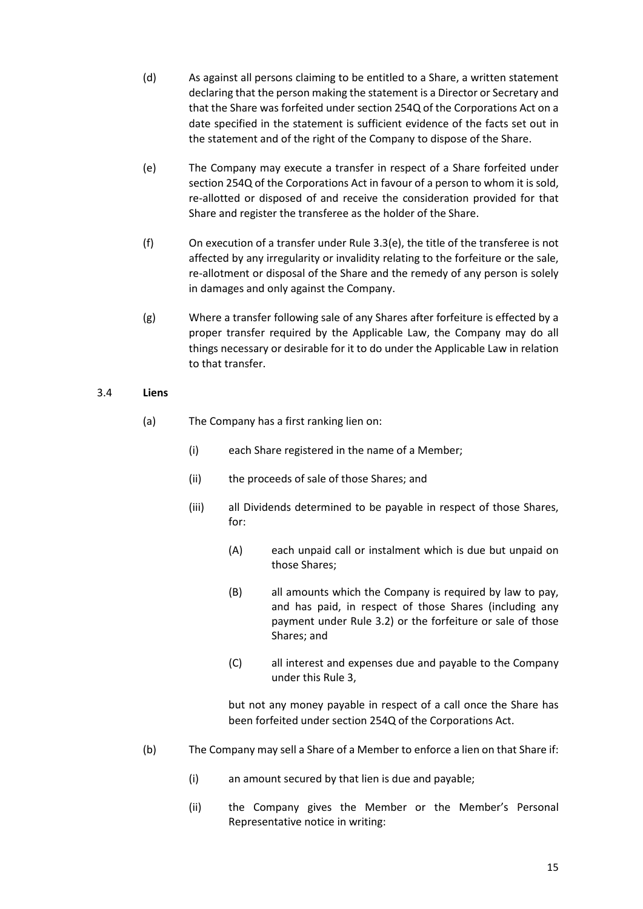(d) As against all persons claiming to be entitled to a Share, a written statement declaring that the person making the statement is a Director or Secretary and that the Share was forfeited under section 254Q of the Corporations Act on a date specified in the statement is sufficient evidence of the facts set out in the statement and of the right of the Company to dispose of the Share.

(e) The Company may execute a transfer in respect of a Share forfeited under section 254Q of the Corporations Act in favour of a person to whom it is sold, re-allotted or disposed of and receive the consideration provided for that Share and register the transferee as the holder of the Share.

(f) On execution of a transfer under Rule 3.3(e), the title of the transferee is not affected by any irregularity or invalidity relating to the forfeiture or the sale, re-allotment or disposal of the Share and the remedy of any person is solely in damages and only against the Company.

(g) Where a transfer following sale of any Shares after forfeiture is effected by a proper transfer required by the Applicable Law, the Company may do all things necessary or desirable for it to do under the Applicable Law in relation to that transfer.

3.4 **Liens**

(a) The Company has a first ranking lien on:

(i) each Share registered in the name of a Member;

(ii) the proceeds of sale of those Shares; and

(iii) all Dividends determined to be payable in respect of those Shares, for:

(A) each unpaid call or instalment which is due but unpaid on those Shares;

(B) all amounts which the Company is required by law to pay, and has paid, in respect of those Shares (including any payment under Rule 3.2) or the forfeiture or sale of those Shares; and

(C) all interest and expenses due and payable to the Company under this Rule 3,

but not any money payable in respect of a call once the Share has been forfeited under section 254Q of the Corporations Act.

(b) The Company may sell a Share of a Member to enforce a lien on that Share if:

(i) an amount secured by that lien is due and payable;

(ii) the Company gives the Member or the Member's Personal Representative notice in writing: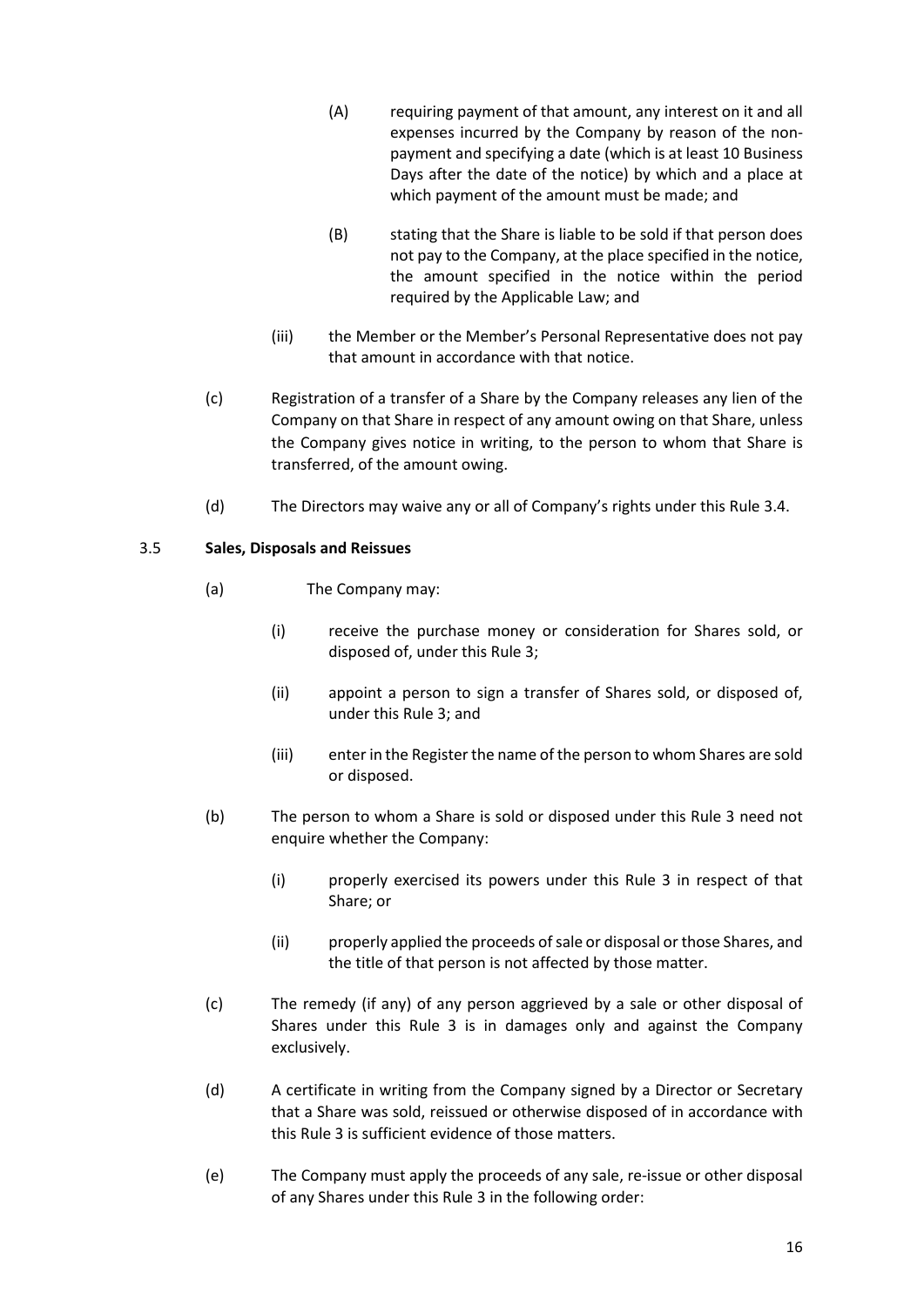(A) requiring payment of that amount, any interest on it and all expenses incurred by the Company by reason of the non-payment and specifying a date (which is at least 10 Business Days after the date of the notice) by which and a place at which payment of the amount must be made; and

(B) stating that the Share is liable to be sold if that person does not pay to the Company, at the place specified in the notice, the amount specified in the notice within the period required by the Applicable Law; and

(iii) the Member or the Member's Personal Representative does not pay that amount in accordance with that notice.

(c) Registration of a transfer of a Share by the Company releases any lien of the Company on that Share in respect of any amount owing on that Share, unless the Company gives notice in writing, to the person to whom that Share is transferred, of the amount owing.

(d) The Directors may waive any or all of Company's rights under this Rule 3.4.

3.5 **Sales, Disposals and Reissues**

(a) The Company may:

(i) receive the purchase money or consideration for Shares sold, or disposed of, under this Rule 3;

(ii) appoint a person to sign a transfer of Shares sold, or disposed of, under this Rule 3; and

(iii) enter in the Register the name of the person to whom Shares are sold or disposed.

(b) The person to whom a Share is sold or disposed under this Rule 3 need not enquire whether the Company:

(i) properly exercised its powers under this Rule 3 in respect of that Share; or

(ii) properly applied the proceeds of sale or disposal or those Shares, and the title of that person is not affected by those matter.

(c) The remedy (if any) of any person aggrieved by a sale or other disposal of Shares under this Rule 3 is in damages only and against the Company exclusively.

(d) A certificate in writing from the Company signed by a Director or Secretary that a Share was sold, reissued or otherwise disposed of in accordance with this Rule 3 is sufficient evidence of those matters.

(e) The Company must apply the proceeds of any sale, re-issue or other disposal of any Shares under this Rule 3 in the following order: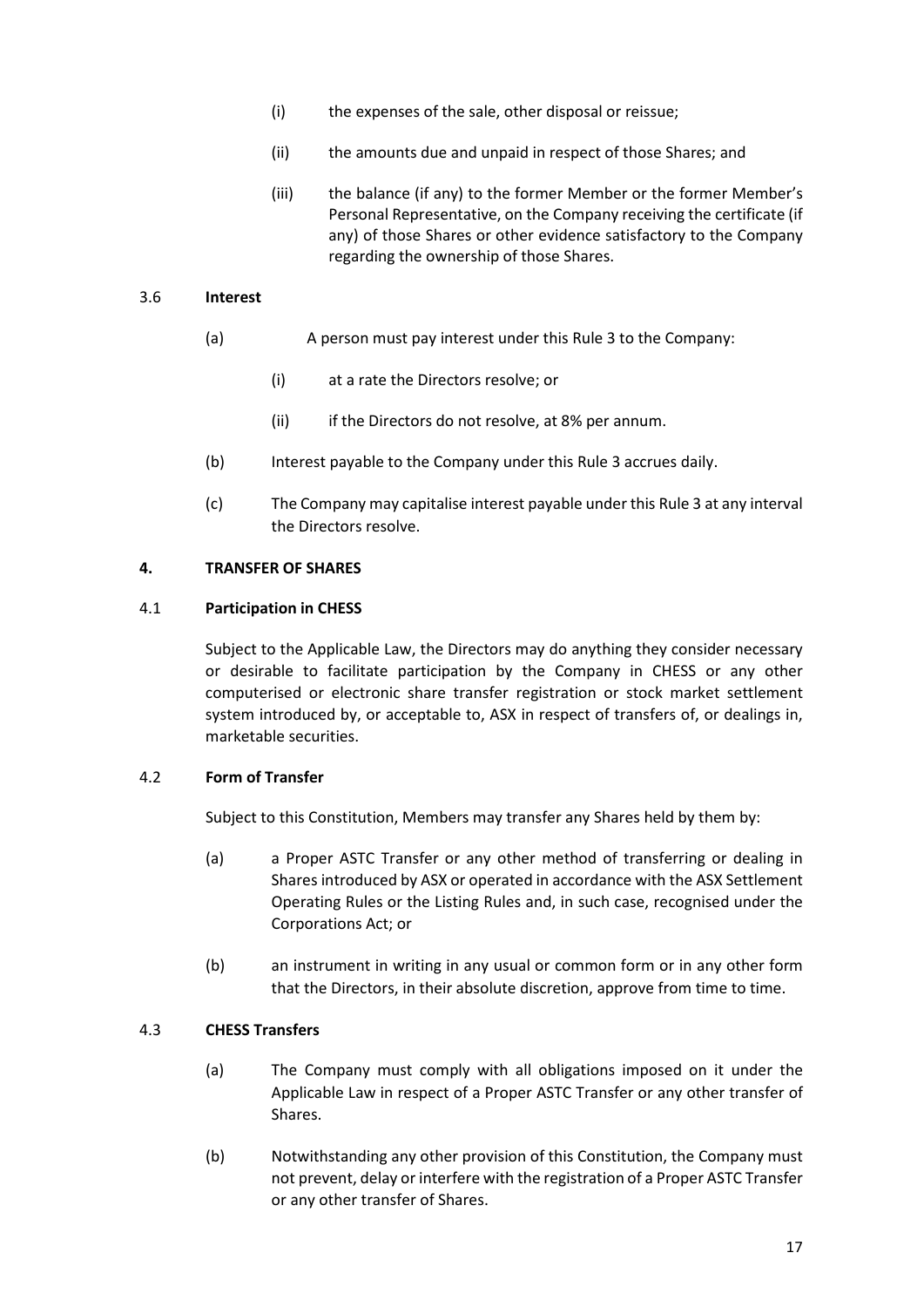(i) the expenses of the sale, other disposal or reissue;

(ii) the amounts due and unpaid in respect of those Shares; and

(iii) the balance (if any) to the former Member or the former Member's Personal Representative, on the Company receiving the certificate (if any) of those Shares or other evidence satisfactory to the Company regarding the ownership of those Shares.

### 3.6 Interest

(a) A person must pay interest under this Rule 3 to the Company:

(i) at a rate the Directors resolve; or

(ii) if the Directors do not resolve, at 8% per annum.

(b) Interest payable to the Company under this Rule 3 accrues daily.

(c) The Company may capitalise interest payable under this Rule 3 at any interval the Directors resolve.

## 4. TRANSFER OF SHARES

### 4.1 Participation in CHESS

Subject to the Applicable Law, the Directors may do anything they consider necessary or desirable to facilitate participation by the Company in CHESS or any other computerised or electronic share transfer registration or stock market settlement system introduced by, or acceptable to, ASX in respect of transfers of, or dealings in, marketable securities.

### 4.2 Form of Transfer

Subject to this Constitution, Members may transfer any Shares held by them by:

(a) a Proper ASTC Transfer or any other method of transferring or dealing in Shares introduced by ASX or operated in accordance with the ASX Settlement Operating Rules or the Listing Rules and, in such case, recognised under the Corporations Act; or

(b) an instrument in writing in any usual or common form or in any other form that the Directors, in their absolute discretion, approve from time to time.

### 4.3 CHESS Transfers

(a) The Company must comply with all obligations imposed on it under the Applicable Law in respect of a Proper ASTC Transfer or any other transfer of Shares.

(b) Notwithstanding any other provision of this Constitution, the Company must not prevent, delay or interfere with the registration of a Proper ASTC Transfer or any other transfer of Shares.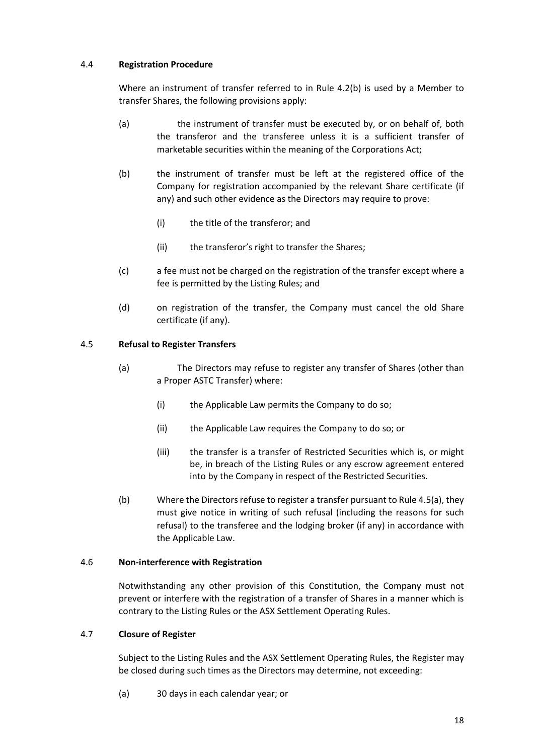### 4.4 **Registration Procedure**

Where an instrument of transfer referred to in Rule 4.2(b) is used by a Member to transfer Shares, the following provisions apply:

(a) the instrument of transfer must be executed by, or on behalf of, both the transferor and the transferee unless it is a sufficient transfer of marketable securities within the meaning of the Corporations Act;

(b) the instrument of transfer must be left at the registered office of the Company for registration accompanied by the relevant Share certificate (if any) and such other evidence as the Directors may require to prove:

(i) the title of the transferor; and

(ii) the transferor's right to transfer the Shares;

(c) a fee must not be charged on the registration of the transfer except where a fee is permitted by the Listing Rules; and

(d) on registration of the transfer, the Company must cancel the old Share certificate (if any).

### 4.5 **Refusal to Register Transfers**

(a) The Directors may refuse to register any transfer of Shares (other than a Proper ASTC Transfer) where:

(i) the Applicable Law permits the Company to do so;

(ii) the Applicable Law requires the Company to do so; or

(iii) the transfer is a transfer of Restricted Securities which is, or might be, in breach of the Listing Rules or any escrow agreement entered into by the Company in respect of the Restricted Securities.

(b) Where the Directors refuse to register a transfer pursuant to Rule 4.5(a), they must give notice in writing of such refusal (including the reasons for such refusal) to the transferee and the lodging broker (if any) in accordance with the Applicable Law.

### 4.6 **Non-interference with Registration**

Notwithstanding any other provision of this Constitution, the Company must not prevent or interfere with the registration of a transfer of Shares in a manner which is contrary to the Listing Rules or the ASX Settlement Operating Rules.

### 4.7 **Closure of Register**

Subject to the Listing Rules and the ASX Settlement Operating Rules, the Register may be closed during such times as the Directors may determine, not exceeding:

(a) 30 days in each calendar year; or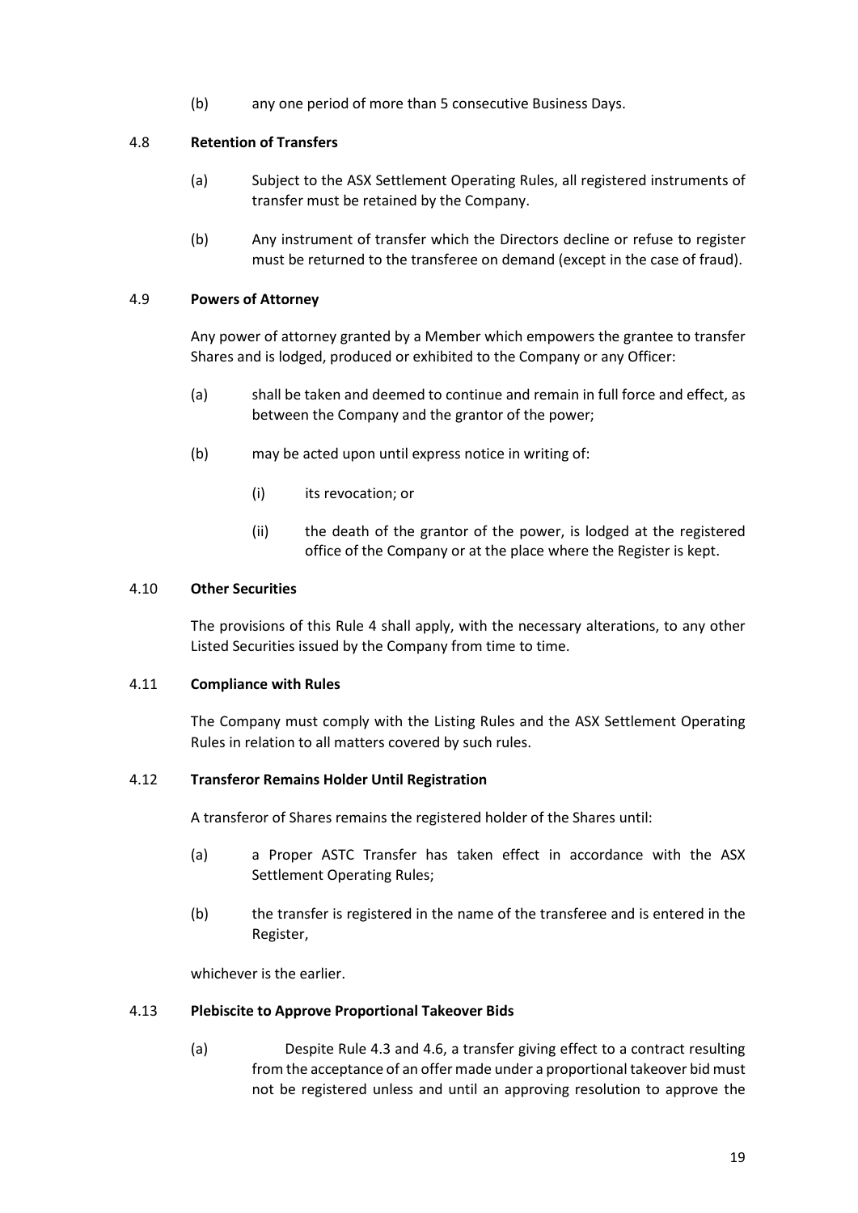(b) any one period of more than 5 consecutive Business Days.

### 4.8 **Retention of Transfers**

(a) Subject to the ASX Settlement Operating Rules, all registered instruments of transfer must be retained by the Company.

(b) Any instrument of transfer which the Directors decline or refuse to register must be returned to the transferee on demand (except in the case of fraud).

### 4.9 **Powers of Attorney**

Any power of attorney granted by a Member which empowers the grantee to transfer Shares and is lodged, produced or exhibited to the Company or any Officer:

(a) shall be taken and deemed to continue and remain in full force and effect, as between the Company and the grantor of the power;

(b) may be acted upon until express notice in writing of:

(i) its revocation; or

(ii) the death of the grantor of the power, is lodged at the registered office of the Company or at the place where the Register is kept.

### 4.10 **Other Securities**

The provisions of this Rule 4 shall apply, with the necessary alterations, to any other Listed Securities issued by the Company from time to time.

### 4.11 **Compliance with Rules**

The Company must comply with the Listing Rules and the ASX Settlement Operating Rules in relation to all matters covered by such rules.

### 4.12 **Transferor Remains Holder Until Registration**

A transferor of Shares remains the registered holder of the Shares until:

(a) a Proper ASTC Transfer has taken effect in accordance with the ASX Settlement Operating Rules;

(b) the transfer is registered in the name of the transferee and is entered in the Register,

whichever is the earlier.

### 4.13 **Plebiscite to Approve Proportional Takeover Bids**

(a) Despite Rule 4.3 and 4.6, a transfer giving effect to a contract resulting from the acceptance of an offer made under a proportional takeover bid must not be registered unless and until an approving resolution to approve the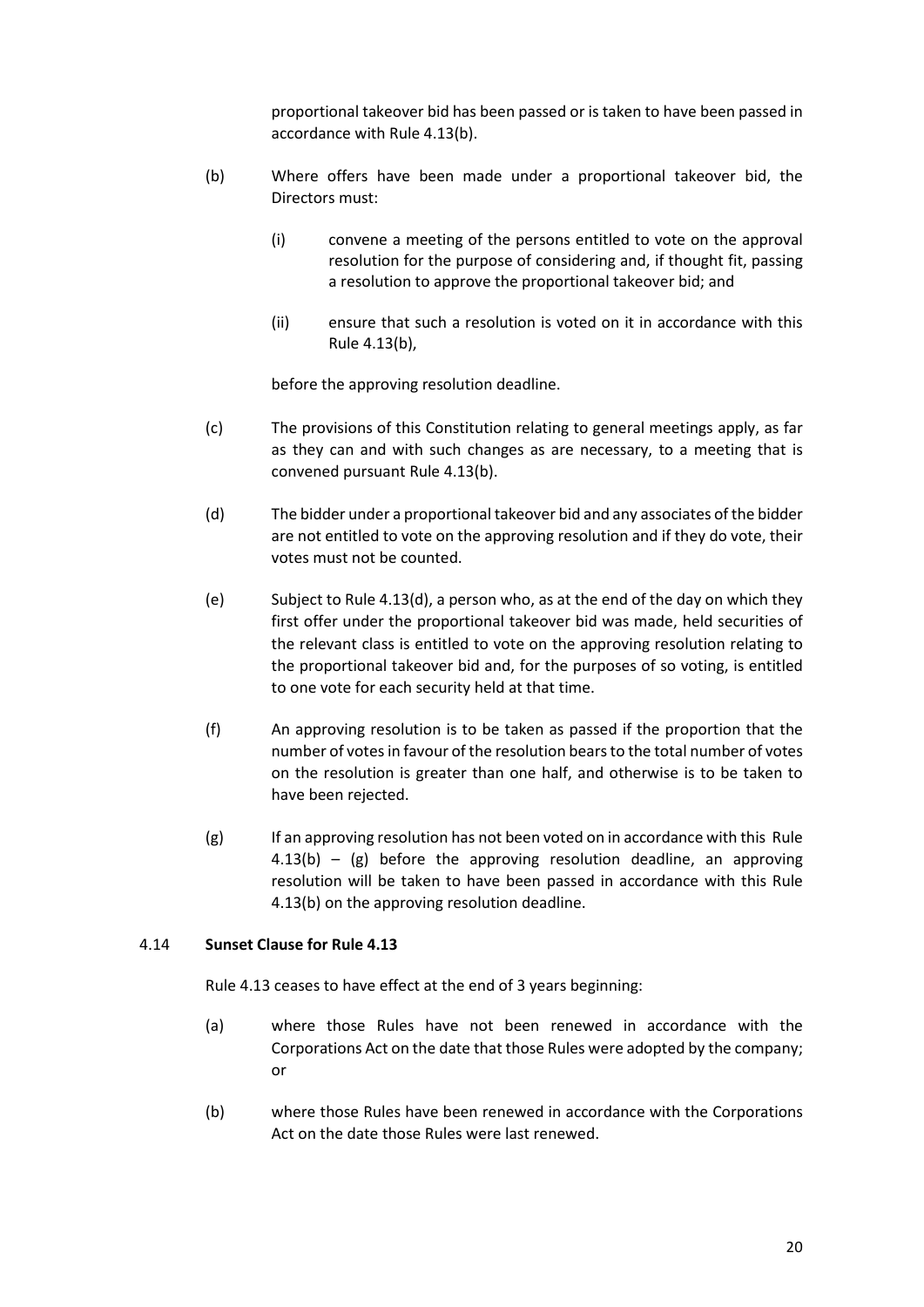proportional takeover bid has been passed or is taken to have been passed in accordance with Rule 4.13(b).

(b) Where offers have been made under a proportional takeover bid, the Directors must:

(i) convene a meeting of the persons entitled to vote on the approval resolution for the purpose of considering and, if thought fit, passing a resolution to approve the proportional takeover bid; and

(ii) ensure that such a resolution is voted on it in accordance with this Rule 4.13(b),

before the approving resolution deadline.

(c) The provisions of this Constitution relating to general meetings apply, as far as they can and with such changes as are necessary, to a meeting that is convened pursuant Rule 4.13(b).

(d) The bidder under a proportional takeover bid and any associates of the bidder are not entitled to vote on the approving resolution and if they do vote, their votes must not be counted.

(e) Subject to Rule 4.13(d), a person who, as at the end of the day on which they first offer under the proportional takeover bid was made, held securities of the relevant class is entitled to vote on the approving resolution relating to the proportional takeover bid and, for the purposes of so voting, is entitled to one vote for each security held at that time.

(f) An approving resolution is to be taken as passed if the proportion that the number of votes in favour of the resolution bears to the total number of votes on the resolution is greater than one half, and otherwise is to be taken to have been rejected.

(g) If an approving resolution has not been voted on in accordance with this Rule 4.13(b) – (g) before the approving resolution deadline, an approving resolution will be taken to have been passed in accordance with this Rule 4.13(b) on the approving resolution deadline.

### 4.14 Sunset Clause for Rule 4.13

Rule 4.13 ceases to have effect at the end of 3 years beginning:

(a) where those Rules have not been renewed in accordance with the Corporations Act on the date that those Rules were adopted by the company; or

(b) where those Rules have been renewed in accordance with the Corporations Act on the date those Rules were last renewed.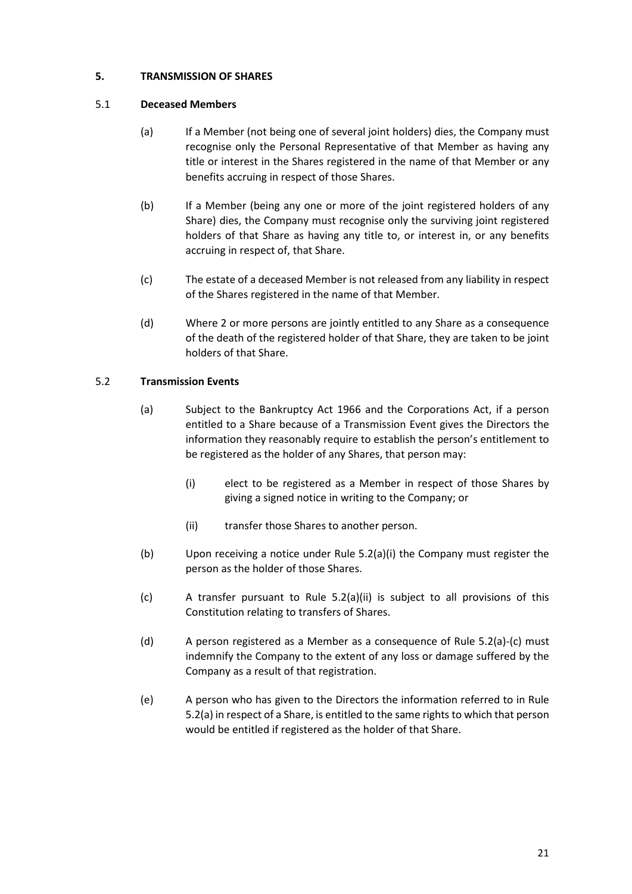## 5. TRANSMISSION OF SHARES

### 5.1 Deceased Members

(a) If a Member (not being one of several joint holders) dies, the Company must recognise only the Personal Representative of that Member as having any title or interest in the Shares registered in the name of that Member or any benefits accruing in respect of those Shares.

(b) If a Member (being any one or more of the joint registered holders of any Share) dies, the Company must recognise only the surviving joint registered holders of that Share as having any title to, or interest in, or any benefits accruing in respect of, that Share.

(c) The estate of a deceased Member is not released from any liability in respect of the Shares registered in the name of that Member.

(d) Where 2 or more persons are jointly entitled to any Share as a consequence of the death of the registered holder of that Share, they are taken to be joint holders of that Share.

### 5.2 Transmission Events

(a) Subject to the Bankruptcy Act 1966 and the Corporations Act, if a person entitled to a Share because of a Transmission Event gives the Directors the information they reasonably require to establish the person's entitlement to be registered as the holder of any Shares, that person may:

   (i) elect to be registered as a Member in respect of those Shares by giving a signed notice in writing to the Company; or

   (ii) transfer those Shares to another person.

(b) Upon receiving a notice under Rule 5.2(a)(i) the Company must register the person as the holder of those Shares.

(c) A transfer pursuant to Rule 5.2(a)(ii) is subject to all provisions of this Constitution relating to transfers of Shares.

(d) A person registered as a Member as a consequence of Rule 5.2(a)-(c) must indemnify the Company to the extent of any loss or damage suffered by the Company as a result of that registration.

(e) A person who has given to the Directors the information referred to in Rule 5.2(a) in respect of a Share, is entitled to the same rights to which that person would be entitled if registered as the holder of that Share.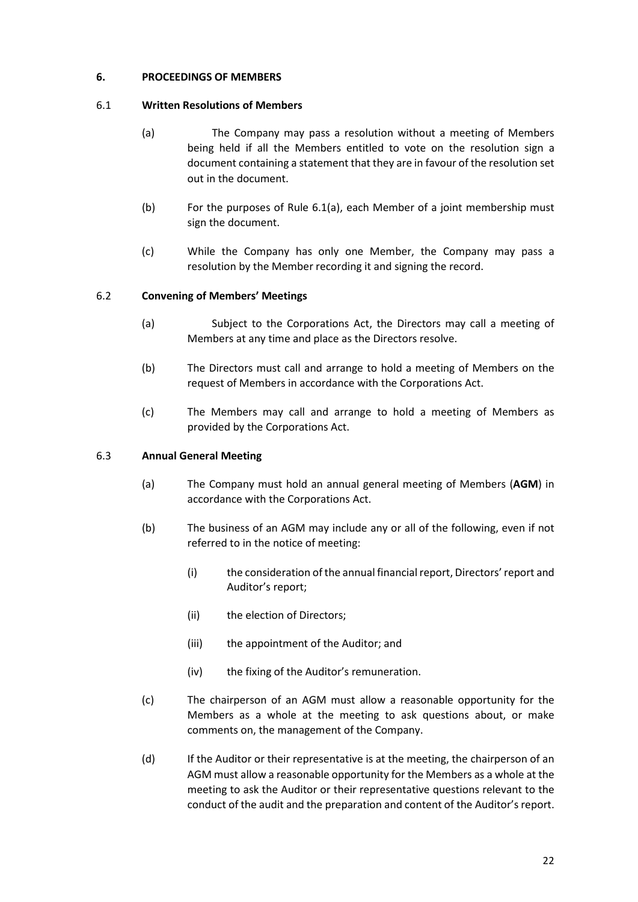## 6. PROCEEDINGS OF MEMBERS

### 6.1 Written Resolutions of Members

(a) The Company may pass a resolution without a meeting of Members being held if all the Members entitled to vote on the resolution sign a document containing a statement that they are in favour of the resolution set out in the document.

(b) For the purposes of Rule 6.1(a), each Member of a joint membership must sign the document.

(c) While the Company has only one Member, the Company may pass a resolution by the Member recording it and signing the record.

### 6.2 Convening of Members' Meetings

(a) Subject to the Corporations Act, the Directors may call a meeting of Members at any time and place as the Directors resolve.

(b) The Directors must call and arrange to hold a meeting of Members on the request of Members in accordance with the Corporations Act.

(c) The Members may call and arrange to hold a meeting of Members as provided by the Corporations Act.

### 6.3 Annual General Meeting

(a) The Company must hold an annual general meeting of Members (**AGM**) in accordance with the Corporations Act.

(b) The business of an AGM may include any or all of the following, even if not referred to in the notice of meeting:

   (i) the consideration of the annual financial report, Directors' report and Auditor's report;

   (ii) the election of Directors;

   (iii) the appointment of the Auditor; and

   (iv) the fixing of the Auditor's remuneration.

(c) The chairperson of an AGM must allow a reasonable opportunity for the Members as a whole at the meeting to ask questions about, or make comments on, the management of the Company.

(d) If the Auditor or their representative is at the meeting, the chairperson of an AGM must allow a reasonable opportunity for the Members as a whole at the meeting to ask the Auditor or their representative questions relevant to the conduct of the audit and the preparation and content of the Auditor's report.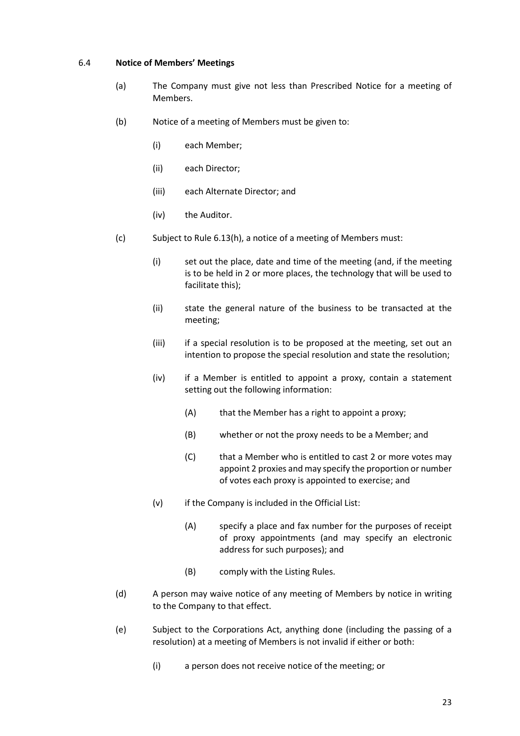### 6.4 **Notice of Members' Meetings**

(a) The Company must give not less than Prescribed Notice for a meeting of Members.

(b) Notice of a meeting of Members must be given to:

  (i) each Member;

  (ii) each Director;

  (iii) each Alternate Director; and

  (iv) the Auditor.

(c) Subject to Rule 6.13(h), a notice of a meeting of Members must:

  (i) set out the place, date and time of the meeting (and, if the meeting is to be held in 2 or more places, the technology that will be used to facilitate this);

  (ii) state the general nature of the business to be transacted at the meeting;

  (iii) if a special resolution is to be proposed at the meeting, set out an intention to propose the special resolution and state the resolution;

  (iv) if a Member is entitled to appoint a proxy, contain a statement setting out the following information:

    (A) that the Member has a right to appoint a proxy;

    (B) whether or not the proxy needs to be a Member; and

    (C) that a Member who is entitled to cast 2 or more votes may appoint 2 proxies and may specify the proportion or number of votes each proxy is appointed to exercise; and

  (v) if the Company is included in the Official List:

    (A) specify a place and fax number for the purposes of receipt of proxy appointments (and may specify an electronic address for such purposes); and

    (B) comply with the Listing Rules.

(d) A person may waive notice of any meeting of Members by notice in writing to the Company to that effect.

(e) Subject to the Corporations Act, anything done (including the passing of a resolution) at a meeting of Members is not invalid if either or both:

  (i) a person does not receive notice of the meeting; or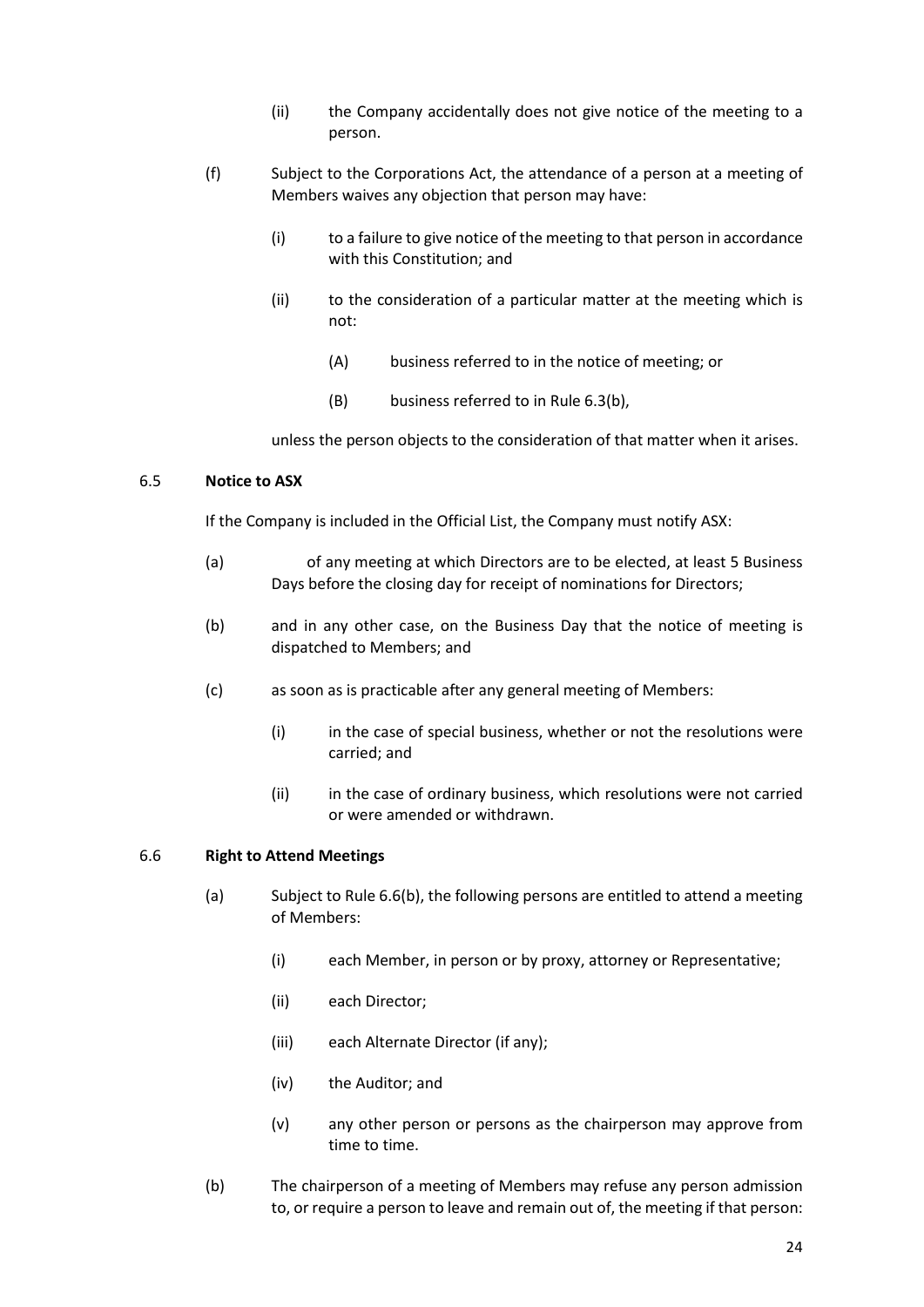(ii) the Company accidentally does not give notice of the meeting to a person.

(f) Subject to the Corporations Act, the attendance of a person at a meeting of Members waives any objection that person may have:

(i) to a failure to give notice of the meeting to that person in accordance with this Constitution; and

(ii) to the consideration of a particular matter at the meeting which is not:

(A) business referred to in the notice of meeting; or

(B) business referred to in Rule 6.3(b),

unless the person objects to the consideration of that matter when it arises.

### 6.5 **Notice to ASX**

If the Company is included in the Official List, the Company must notify ASX:

(a) of any meeting at which Directors are to be elected, at least 5 Business Days before the closing day for receipt of nominations for Directors;

(b) and in any other case, on the Business Day that the notice of meeting is dispatched to Members; and

(c) as soon as is practicable after any general meeting of Members:

(i) in the case of special business, whether or not the resolutions were carried; and

(ii) in the case of ordinary business, which resolutions were not carried or were amended or withdrawn.

### 6.6 **Right to Attend Meetings**

(a) Subject to Rule 6.6(b), the following persons are entitled to attend a meeting of Members:

(i) each Member, in person or by proxy, attorney or Representative;

(ii) each Director;

(iii) each Alternate Director (if any);

(iv) the Auditor; and

(v) any other person or persons as the chairperson may approve from time to time.

(b) The chairperson of a meeting of Members may refuse any person admission to, or require a person to leave and remain out of, the meeting if that person: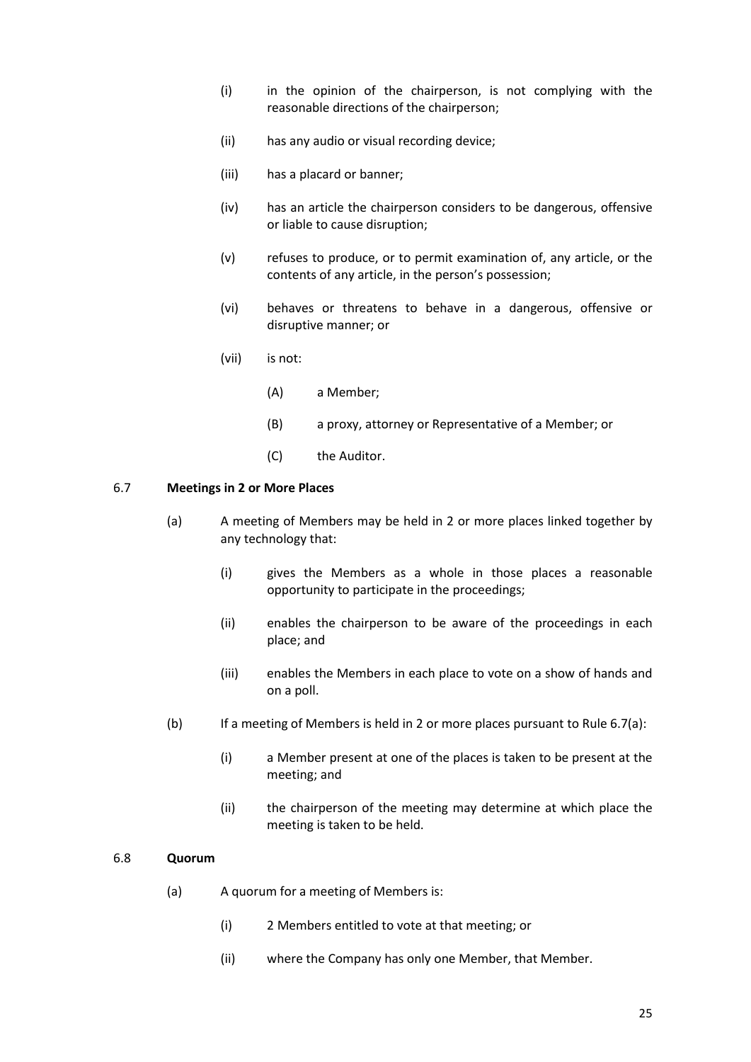(i) in the opinion of the chairperson, is not complying with the reasonable directions of the chairperson;

(ii) has any audio or visual recording device;

(iii) has a placard or banner;

(iv) has an article the chairperson considers to be dangerous, offensive or liable to cause disruption;

(v) refuses to produce, or to permit examination of, any article, or the contents of any article, in the person's possession;

(vi) behaves or threatens to behave in a dangerous, offensive or disruptive manner; or

(vii) is not:

(A) a Member;

(B) a proxy, attorney or Representative of a Member; or

(C) the Auditor.

### 6.7 **Meetings in 2 or More Places**

(a) A meeting of Members may be held in 2 or more places linked together by any technology that:

(i) gives the Members as a whole in those places a reasonable opportunity to participate in the proceedings;

(ii) enables the chairperson to be aware of the proceedings in each place; and

(iii) enables the Members in each place to vote on a show of hands and on a poll.

(b) If a meeting of Members is held in 2 or more places pursuant to Rule 6.7(a):

(i) a Member present at one of the places is taken to be present at the meeting; and

(ii) the chairperson of the meeting may determine at which place the meeting is taken to be held.

### 6.8 **Quorum**

(a) A quorum for a meeting of Members is:

(i) 2 Members entitled to vote at that meeting; or

(ii) where the Company has only one Member, that Member.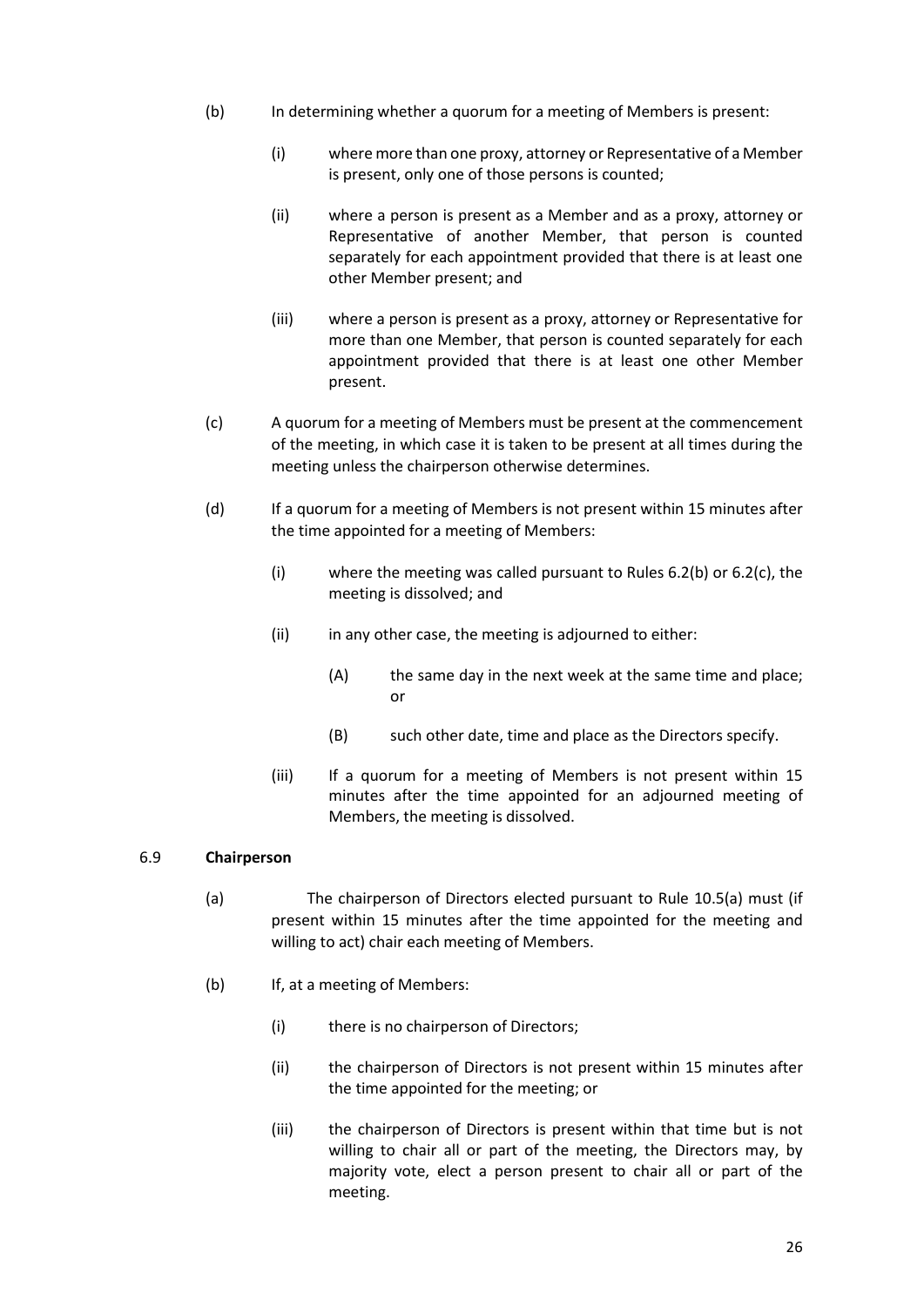(b) In determining whether a quorum for a meeting of Members is present:

   (i) where more than one proxy, attorney or Representative of a Member is present, only one of those persons is counted;

   (ii) where a person is present as a Member and as a proxy, attorney or Representative of another Member, that person is counted separately for each appointment provided that there is at least one other Member present; and

   (iii) where a person is present as a proxy, attorney or Representative for more than one Member, that person is counted separately for each appointment provided that there is at least one other Member present.

(c) A quorum for a meeting of Members must be present at the commencement of the meeting, in which case it is taken to be present at all times during the meeting unless the chairperson otherwise determines.

(d) If a quorum for a meeting of Members is not present within 15 minutes after the time appointed for a meeting of Members:

   (i) where the meeting was called pursuant to Rules 6.2(b) or 6.2(c), the meeting is dissolved; and

   (ii) in any other case, the meeting is adjourned to either:

      (A) the same day in the next week at the same time and place; or

      (B) such other date, time and place as the Directors specify.

   (iii) If a quorum for a meeting of Members is not present within 15 minutes after the time appointed for an adjourned meeting of Members, the meeting is dissolved.

6.9 **Chairperson**

(a) The chairperson of Directors elected pursuant to Rule 10.5(a) must (if present within 15 minutes after the time appointed for the meeting and willing to act) chair each meeting of Members.

(b) If, at a meeting of Members:

   (i) there is no chairperson of Directors;

   (ii) the chairperson of Directors is not present within 15 minutes after the time appointed for the meeting; or

   (iii) the chairperson of Directors is present within that time but is not willing to chair all or part of the meeting, the Directors may, by majority vote, elect a person present to chair all or part of the meeting.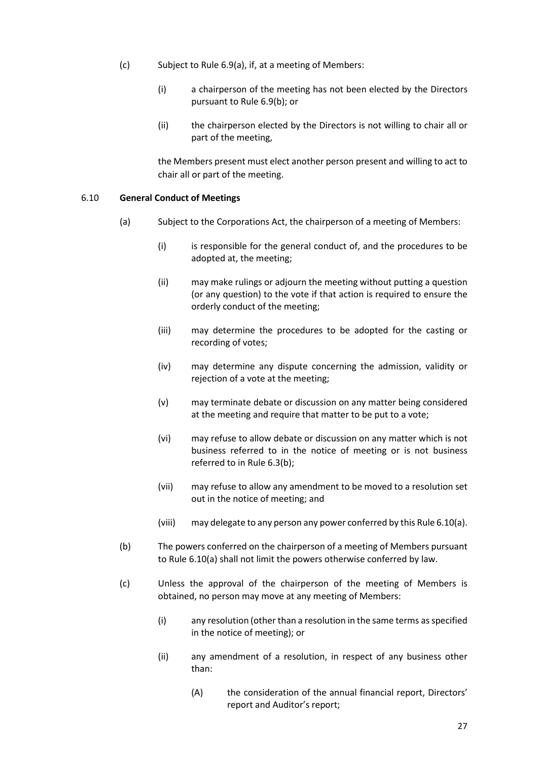(c) Subject to Rule 6.9(a), if, at a meeting of Members:

   (i) a chairperson of the meeting has not been elected by the Directors pursuant to Rule 6.9(b); or

   (ii) the chairperson elected by the Directors is not willing to chair all or part of the meeting,

   the Members present must elect another person present and willing to act to chair all or part of the meeting.

6.10 **General Conduct of Meetings**

(a) Subject to the Corporations Act, the chairperson of a meeting of Members:

   (i) is responsible for the general conduct of, and the procedures to be adopted at, the meeting;

   (ii) may make rulings or adjourn the meeting without putting a question (or any question) to the vote if that action is required to ensure the orderly conduct of the meeting;

   (iii) may determine the procedures to be adopted for the casting or recording of votes;

   (iv) may determine any dispute concerning the admission, validity or rejection of a vote at the meeting;

   (v) may terminate debate or discussion on any matter being considered at the meeting and require that matter to be put to a vote;

   (vi) may refuse to allow debate or discussion on any matter which is not business referred to in the notice of meeting or is not business referred to in Rule 6.3(b);

   (vii) may refuse to allow any amendment to be moved to a resolution set out in the notice of meeting; and

   (viii) may delegate to any person any power conferred by this Rule 6.10(a).

(b) The powers conferred on the chairperson of a meeting of Members pursuant to Rule 6.10(a) shall not limit the powers otherwise conferred by law.

(c) Unless the approval of the chairperson of the meeting of Members is obtained, no person may move at any meeting of Members:

   (i) any resolution (other than a resolution in the same terms as specified in the notice of meeting); or

   (ii) any amendment of a resolution, in respect of any business other than:

      (A) the consideration of the annual financial report, Directors' report and Auditor's report;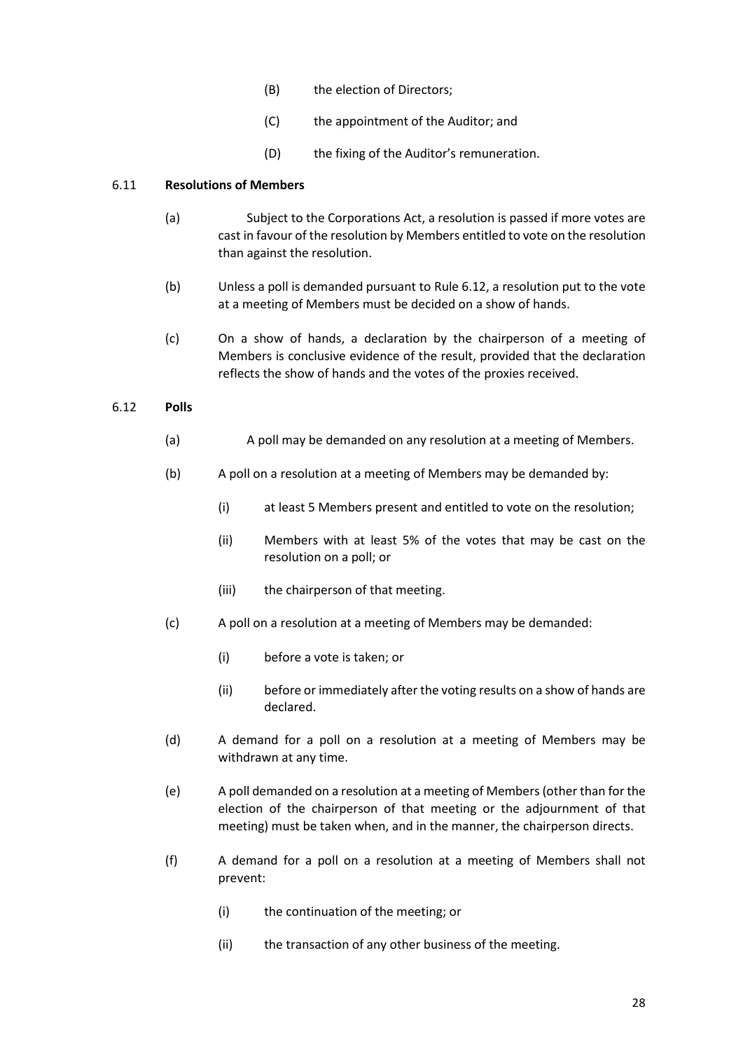(B) the election of Directors;

(C) the appointment of the Auditor; and

(D) the fixing of the Auditor's remuneration.

### 6.11 **Resolutions of Members**

(a) Subject to the Corporations Act, a resolution is passed if more votes are cast in favour of the resolution by Members entitled to vote on the resolution than against the resolution.

(b) Unless a poll is demanded pursuant to Rule 6.12, a resolution put to the vote at a meeting of Members must be decided on a show of hands.

(c) On a show of hands, a declaration by the chairperson of a meeting of Members is conclusive evidence of the result, provided that the declaration reflects the show of hands and the votes of the proxies received.

### 6.12 **Polls**

(a) A poll may be demanded on any resolution at a meeting of Members.

(b) A poll on a resolution at a meeting of Members may be demanded by:

(i) at least 5 Members present and entitled to vote on the resolution;

(ii) Members with at least 5% of the votes that may be cast on the resolution on a poll; or

(iii) the chairperson of that meeting.

(c) A poll on a resolution at a meeting of Members may be demanded:

(i) before a vote is taken; or

(ii) before or immediately after the voting results on a show of hands are declared.

(d) A demand for a poll on a resolution at a meeting of Members may be withdrawn at any time.

(e) A poll demanded on a resolution at a meeting of Members (other than for the election of the chairperson of that meeting or the adjournment of that meeting) must be taken when, and in the manner, the chairperson directs.

(f) A demand for a poll on a resolution at a meeting of Members shall not prevent:

(i) the continuation of the meeting; or

(ii) the transaction of any other business of the meeting.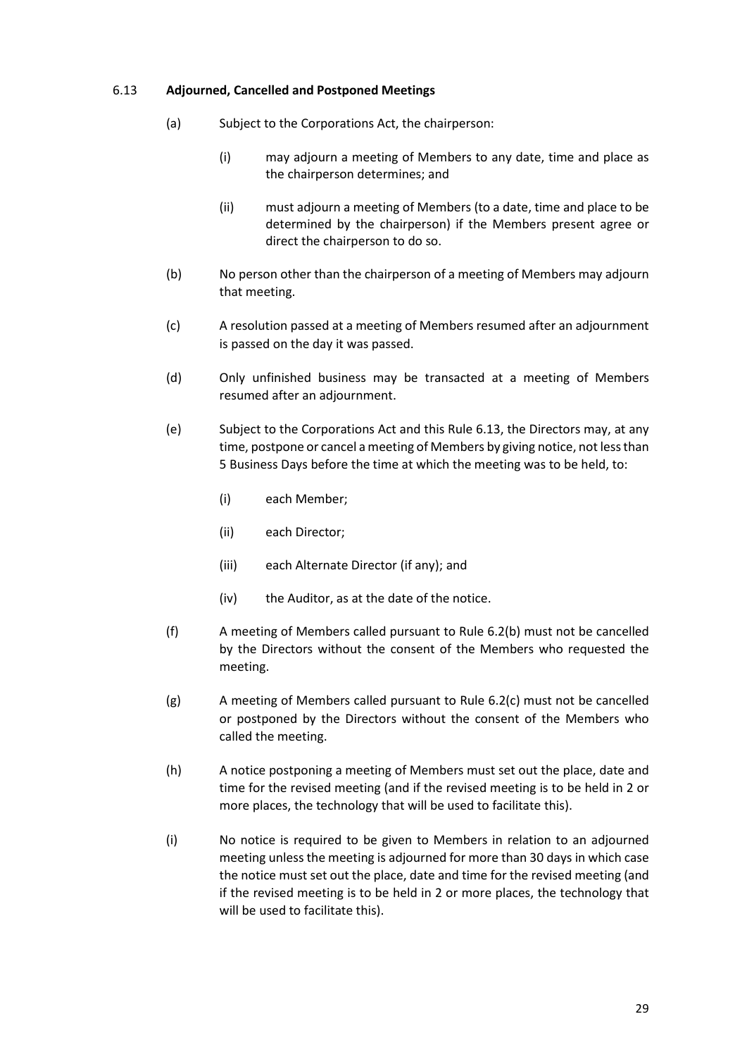### 6.13 **Adjourned, Cancelled and Postponed Meetings**

(a) Subject to the Corporations Act, the chairperson:

  (i) may adjourn a meeting of Members to any date, time and place as the chairperson determines; and

  (ii) must adjourn a meeting of Members (to a date, time and place to be determined by the chairperson) if the Members present agree or direct the chairperson to do so.

(b) No person other than the chairperson of a meeting of Members may adjourn that meeting.

(c) A resolution passed at a meeting of Members resumed after an adjournment is passed on the day it was passed.

(d) Only unfinished business may be transacted at a meeting of Members resumed after an adjournment.

(e) Subject to the Corporations Act and this Rule 6.13, the Directors may, at any time, postpone or cancel a meeting of Members by giving notice, not less than 5 Business Days before the time at which the meeting was to be held, to:

  (i) each Member;

  (ii) each Director;

  (iii) each Alternate Director (if any); and

  (iv) the Auditor, as at the date of the notice.

(f) A meeting of Members called pursuant to Rule 6.2(b) must not be cancelled by the Directors without the consent of the Members who requested the meeting.

(g) A meeting of Members called pursuant to Rule 6.2(c) must not be cancelled or postponed by the Directors without the consent of the Members who called the meeting.

(h) A notice postponing a meeting of Members must set out the place, date and time for the revised meeting (and if the revised meeting is to be held in 2 or more places, the technology that will be used to facilitate this).

(i) No notice is required to be given to Members in relation to an adjourned meeting unless the meeting is adjourned for more than 30 days in which case the notice must set out the place, date and time for the revised meeting (and if the revised meeting is to be held in 2 or more places, the technology that will be used to facilitate this).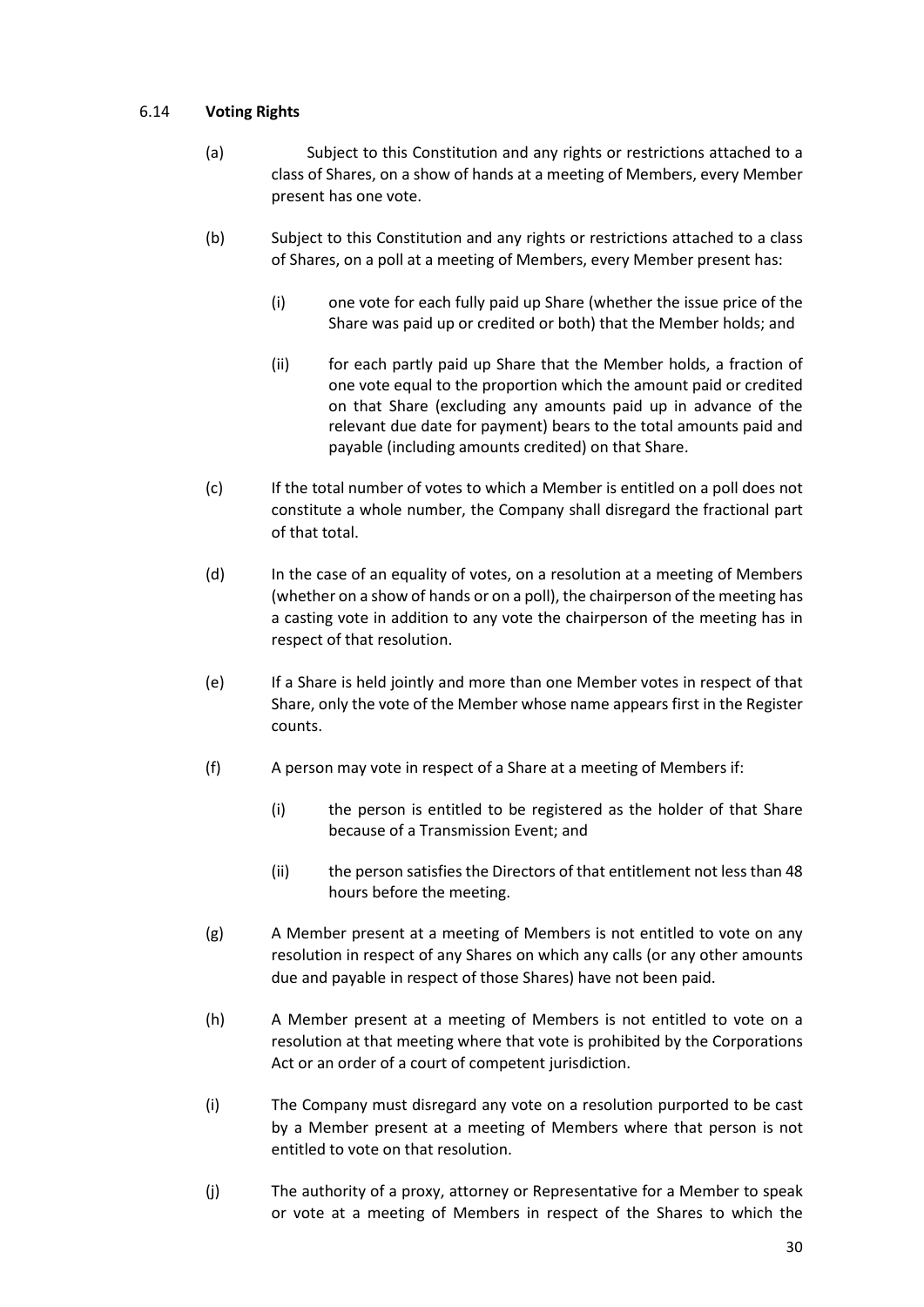### 6.14 **Voting Rights**

(a) Subject to this Constitution and any rights or restrictions attached to a class of Shares, on a show of hands at a meeting of Members, every Member present has one vote.

(b) Subject to this Constitution and any rights or restrictions attached to a class of Shares, on a poll at a meeting of Members, every Member present has:

  (i) one vote for each fully paid up Share (whether the issue price of the Share was paid up or credited or both) that the Member holds; and

  (ii) for each partly paid up Share that the Member holds, a fraction of one vote equal to the proportion which the amount paid or credited on that Share (excluding any amounts paid up in advance of the relevant due date for payment) bears to the total amounts paid and payable (including amounts credited) on that Share.

(c) If the total number of votes to which a Member is entitled on a poll does not constitute a whole number, the Company shall disregard the fractional part of that total.

(d) In the case of an equality of votes, on a resolution at a meeting of Members (whether on a show of hands or on a poll), the chairperson of the meeting has a casting vote in addition to any vote the chairperson of the meeting has in respect of that resolution.

(e) If a Share is held jointly and more than one Member votes in respect of that Share, only the vote of the Member whose name appears first in the Register counts.

(f) A person may vote in respect of a Share at a meeting of Members if:

  (i) the person is entitled to be registered as the holder of that Share because of a Transmission Event; and

  (ii) the person satisfies the Directors of that entitlement not less than 48 hours before the meeting.

(g) A Member present at a meeting of Members is not entitled to vote on any resolution in respect of any Shares on which any calls (or any other amounts due and payable in respect of those Shares) have not been paid.

(h) A Member present at a meeting of Members is not entitled to vote on a resolution at that meeting where that vote is prohibited by the Corporations Act or an order of a court of competent jurisdiction.

(i) The Company must disregard any vote on a resolution purported to be cast by a Member present at a meeting of Members where that person is not entitled to vote on that resolution.

(j) The authority of a proxy, attorney or Representative for a Member to speak or vote at a meeting of Members in respect of the Shares to which the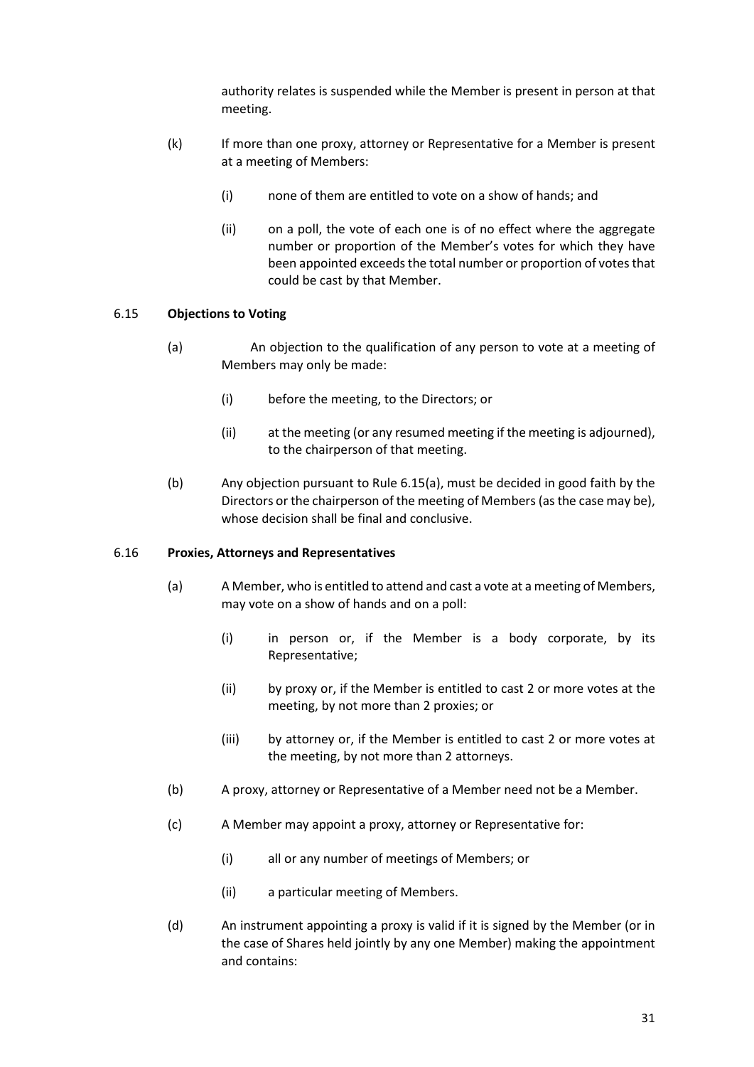authority relates is suspended while the Member is present in person at that meeting.

(k) If more than one proxy, attorney or Representative for a Member is present at a meeting of Members:

(i) none of them are entitled to vote on a show of hands; and

(ii) on a poll, the vote of each one is of no effect where the aggregate number or proportion of the Member's votes for which they have been appointed exceeds the total number or proportion of votes that could be cast by that Member.

### 6.15 Objections to Voting

(a) An objection to the qualification of any person to vote at a meeting of Members may only be made:

(i) before the meeting, to the Directors; or

(ii) at the meeting (or any resumed meeting if the meeting is adjourned), to the chairperson of that meeting.

(b) Any objection pursuant to Rule 6.15(a), must be decided in good faith by the Directors or the chairperson of the meeting of Members (as the case may be), whose decision shall be final and conclusive.

### 6.16 Proxies, Attorneys and Representatives

(a) A Member, who is entitled to attend and cast a vote at a meeting of Members, may vote on a show of hands and on a poll:

(i) in person or, if the Member is a body corporate, by its Representative;

(ii) by proxy or, if the Member is entitled to cast 2 or more votes at the meeting, by not more than 2 proxies; or

(iii) by attorney or, if the Member is entitled to cast 2 or more votes at the meeting, by not more than 2 attorneys.

(b) A proxy, attorney or Representative of a Member need not be a Member.

(c) A Member may appoint a proxy, attorney or Representative for:

(i) all or any number of meetings of Members; or

(ii) a particular meeting of Members.

(d) An instrument appointing a proxy is valid if it is signed by the Member (or in the case of Shares held jointly by any one Member) making the appointment and contains: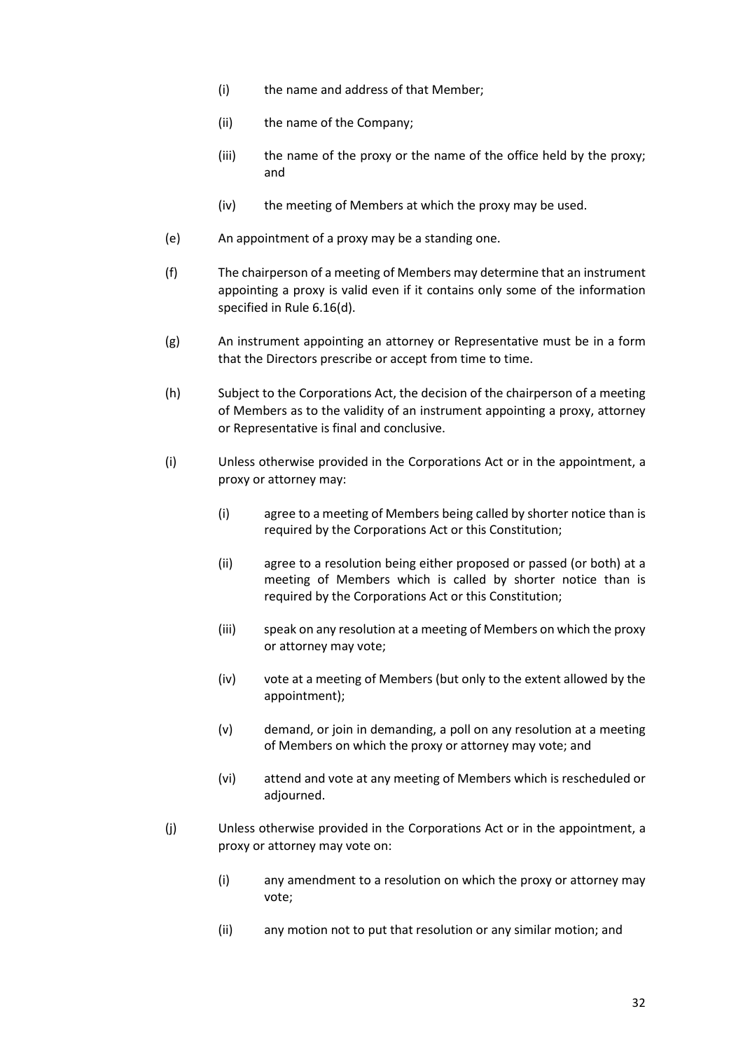(i) the name and address of that Member;

(ii) the name of the Company;

(iii) the name of the proxy or the name of the office held by the proxy; and

(iv) the meeting of Members at which the proxy may be used.

(e) An appointment of a proxy may be a standing one.

(f) The chairperson of a meeting of Members may determine that an instrument appointing a proxy is valid even if it contains only some of the information specified in Rule 6.16(d).

(g) An instrument appointing an attorney or Representative must be in a form that the Directors prescribe or accept from time to time.

(h) Subject to the Corporations Act, the decision of the chairperson of a meeting of Members as to the validity of an instrument appointing a proxy, attorney or Representative is final and conclusive.

(i) Unless otherwise provided in the Corporations Act or in the appointment, a proxy or attorney may:

(i) agree to a meeting of Members being called by shorter notice than is required by the Corporations Act or this Constitution;

(ii) agree to a resolution being either proposed or passed (or both) at a meeting of Members which is called by shorter notice than is required by the Corporations Act or this Constitution;

(iii) speak on any resolution at a meeting of Members on which the proxy or attorney may vote;

(iv) vote at a meeting of Members (but only to the extent allowed by the appointment);

(v) demand, or join in demanding, a poll on any resolution at a meeting of Members on which the proxy or attorney may vote; and

(vi) attend and vote at any meeting of Members which is rescheduled or adjourned.

(j) Unless otherwise provided in the Corporations Act or in the appointment, a proxy or attorney may vote on:

(i) any amendment to a resolution on which the proxy or attorney may vote;

(ii) any motion not to put that resolution or any similar motion; and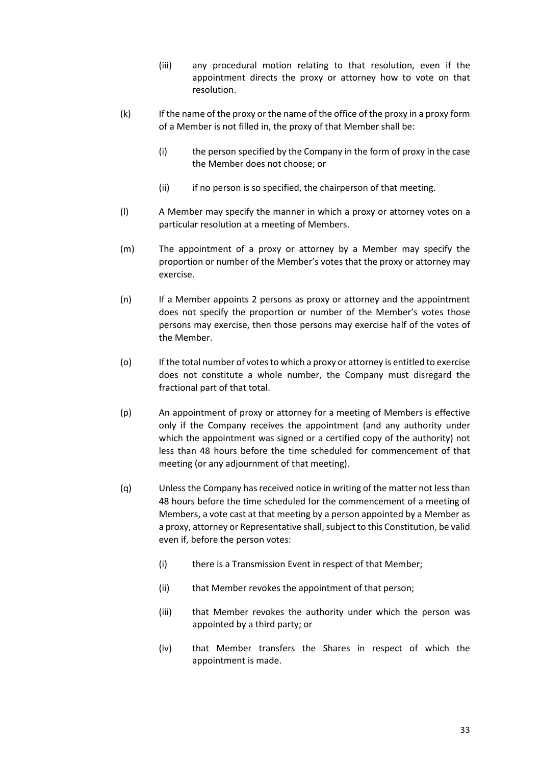(iii) any procedural motion relating to that resolution, even if the appointment directs the proxy or attorney how to vote on that resolution.

(k) If the name of the proxy or the name of the office of the proxy in a proxy form of a Member is not filled in, the proxy of that Member shall be:

(i) the person specified by the Company in the form of proxy in the case the Member does not choose; or

(ii) if no person is so specified, the chairperson of that meeting.

(l) A Member may specify the manner in which a proxy or attorney votes on a particular resolution at a meeting of Members.

(m) The appointment of a proxy or attorney by a Member may specify the proportion or number of the Member's votes that the proxy or attorney may exercise.

(n) If a Member appoints 2 persons as proxy or attorney and the appointment does not specify the proportion or number of the Member's votes those persons may exercise, then those persons may exercise half of the votes of the Member.

(o) If the total number of votes to which a proxy or attorney is entitled to exercise does not constitute a whole number, the Company must disregard the fractional part of that total.

(p) An appointment of proxy or attorney for a meeting of Members is effective only if the Company receives the appointment (and any authority under which the appointment was signed or a certified copy of the authority) not less than 48 hours before the time scheduled for commencement of that meeting (or any adjournment of that meeting).

(q) Unless the Company has received notice in writing of the matter not less than 48 hours before the time scheduled for the commencement of a meeting of Members, a vote cast at that meeting by a person appointed by a Member as a proxy, attorney or Representative shall, subject to this Constitution, be valid even if, before the person votes:

(i) there is a Transmission Event in respect of that Member;

(ii) that Member revokes the appointment of that person;

(iii) that Member revokes the authority under which the person was appointed by a third party; or

(iv) that Member transfers the Shares in respect of which the appointment is made.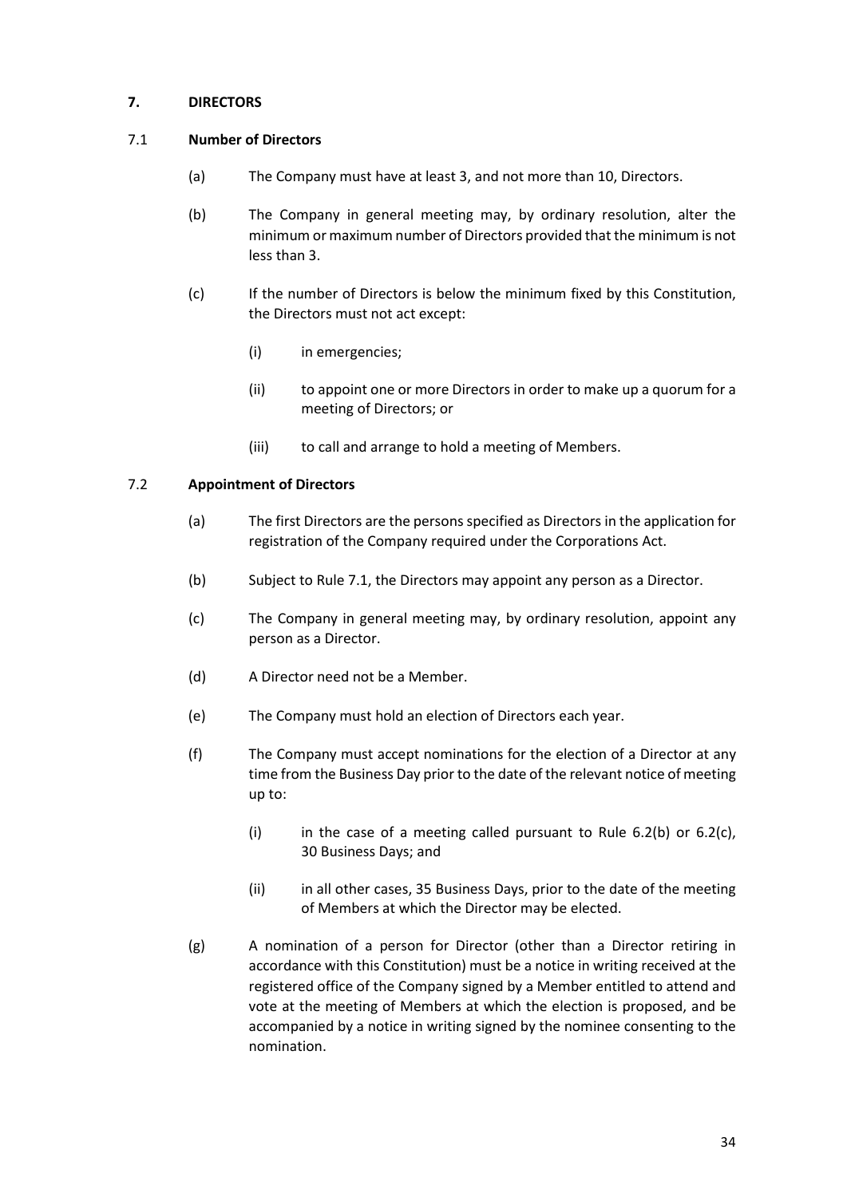## 7. DIRECTORS

### 7.1 Number of Directors

(a) The Company must have at least 3, and not more than 10, Directors.

(b) The Company in general meeting may, by ordinary resolution, alter the minimum or maximum number of Directors provided that the minimum is not less than 3.

(c) If the number of Directors is below the minimum fixed by this Constitution, the Directors must not act except:

(i) in emergencies;

(ii) to appoint one or more Directors in order to make up a quorum for a meeting of Directors; or

(iii) to call and arrange to hold a meeting of Members.

### 7.2 Appointment of Directors

(a) The first Directors are the persons specified as Directors in the application for registration of the Company required under the Corporations Act.

(b) Subject to Rule 7.1, the Directors may appoint any person as a Director.

(c) The Company in general meeting may, by ordinary resolution, appoint any person as a Director.

(d) A Director need not be a Member.

(e) The Company must hold an election of Directors each year.

(f) The Company must accept nominations for the election of a Director at any time from the Business Day prior to the date of the relevant notice of meeting up to:

(i) in the case of a meeting called pursuant to Rule 6.2(b) or 6.2(c), 30 Business Days; and

(ii) in all other cases, 35 Business Days, prior to the date of the meeting of Members at which the Director may be elected.

(g) A nomination of a person for Director (other than a Director retiring in accordance with this Constitution) must be a notice in writing received at the registered office of the Company signed by a Member entitled to attend and vote at the meeting of Members at which the election is proposed, and be accompanied by a notice in writing signed by the nominee consenting to the nomination.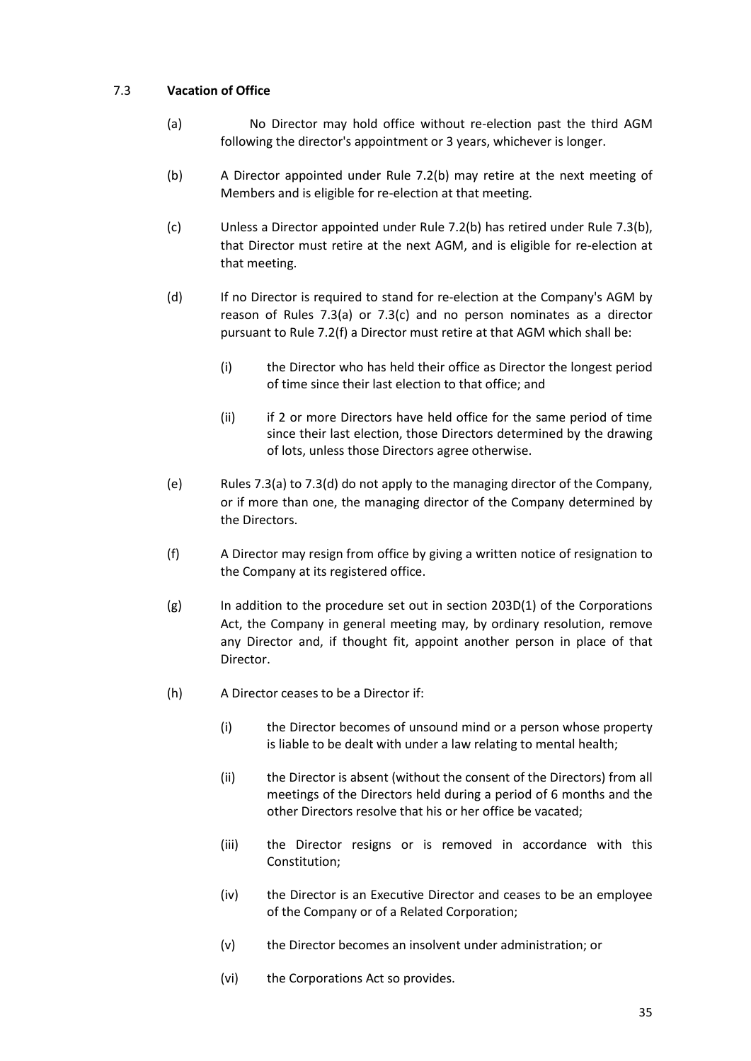### 7.3 **Vacation of Office**

(a) No Director may hold office without re-election past the third AGM following the director's appointment or 3 years, whichever is longer.

(b) A Director appointed under Rule 7.2(b) may retire at the next meeting of Members and is eligible for re-election at that meeting.

(c) Unless a Director appointed under Rule 7.2(b) has retired under Rule 7.3(b), that Director must retire at the next AGM, and is eligible for re-election at that meeting.

(d) If no Director is required to stand for re-election at the Company's AGM by reason of Rules 7.3(a) or 7.3(c) and no person nominates as a director pursuant to Rule 7.2(f) a Director must retire at that AGM which shall be:

(i) the Director who has held their office as Director the longest period of time since their last election to that office; and

(ii) if 2 or more Directors have held office for the same period of time since their last election, those Directors determined by the drawing of lots, unless those Directors agree otherwise.

(e) Rules 7.3(a) to 7.3(d) do not apply to the managing director of the Company, or if more than one, the managing director of the Company determined by the Directors.

(f) A Director may resign from office by giving a written notice of resignation to the Company at its registered office.

(g) In addition to the procedure set out in section 203D(1) of the Corporations Act, the Company in general meeting may, by ordinary resolution, remove any Director and, if thought fit, appoint another person in place of that Director.

(h) A Director ceases to be a Director if:

(i) the Director becomes of unsound mind or a person whose property is liable to be dealt with under a law relating to mental health;

(ii) the Director is absent (without the consent of the Directors) from all meetings of the Directors held during a period of 6 months and the other Directors resolve that his or her office be vacated;

(iii) the Director resigns or is removed in accordance with this Constitution;

(iv) the Director is an Executive Director and ceases to be an employee of the Company or of a Related Corporation;

(v) the Director becomes an insolvent under administration; or

(vi) the Corporations Act so provides.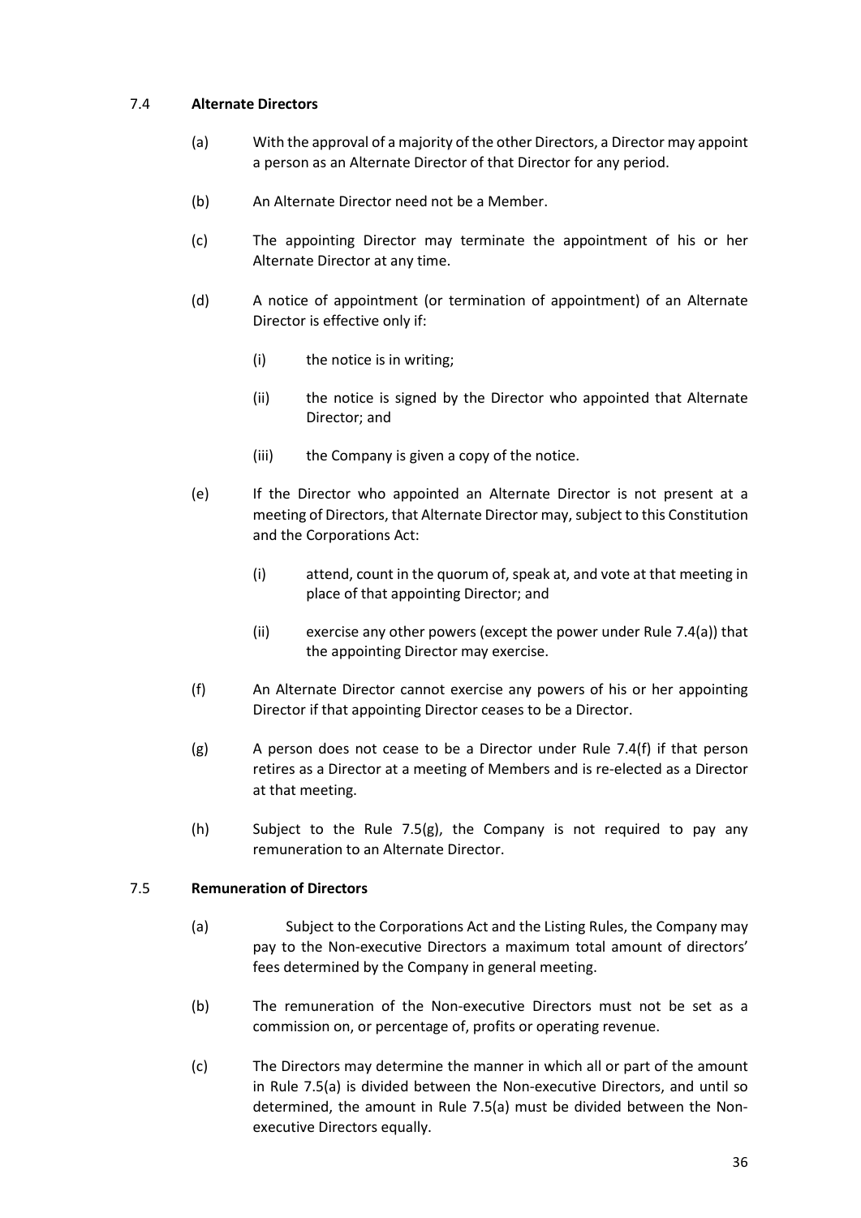### 7.4 **Alternate Directors**

(a) With the approval of a majority of the other Directors, a Director may appoint a person as an Alternate Director of that Director for any period.

(b) An Alternate Director need not be a Member.

(c) The appointing Director may terminate the appointment of his or her Alternate Director at any time.

(d) A notice of appointment (or termination of appointment) of an Alternate Director is effective only if:

  (i) the notice is in writing;

  (ii) the notice is signed by the Director who appointed that Alternate Director; and

  (iii) the Company is given a copy of the notice.

(e) If the Director who appointed an Alternate Director is not present at a meeting of Directors, that Alternate Director may, subject to this Constitution and the Corporations Act:

  (i) attend, count in the quorum of, speak at, and vote at that meeting in place of that appointing Director; and

  (ii) exercise any other powers (except the power under Rule 7.4(a)) that the appointing Director may exercise.

(f) An Alternate Director cannot exercise any powers of his or her appointing Director if that appointing Director ceases to be a Director.

(g) A person does not cease to be a Director under Rule 7.4(f) if that person retires as a Director at a meeting of Members and is re-elected as a Director at that meeting.

(h) Subject to the Rule 7.5(g), the Company is not required to pay any remuneration to an Alternate Director.

### 7.5 **Remuneration of Directors**

(a) Subject to the Corporations Act and the Listing Rules, the Company may pay to the Non-executive Directors a maximum total amount of directors' fees determined by the Company in general meeting.

(b) The remuneration of the Non-executive Directors must not be set as a commission on, or percentage of, profits or operating revenue.

(c) The Directors may determine the manner in which all or part of the amount in Rule 7.5(a) is divided between the Non-executive Directors, and until so determined, the amount in Rule 7.5(a) must be divided between the Non-executive Directors equally.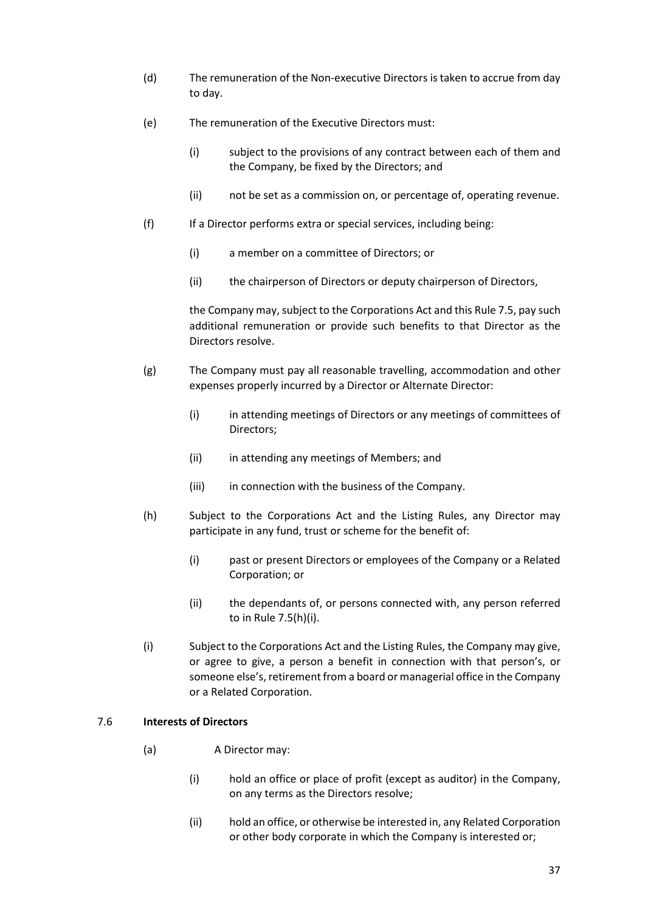(d) The remuneration of the Non-executive Directors is taken to accrue from day to day.

(e) The remuneration of the Executive Directors must:

(i) subject to the provisions of any contract between each of them and the Company, be fixed by the Directors; and

(ii) not be set as a commission on, or percentage of, operating revenue.

(f) If a Director performs extra or special services, including being:

(i) a member on a committee of Directors; or

(ii) the chairperson of Directors or deputy chairperson of Directors,

the Company may, subject to the Corporations Act and this Rule 7.5, pay such additional remuneration or provide such benefits to that Director as the Directors resolve.

(g) The Company must pay all reasonable travelling, accommodation and other expenses properly incurred by a Director or Alternate Director:

(i) in attending meetings of Directors or any meetings of committees of Directors;

(ii) in attending any meetings of Members; and

(iii) in connection with the business of the Company.

(h) Subject to the Corporations Act and the Listing Rules, any Director may participate in any fund, trust or scheme for the benefit of:

(i) past or present Directors or employees of the Company or a Related Corporation; or

(ii) the dependants of, or persons connected with, any person referred to in Rule 7.5(h)(i).

(i) Subject to the Corporations Act and the Listing Rules, the Company may give, or agree to give, a person a benefit in connection with that person's, or someone else's, retirement from a board or managerial office in the Company or a Related Corporation.

## 7.6 **Interests of Directors**

(a) A Director may:

(i) hold an office or place of profit (except as auditor) in the Company, on any terms as the Directors resolve;

(ii) hold an office, or otherwise be interested in, any Related Corporation or other body corporate in which the Company is interested or;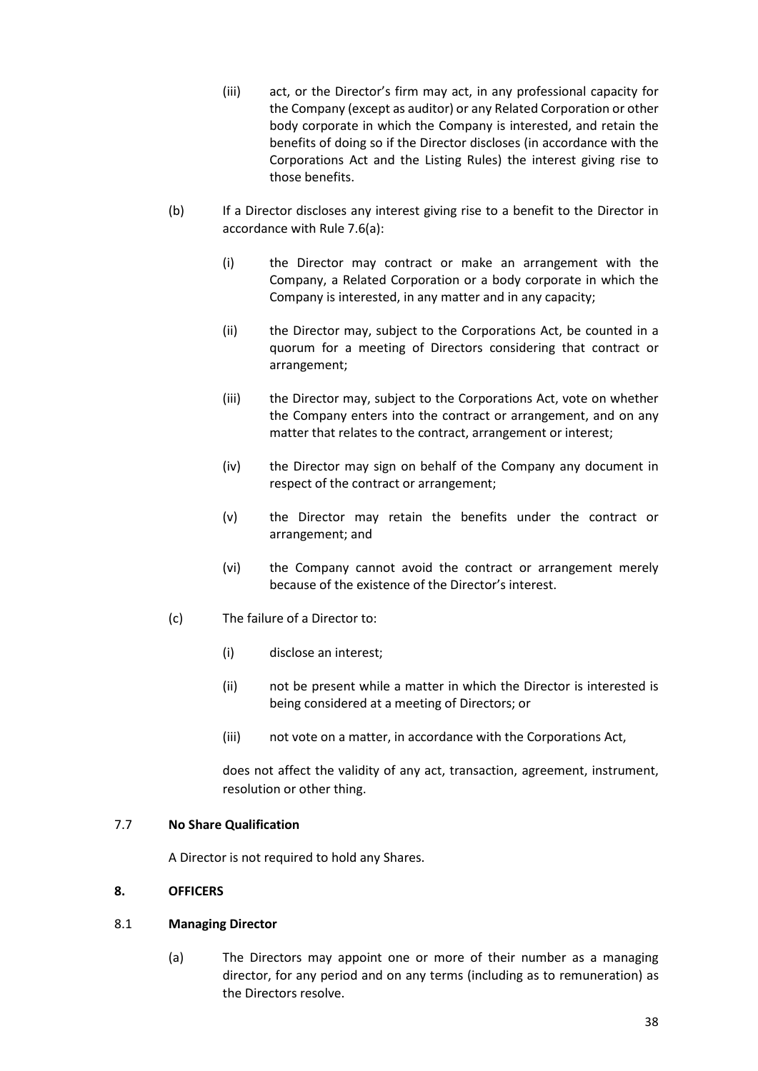(iii) act, or the Director's firm may act, in any professional capacity for the Company (except as auditor) or any Related Corporation or other body corporate in which the Company is interested, and retain the benefits of doing so if the Director discloses (in accordance with the Corporations Act and the Listing Rules) the interest giving rise to those benefits.

(b) If a Director discloses any interest giving rise to a benefit to the Director in accordance with Rule 7.6(a):

(i) the Director may contract or make an arrangement with the Company, a Related Corporation or a body corporate in which the Company is interested, in any matter and in any capacity;

(ii) the Director may, subject to the Corporations Act, be counted in a quorum for a meeting of Directors considering that contract or arrangement;

(iii) the Director may, subject to the Corporations Act, vote on whether the Company enters into the contract or arrangement, and on any matter that relates to the contract, arrangement or interest;

(iv) the Director may sign on behalf of the Company any document in respect of the contract or arrangement;

(v) the Director may retain the benefits under the contract or arrangement; and

(vi) the Company cannot avoid the contract or arrangement merely because of the existence of the Director's interest.

(c) The failure of a Director to:

(i) disclose an interest;

(ii) not be present while a matter in which the Director is interested is being considered at a meeting of Directors; or

(iii) not vote on a matter, in accordance with the Corporations Act,

does not affect the validity of any act, transaction, agreement, instrument, resolution or other thing.

### 7.7 No Share Qualification

A Director is not required to hold any Shares.

## 8. OFFICERS

### 8.1 Managing Director

(a) The Directors may appoint one or more of their number as a managing director, for any period and on any terms (including as to remuneration) as the Directors resolve.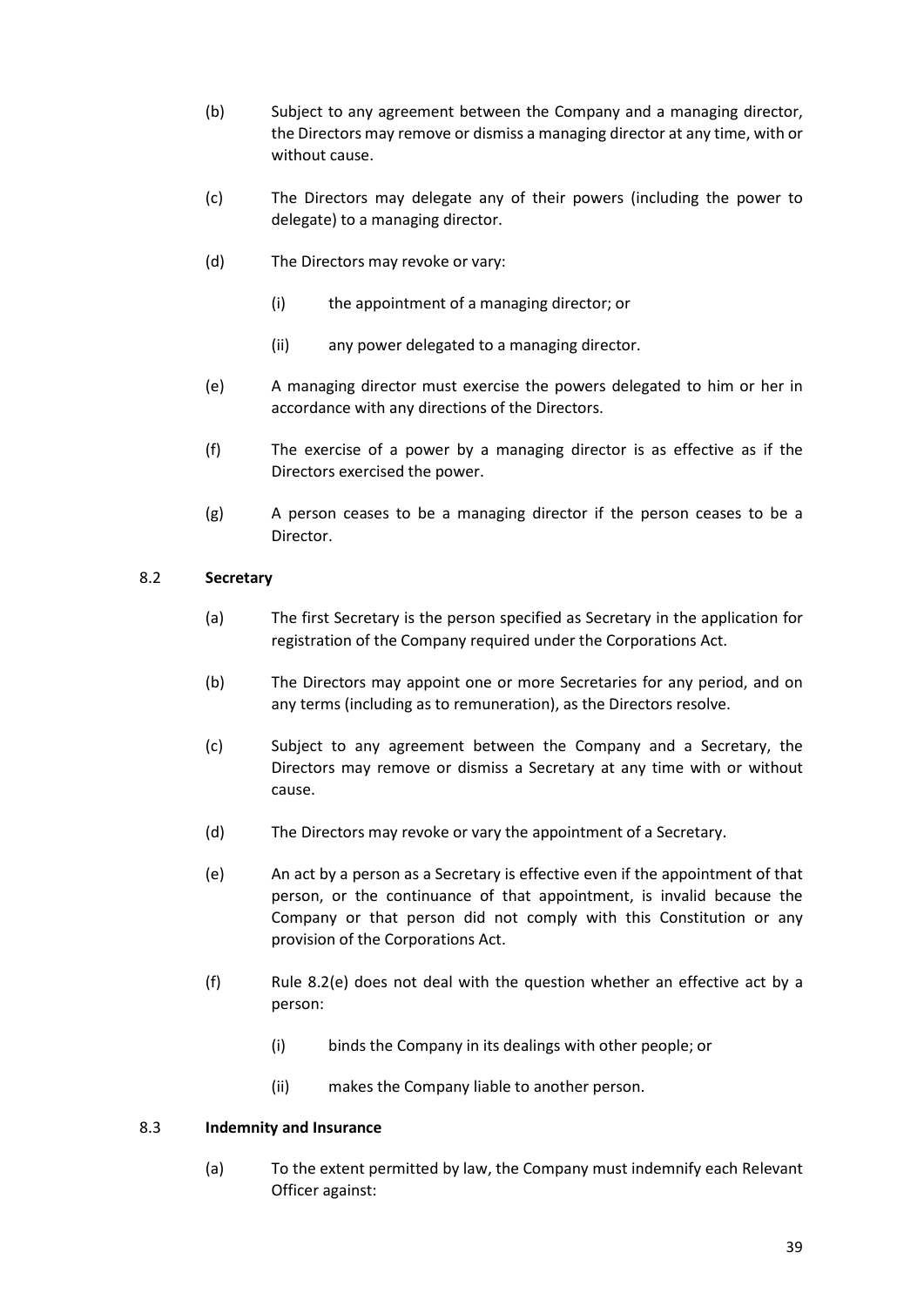(b) Subject to any agreement between the Company and a managing director, the Directors may remove or dismiss a managing director at any time, with or without cause.

(c) The Directors may delegate any of their powers (including the power to delegate) to a managing director.

(d) The Directors may revoke or vary:

   (i) the appointment of a managing director; or

   (ii) any power delegated to a managing director.

(e) A managing director must exercise the powers delegated to him or her in accordance with any directions of the Directors.

(f) The exercise of a power by a managing director is as effective as if the Directors exercised the power.

(g) A person ceases to be a managing director if the person ceases to be a Director.

### 8.2 Secretary

(a) The first Secretary is the person specified as Secretary in the application for registration of the Company required under the Corporations Act.

(b) The Directors may appoint one or more Secretaries for any period, and on any terms (including as to remuneration), as the Directors resolve.

(c) Subject to any agreement between the Company and a Secretary, the Directors may remove or dismiss a Secretary at any time with or without cause.

(d) The Directors may revoke or vary the appointment of a Secretary.

(e) An act by a person as a Secretary is effective even if the appointment of that person, or the continuance of that appointment, is invalid because the Company or that person did not comply with this Constitution or any provision of the Corporations Act.

(f) Rule 8.2(e) does not deal with the question whether an effective act by a person:

   (i) binds the Company in its dealings with other people; or

   (ii) makes the Company liable to another person.

### 8.3 Indemnity and Insurance

(a) To the extent permitted by law, the Company must indemnify each Relevant Officer against: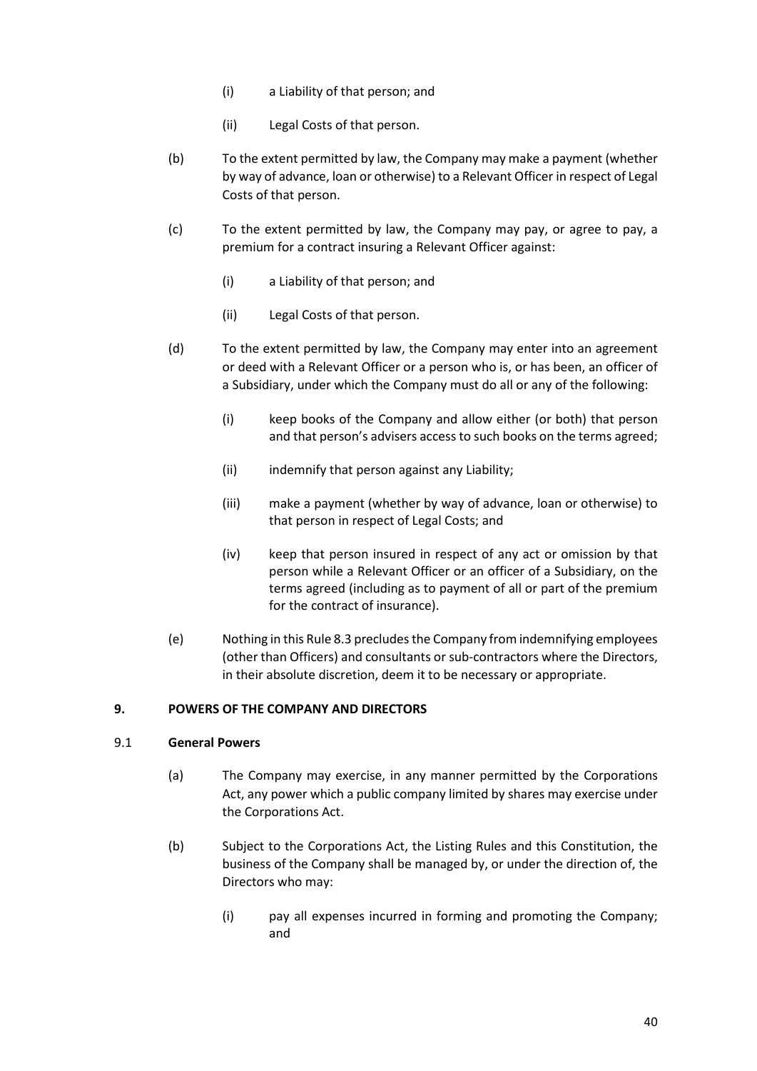(i) a Liability of that person; and

(ii) Legal Costs of that person.

(b) To the extent permitted by law, the Company may make a payment (whether by way of advance, loan or otherwise) to a Relevant Officer in respect of Legal Costs of that person.

(c) To the extent permitted by law, the Company may pay, or agree to pay, a premium for a contract insuring a Relevant Officer against:

(i) a Liability of that person; and

(ii) Legal Costs of that person.

(d) To the extent permitted by law, the Company may enter into an agreement or deed with a Relevant Officer or a person who is, or has been, an officer of a Subsidiary, under which the Company must do all or any of the following:

(i) keep books of the Company and allow either (or both) that person and that person's advisers access to such books on the terms agreed;

(ii) indemnify that person against any Liability;

(iii) make a payment (whether by way of advance, loan or otherwise) to that person in respect of Legal Costs; and

(iv) keep that person insured in respect of any act or omission by that person while a Relevant Officer or an officer of a Subsidiary, on the terms agreed (including as to payment of all or part of the premium for the contract of insurance).

(e) Nothing in this Rule 8.3 precludes the Company from indemnifying employees (other than Officers) and consultants or sub-contractors where the Directors, in their absolute discretion, deem it to be necessary or appropriate.

## 9. POWERS OF THE COMPANY AND DIRECTORS

### 9.1 General Powers

(a) The Company may exercise, in any manner permitted by the Corporations Act, any power which a public company limited by shares may exercise under the Corporations Act.

(b) Subject to the Corporations Act, the Listing Rules and this Constitution, the business of the Company shall be managed by, or under the direction of, the Directors who may:

(i) pay all expenses incurred in forming and promoting the Company; and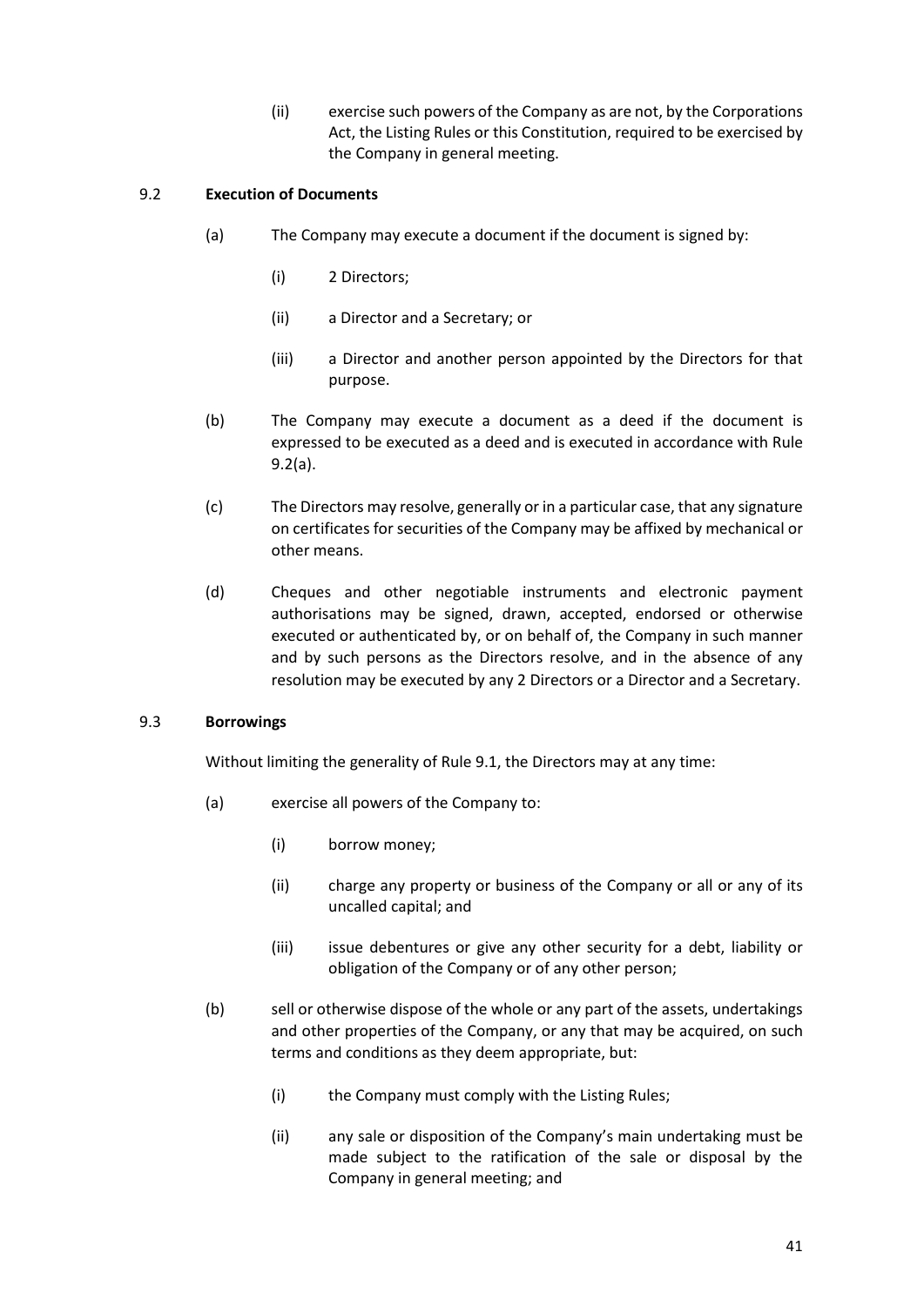(ii) exercise such powers of the Company as are not, by the Corporations Act, the Listing Rules or this Constitution, required to be exercised by the Company in general meeting.

### 9.2 **Execution of Documents**

(a) The Company may execute a document if the document is signed by:

(i) 2 Directors;

(ii) a Director and a Secretary; or

(iii) a Director and another person appointed by the Directors for that purpose.

(b) The Company may execute a document as a deed if the document is expressed to be executed as a deed and is executed in accordance with Rule 9.2(a).

(c) The Directors may resolve, generally or in a particular case, that any signature on certificates for securities of the Company may be affixed by mechanical or other means.

(d) Cheques and other negotiable instruments and electronic payment authorisations may be signed, drawn, accepted, endorsed or otherwise executed or authenticated by, or on behalf of, the Company in such manner and by such persons as the Directors resolve, and in the absence of any resolution may be executed by any 2 Directors or a Director and a Secretary.

### 9.3 **Borrowings**

Without limiting the generality of Rule 9.1, the Directors may at any time:

(a) exercise all powers of the Company to:

(i) borrow money;

(ii) charge any property or business of the Company or all or any of its uncalled capital; and

(iii) issue debentures or give any other security for a debt, liability or obligation of the Company or of any other person;

(b) sell or otherwise dispose of the whole or any part of the assets, undertakings and other properties of the Company, or any that may be acquired, on such terms and conditions as they deem appropriate, but:

(i) the Company must comply with the Listing Rules;

(ii) any sale or disposition of the Company's main undertaking must be made subject to the ratification of the sale or disposal by the Company in general meeting; and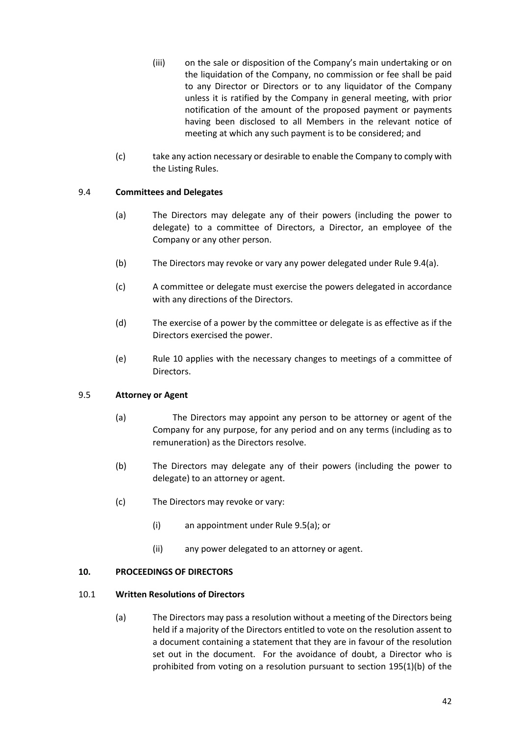(iii) on the sale or disposition of the Company's main undertaking or on the liquidation of the Company, no commission or fee shall be paid to any Director or Directors or to any liquidator of the Company unless it is ratified by the Company in general meeting, with prior notification of the amount of the proposed payment or payments having been disclosed to all Members in the relevant notice of meeting at which any such payment is to be considered; and

(c) take any action necessary or desirable to enable the Company to comply with the Listing Rules.

### 9.4 Committees and Delegates

(a) The Directors may delegate any of their powers (including the power to delegate) to a committee of Directors, a Director, an employee of the Company or any other person.

(b) The Directors may revoke or vary any power delegated under Rule 9.4(a).

(c) A committee or delegate must exercise the powers delegated in accordance with any directions of the Directors.

(d) The exercise of a power by the committee or delegate is as effective as if the Directors exercised the power.

(e) Rule 10 applies with the necessary changes to meetings of a committee of Directors.

### 9.5 Attorney or Agent

(a) The Directors may appoint any person to be attorney or agent of the Company for any purpose, for any period and on any terms (including as to remuneration) as the Directors resolve.

(b) The Directors may delegate any of their powers (including the power to delegate) to an attorney or agent.

(c) The Directors may revoke or vary:

(i) an appointment under Rule 9.5(a); or

(ii) any power delegated to an attorney or agent.

## 10. PROCEEDINGS OF DIRECTORS

### 10.1 Written Resolutions of Directors

(a) The Directors may pass a resolution without a meeting of the Directors being held if a majority of the Directors entitled to vote on the resolution assent to a document containing a statement that they are in favour of the resolution set out in the document. For the avoidance of doubt, a Director who is prohibited from voting on a resolution pursuant to section 195(1)(b) of the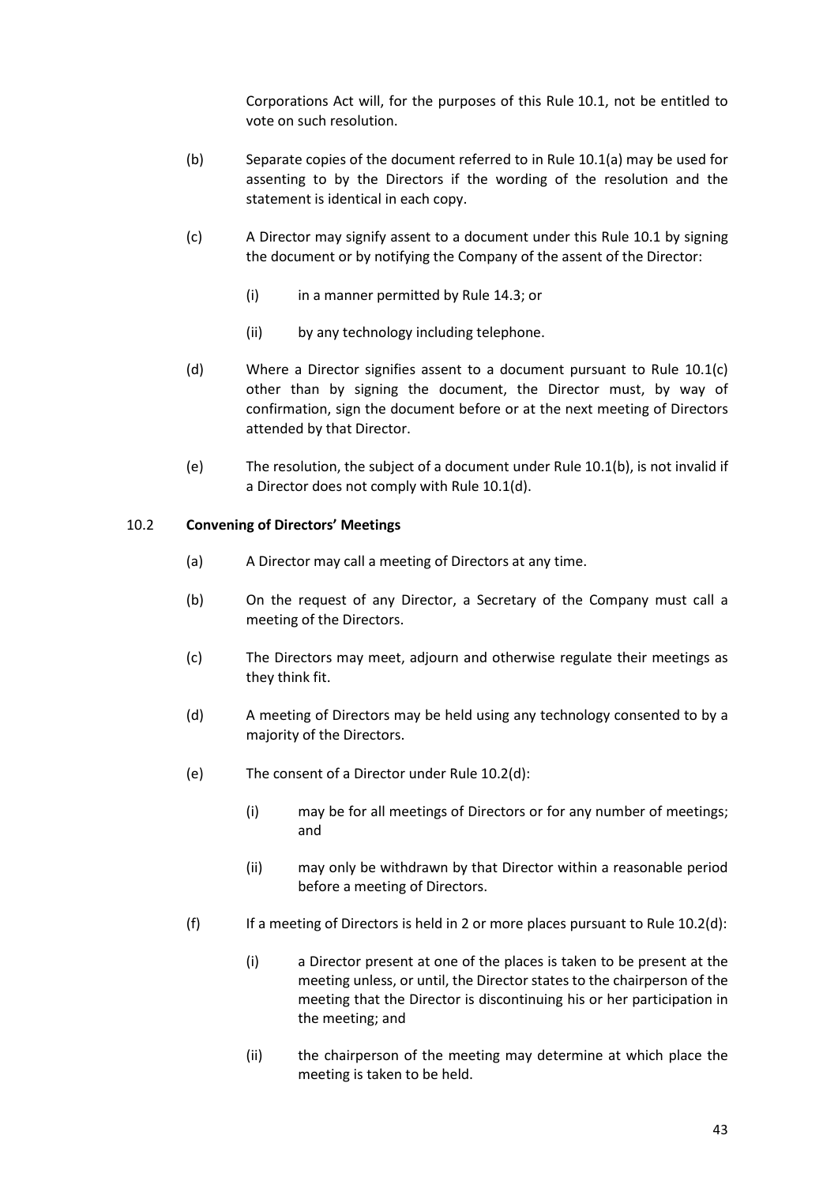Corporations Act will, for the purposes of this Rule 10.1, not be entitled to vote on such resolution.

(b) Separate copies of the document referred to in Rule 10.1(a) may be used for assenting to by the Directors if the wording of the resolution and the statement is identical in each copy.

(c) A Director may signify assent to a document under this Rule 10.1 by signing the document or by notifying the Company of the assent of the Director:

(i) in a manner permitted by Rule 14.3; or

(ii) by any technology including telephone.

(d) Where a Director signifies assent to a document pursuant to Rule 10.1(c) other than by signing the document, the Director must, by way of confirmation, sign the document before or at the next meeting of Directors attended by that Director.

(e) The resolution, the subject of a document under Rule 10.1(b), is not invalid if a Director does not comply with Rule 10.1(d).

10.2 **Convening of Directors' Meetings**

(a) A Director may call a meeting of Directors at any time.

(b) On the request of any Director, a Secretary of the Company must call a meeting of the Directors.

(c) The Directors may meet, adjourn and otherwise regulate their meetings as they think fit.

(d) A meeting of Directors may be held using any technology consented to by a majority of the Directors.

(e) The consent of a Director under Rule 10.2(d):

(i) may be for all meetings of Directors or for any number of meetings; and

(ii) may only be withdrawn by that Director within a reasonable period before a meeting of Directors.

(f) If a meeting of Directors is held in 2 or more places pursuant to Rule 10.2(d):

(i) a Director present at one of the places is taken to be present at the meeting unless, or until, the Director states to the chairperson of the meeting that the Director is discontinuing his or her participation in the meeting; and

(ii) the chairperson of the meeting may determine at which place the meeting is taken to be held.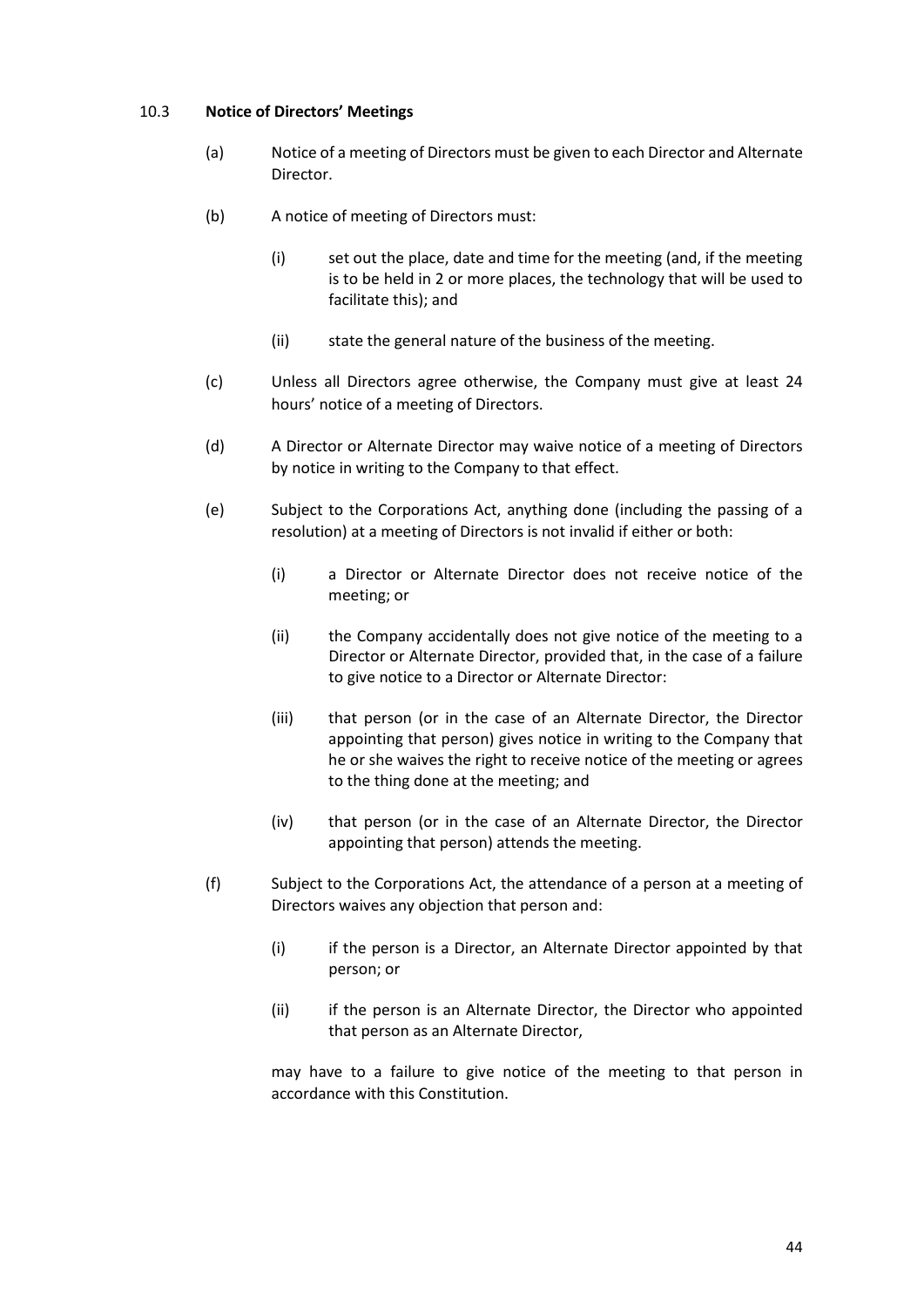### 10.3 **Notice of Directors' Meetings**

(a) Notice of a meeting of Directors must be given to each Director and Alternate Director.

(b) A notice of meeting of Directors must:

  (i) set out the place, date and time for the meeting (and, if the meeting is to be held in 2 or more places, the technology that will be used to facilitate this); and

  (ii) state the general nature of the business of the meeting.

(c) Unless all Directors agree otherwise, the Company must give at least 24 hours' notice of a meeting of Directors.

(d) A Director or Alternate Director may waive notice of a meeting of Directors by notice in writing to the Company to that effect.

(e) Subject to the Corporations Act, anything done (including the passing of a resolution) at a meeting of Directors is not invalid if either or both:

  (i) a Director or Alternate Director does not receive notice of the meeting; or

  (ii) the Company accidentally does not give notice of the meeting to a Director or Alternate Director, provided that, in the case of a failure to give notice to a Director or Alternate Director:

  (iii) that person (or in the case of an Alternate Director, the Director appointing that person) gives notice in writing to the Company that he or she waives the right to receive notice of the meeting or agrees to the thing done at the meeting; and

  (iv) that person (or in the case of an Alternate Director, the Director appointing that person) attends the meeting.

(f) Subject to the Corporations Act, the attendance of a person at a meeting of Directors waives any objection that person and:

  (i) if the person is a Director, an Alternate Director appointed by that person; or

  (ii) if the person is an Alternate Director, the Director who appointed that person as an Alternate Director,

  may have to a failure to give notice of the meeting to that person in accordance with this Constitution.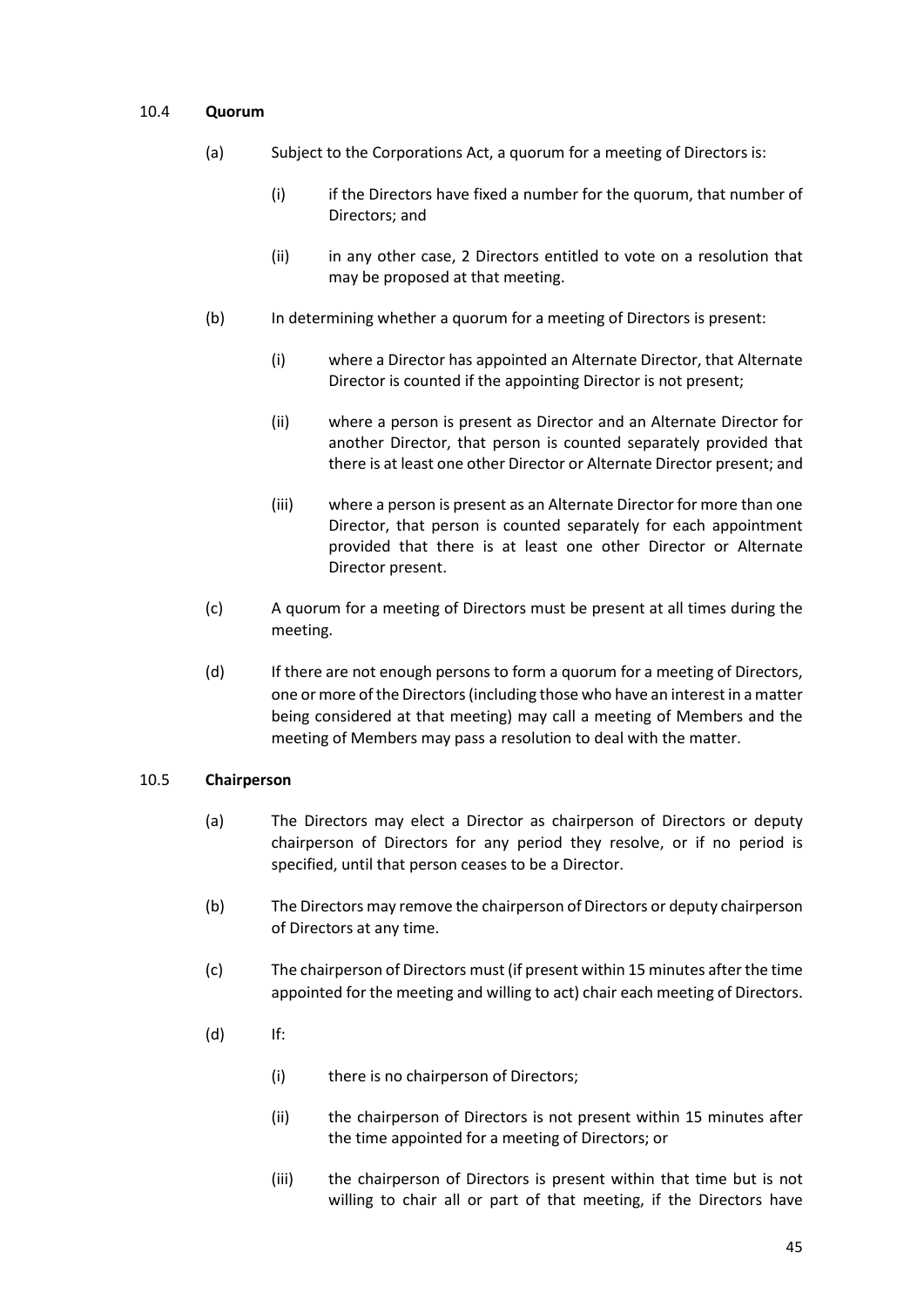### 10.4 **Quorum**

(a) Subject to the Corporations Act, a quorum for a meeting of Directors is:

  (i) if the Directors have fixed a number for the quorum, that number of Directors; and

  (ii) in any other case, 2 Directors entitled to vote on a resolution that may be proposed at that meeting.

(b) In determining whether a quorum for a meeting of Directors is present:

  (i) where a Director has appointed an Alternate Director, that Alternate Director is counted if the appointing Director is not present;

  (ii) where a person is present as Director and an Alternate Director for another Director, that person is counted separately provided that there is at least one other Director or Alternate Director present; and

  (iii) where a person is present as an Alternate Director for more than one Director, that person is counted separately for each appointment provided that there is at least one other Director or Alternate Director present.

(c) A quorum for a meeting of Directors must be present at all times during the meeting.

(d) If there are not enough persons to form a quorum for a meeting of Directors, one or more of the Directors (including those who have an interest in a matter being considered at that meeting) may call a meeting of Members and the meeting of Members may pass a resolution to deal with the matter.

### 10.5 **Chairperson**

(a) The Directors may elect a Director as chairperson of Directors or deputy chairperson of Directors for any period they resolve, or if no period is specified, until that person ceases to be a Director.

(b) The Directors may remove the chairperson of Directors or deputy chairperson of Directors at any time.

(c) The chairperson of Directors must (if present within 15 minutes after the time appointed for the meeting and willing to act) chair each meeting of Directors.

(d) If:

  (i) there is no chairperson of Directors;

  (ii) the chairperson of Directors is not present within 15 minutes after the time appointed for a meeting of Directors; or

  (iii) the chairperson of Directors is present within that time but is not willing to chair all or part of that meeting, if the Directors have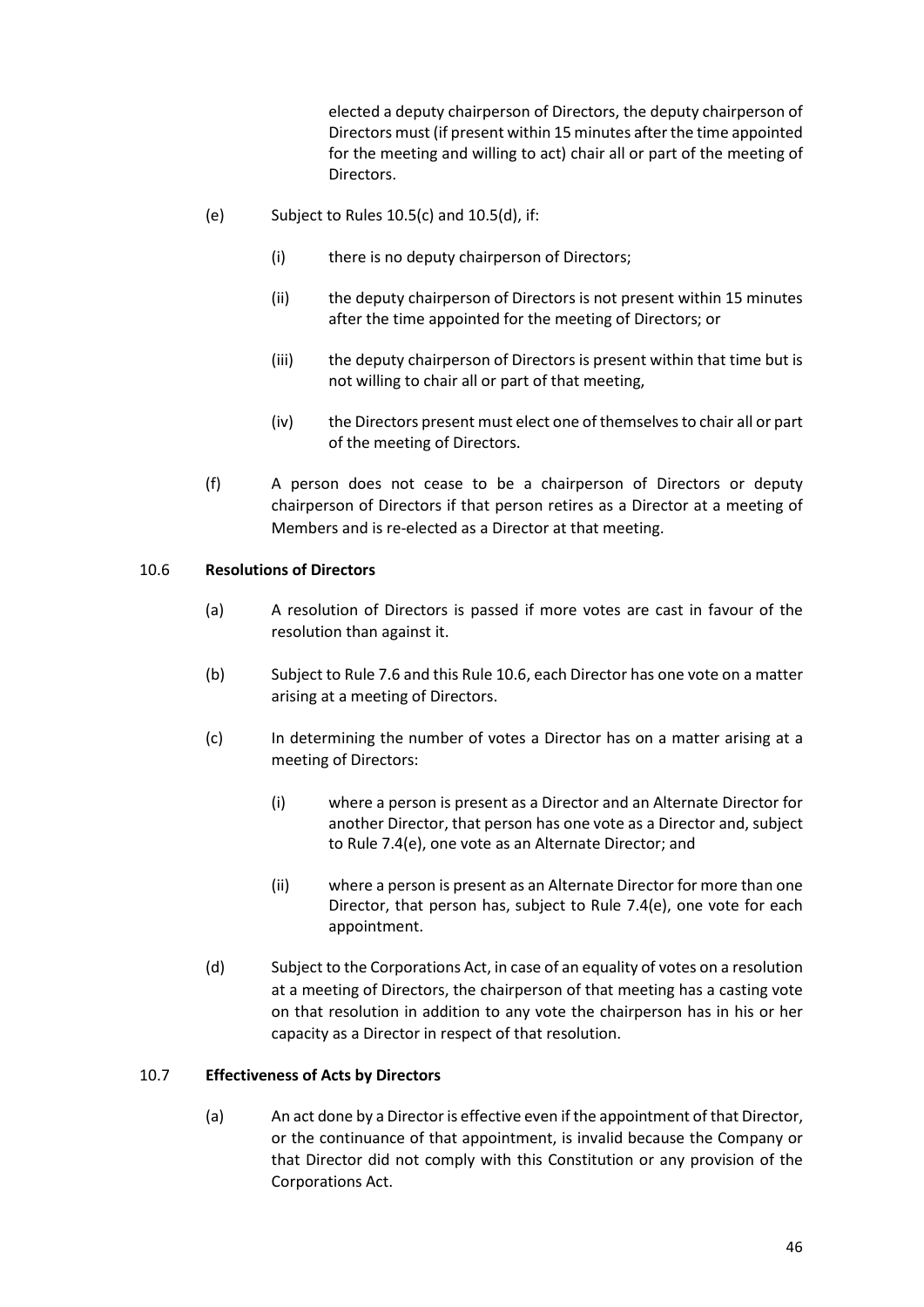elected a deputy chairperson of Directors, the deputy chairperson of Directors must (if present within 15 minutes after the time appointed for the meeting and willing to act) chair all or part of the meeting of Directors.

(e) Subject to Rules 10.5(c) and 10.5(d), if:

   (i) there is no deputy chairperson of Directors;

   (ii) the deputy chairperson of Directors is not present within 15 minutes after the time appointed for the meeting of Directors; or

   (iii) the deputy chairperson of Directors is present within that time but is not willing to chair all or part of that meeting,

   (iv) the Directors present must elect one of themselves to chair all or part of the meeting of Directors.

(f) A person does not cease to be a chairperson of Directors or deputy chairperson of Directors if that person retires as a Director at a meeting of Members and is re-elected as a Director at that meeting.

### 10.6 Resolutions of Directors

(a) A resolution of Directors is passed if more votes are cast in favour of the resolution than against it.

(b) Subject to Rule 7.6 and this Rule 10.6, each Director has one vote on a matter arising at a meeting of Directors.

(c) In determining the number of votes a Director has on a matter arising at a meeting of Directors:

   (i) where a person is present as a Director and an Alternate Director for another Director, that person has one vote as a Director and, subject to Rule 7.4(e), one vote as an Alternate Director; and

   (ii) where a person is present as an Alternate Director for more than one Director, that person has, subject to Rule 7.4(e), one vote for each appointment.

(d) Subject to the Corporations Act, in case of an equality of votes on a resolution at a meeting of Directors, the chairperson of that meeting has a casting vote on that resolution in addition to any vote the chairperson has in his or her capacity as a Director in respect of that resolution.

### 10.7 Effectiveness of Acts by Directors

(a) An act done by a Director is effective even if the appointment of that Director, or the continuance of that appointment, is invalid because the Company or that Director did not comply with this Constitution or any provision of the Corporations Act.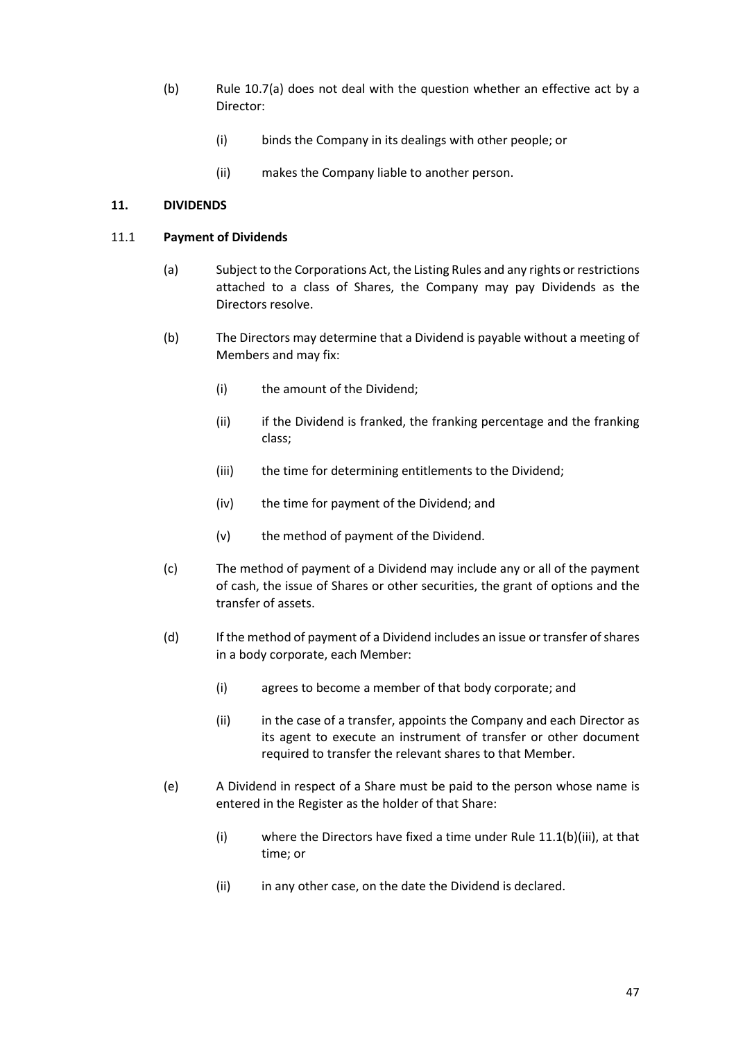(b) Rule 10.7(a) does not deal with the question whether an effective act by a Director:

   (i) binds the Company in its dealings with other people; or

   (ii) makes the Company liable to another person.

## 11. DIVIDENDS

### 11.1 Payment of Dividends

(a) Subject to the Corporations Act, the Listing Rules and any rights or restrictions attached to a class of Shares, the Company may pay Dividends as the Directors resolve.

(b) The Directors may determine that a Dividend is payable without a meeting of Members and may fix:

   (i) the amount of the Dividend;

   (ii) if the Dividend is franked, the franking percentage and the franking class;

   (iii) the time for determining entitlements to the Dividend;

   (iv) the time for payment of the Dividend; and

   (v) the method of payment of the Dividend.

(c) The method of payment of a Dividend may include any or all of the payment of cash, the issue of Shares or other securities, the grant of options and the transfer of assets.

(d) If the method of payment of a Dividend includes an issue or transfer of shares in a body corporate, each Member:

   (i) agrees to become a member of that body corporate; and

   (ii) in the case of a transfer, appoints the Company and each Director as its agent to execute an instrument of transfer or other document required to transfer the relevant shares to that Member.

(e) A Dividend in respect of a Share must be paid to the person whose name is entered in the Register as the holder of that Share:

   (i) where the Directors have fixed a time under Rule 11.1(b)(iii), at that time; or

   (ii) in any other case, on the date the Dividend is declared.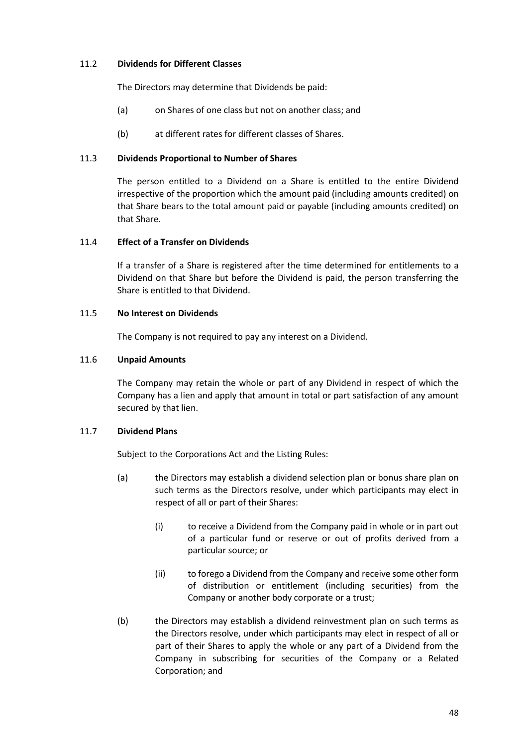### 11.2 Dividends for Different Classes

The Directors may determine that Dividends be paid:

(a) on Shares of one class but not on another class; and

(b) at different rates for different classes of Shares.

### 11.3 Dividends Proportional to Number of Shares

The person entitled to a Dividend on a Share is entitled to the entire Dividend irrespective of the proportion which the amount paid (including amounts credited) on that Share bears to the total amount paid or payable (including amounts credited) on that Share.

### 11.4 Effect of a Transfer on Dividends

If a transfer of a Share is registered after the time determined for entitlements to a Dividend on that Share but before the Dividend is paid, the person transferring the Share is entitled to that Dividend.

### 11.5 No Interest on Dividends

The Company is not required to pay any interest on a Dividend.

### 11.6 Unpaid Amounts

The Company may retain the whole or part of any Dividend in respect of which the Company has a lien and apply that amount in total or part satisfaction of any amount secured by that lien.

### 11.7 Dividend Plans

Subject to the Corporations Act and the Listing Rules:

(a) the Directors may establish a dividend selection plan or bonus share plan on such terms as the Directors resolve, under which participants may elect in respect of all or part of their Shares:

   (i) to receive a Dividend from the Company paid in whole or in part out of a particular fund or reserve or out of profits derived from a particular source; or

   (ii) to forego a Dividend from the Company and receive some other form of distribution or entitlement (including securities) from the Company or another body corporate or a trust;

(b) the Directors may establish a dividend reinvestment plan on such terms as the Directors resolve, under which participants may elect in respect of all or part of their Shares to apply the whole or any part of a Dividend from the Company in subscribing for securities of the Company or a Related Corporation; and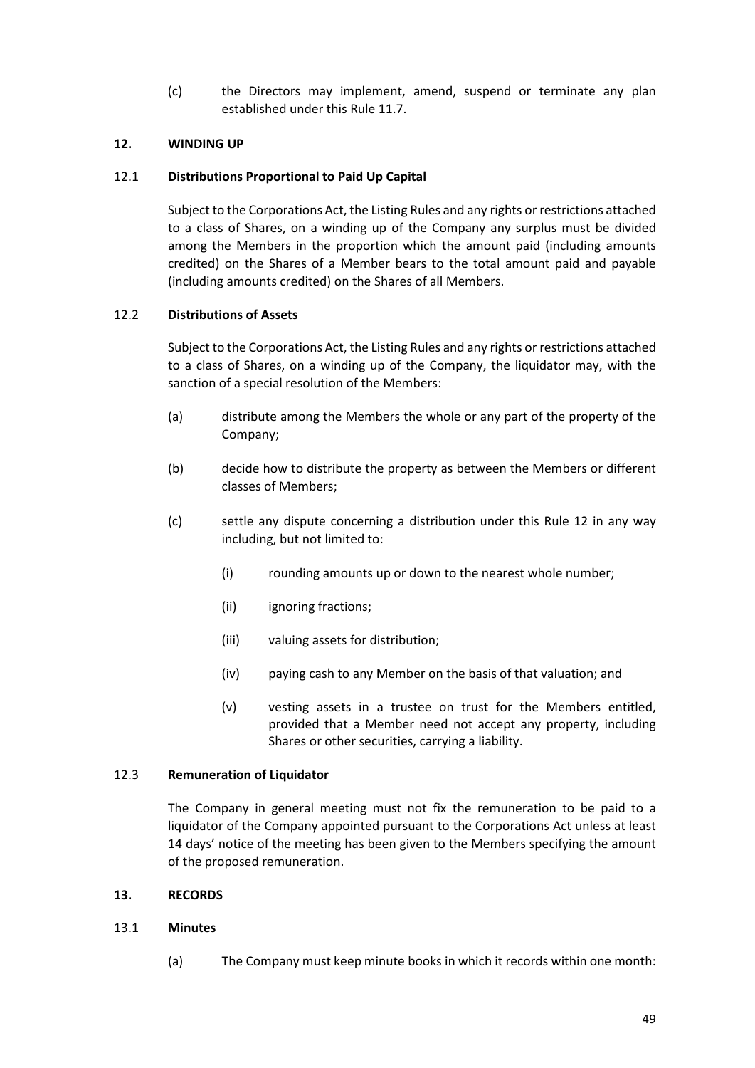(c) the Directors may implement, amend, suspend or terminate any plan established under this Rule 11.7.

## 12. WINDING UP

### 12.1 Distributions Proportional to Paid Up Capital

Subject to the Corporations Act, the Listing Rules and any rights or restrictions attached to a class of Shares, on a winding up of the Company any surplus must be divided among the Members in the proportion which the amount paid (including amounts credited) on the Shares of a Member bears to the total amount paid and payable (including amounts credited) on the Shares of all Members.

### 12.2 Distributions of Assets

Subject to the Corporations Act, the Listing Rules and any rights or restrictions attached to a class of Shares, on a winding up of the Company, the liquidator may, with the sanction of a special resolution of the Members:

(a) distribute among the Members the whole or any part of the property of the Company;

(b) decide how to distribute the property as between the Members or different classes of Members;

(c) settle any dispute concerning a distribution under this Rule 12 in any way including, but not limited to:

(i) rounding amounts up or down to the nearest whole number;

(ii) ignoring fractions;

(iii) valuing assets for distribution;

(iv) paying cash to any Member on the basis of that valuation; and

(v) vesting assets in a trustee on trust for the Members entitled, provided that a Member need not accept any property, including Shares or other securities, carrying a liability.

### 12.3 Remuneration of Liquidator

The Company in general meeting must not fix the remuneration to be paid to a liquidator of the Company appointed pursuant to the Corporations Act unless at least 14 days' notice of the meeting has been given to the Members specifying the amount of the proposed remuneration.

## 13. RECORDS

### 13.1 Minutes

(a) The Company must keep minute books in which it records within one month: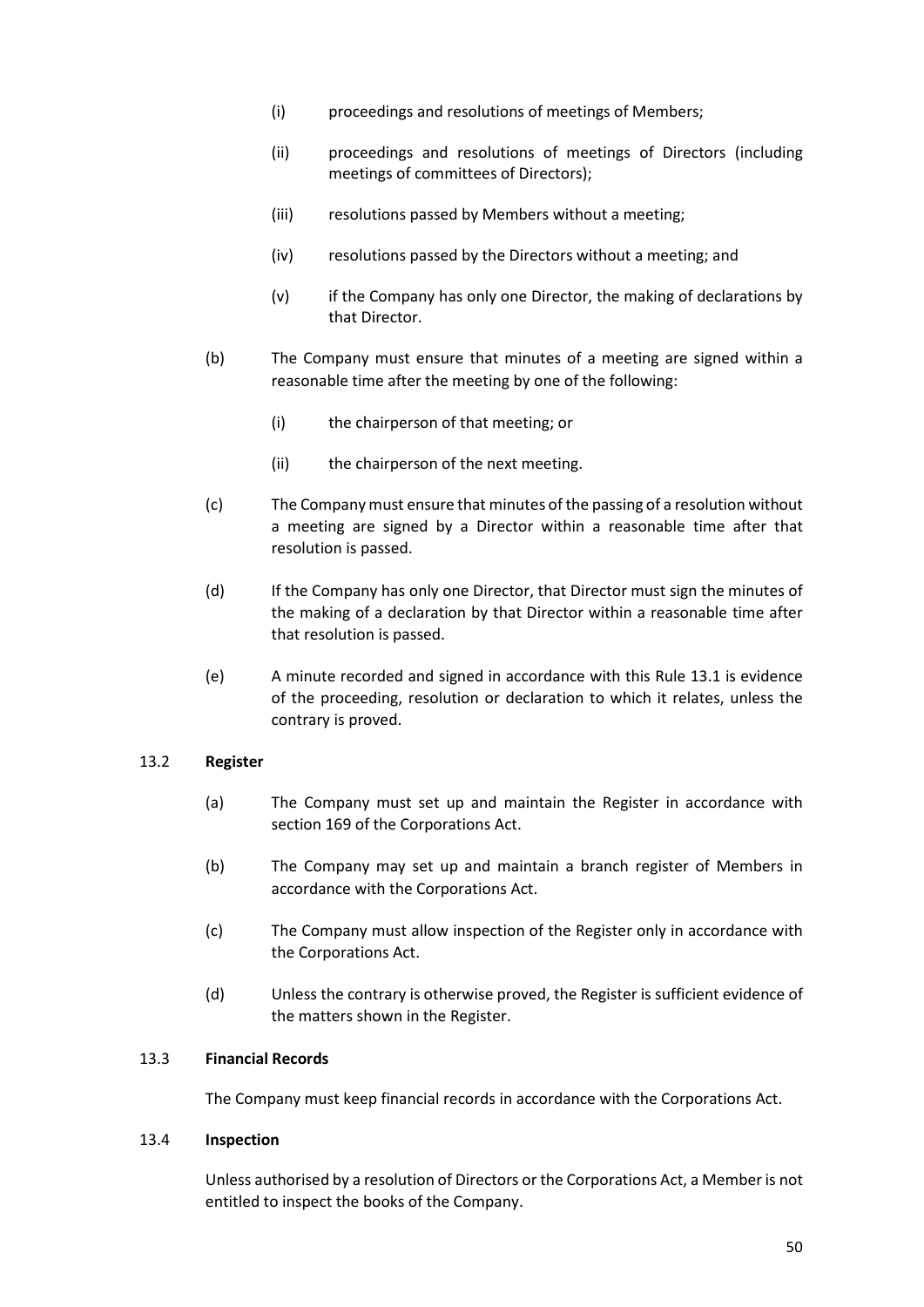(i) proceedings and resolutions of meetings of Members;

(ii) proceedings and resolutions of meetings of Directors (including meetings of committees of Directors);

(iii) resolutions passed by Members without a meeting;

(iv) resolutions passed by the Directors without a meeting; and

(v) if the Company has only one Director, the making of declarations by that Director.

(b) The Company must ensure that minutes of a meeting are signed within a reasonable time after the meeting by one of the following:

(i) the chairperson of that meeting; or

(ii) the chairperson of the next meeting.

(c) The Company must ensure that minutes of the passing of a resolution without a meeting are signed by a Director within a reasonable time after that resolution is passed.

(d) If the Company has only one Director, that Director must sign the minutes of the making of a declaration by that Director within a reasonable time after that resolution is passed.

(e) A minute recorded and signed in accordance with this Rule 13.1 is evidence of the proceeding, resolution or declaration to which it relates, unless the contrary is proved.

### 13.2 **Register**

(a) The Company must set up and maintain the Register in accordance with section 169 of the Corporations Act.

(b) The Company may set up and maintain a branch register of Members in accordance with the Corporations Act.

(c) The Company must allow inspection of the Register only in accordance with the Corporations Act.

(d) Unless the contrary is otherwise proved, the Register is sufficient evidence of the matters shown in the Register.

### 13.3 **Financial Records**

The Company must keep financial records in accordance with the Corporations Act.

### 13.4 **Inspection**

Unless authorised by a resolution of Directors or the Corporations Act, a Member is not entitled to inspect the books of the Company.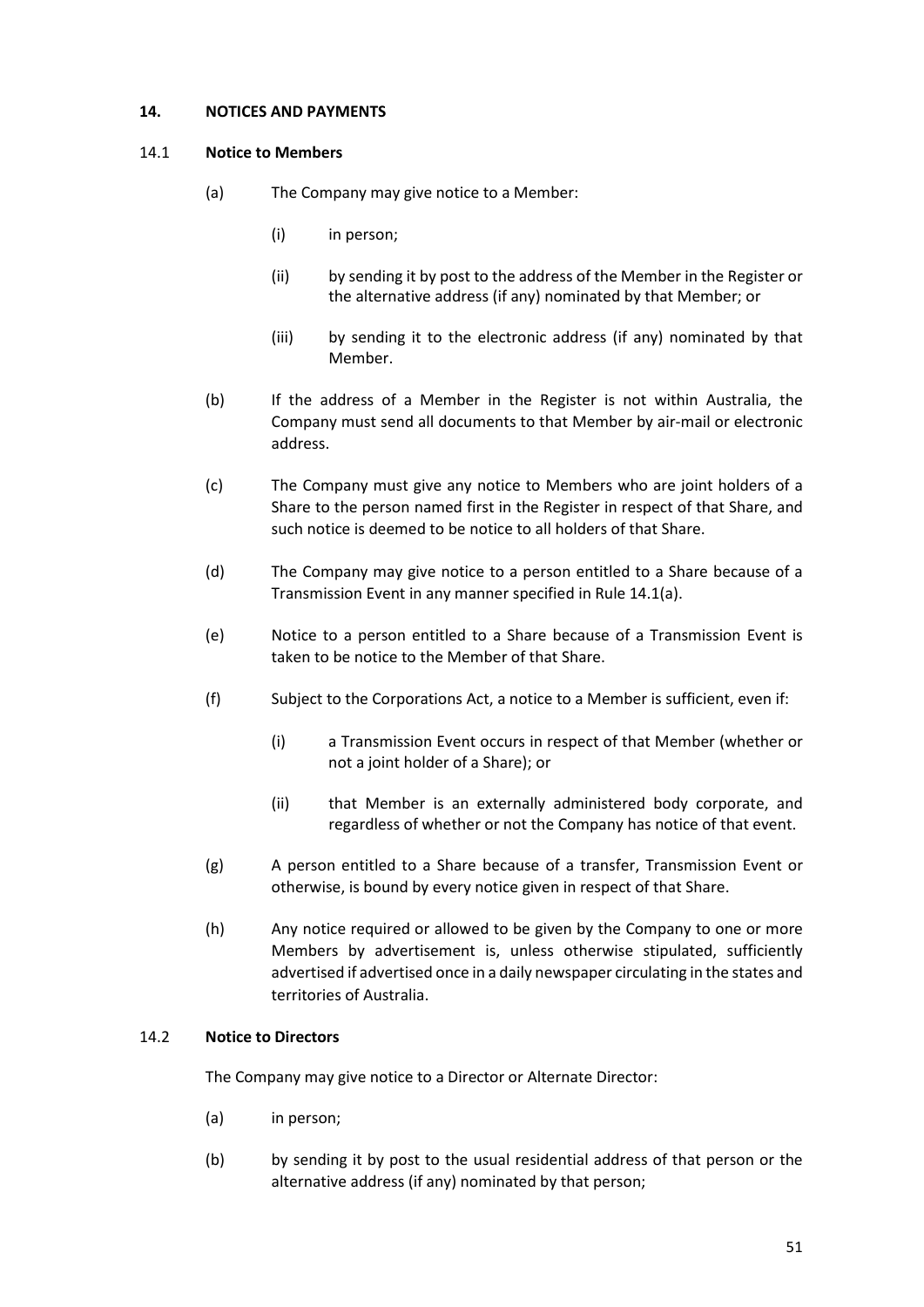## 14. NOTICES AND PAYMENTS

### 14.1 Notice to Members

(a) The Company may give notice to a Member:

(i) in person;

(ii) by sending it by post to the address of the Member in the Register or the alternative address (if any) nominated by that Member; or

(iii) by sending it to the electronic address (if any) nominated by that Member.

(b) If the address of a Member in the Register is not within Australia, the Company must send all documents to that Member by air-mail or electronic address.

(c) The Company must give any notice to Members who are joint holders of a Share to the person named first in the Register in respect of that Share, and such notice is deemed to be notice to all holders of that Share.

(d) The Company may give notice to a person entitled to a Share because of a Transmission Event in any manner specified in Rule 14.1(a).

(e) Notice to a person entitled to a Share because of a Transmission Event is taken to be notice to the Member of that Share.

(f) Subject to the Corporations Act, a notice to a Member is sufficient, even if:

(i) a Transmission Event occurs in respect of that Member (whether or not a joint holder of a Share); or

(ii) that Member is an externally administered body corporate, and regardless of whether or not the Company has notice of that event.

(g) A person entitled to a Share because of a transfer, Transmission Event or otherwise, is bound by every notice given in respect of that Share.

(h) Any notice required or allowed to be given by the Company to one or more Members by advertisement is, unless otherwise stipulated, sufficiently advertised if advertised once in a daily newspaper circulating in the states and territories of Australia.

### 14.2 Notice to Directors

The Company may give notice to a Director or Alternate Director:

(a) in person;

(b) by sending it by post to the usual residential address of that person or the alternative address (if any) nominated by that person;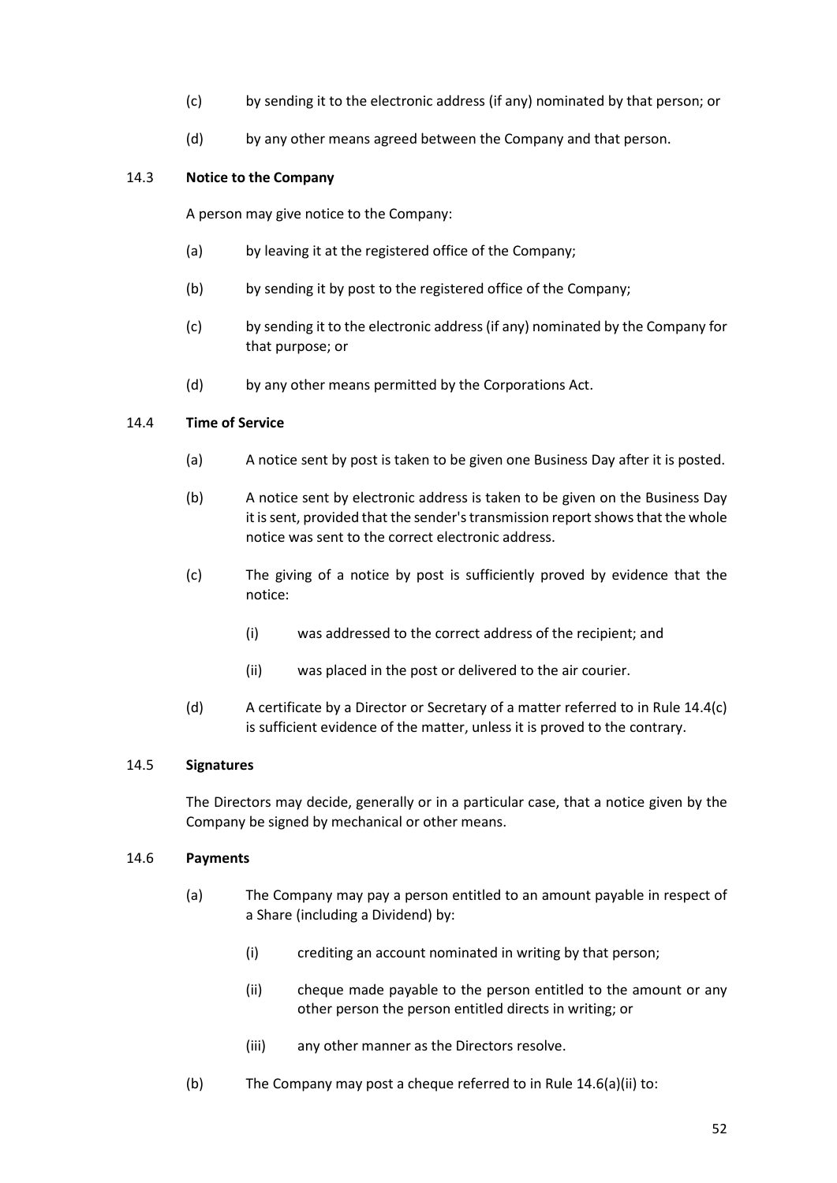(c) by sending it to the electronic address (if any) nominated by that person; or

(d) by any other means agreed between the Company and that person.

### 14.3 Notice to the Company

A person may give notice to the Company:

(a) by leaving it at the registered office of the Company;

(b) by sending it by post to the registered office of the Company;

(c) by sending it to the electronic address (if any) nominated by the Company for that purpose; or

(d) by any other means permitted by the Corporations Act.

### 14.4 Time of Service

(a) A notice sent by post is taken to be given one Business Day after it is posted.

(b) A notice sent by electronic address is taken to be given on the Business Day it is sent, provided that the sender's transmission report shows that the whole notice was sent to the correct electronic address.

(c) The giving of a notice by post is sufficiently proved by evidence that the notice:

  (i) was addressed to the correct address of the recipient; and

  (ii) was placed in the post or delivered to the air courier.

(d) A certificate by a Director or Secretary of a matter referred to in Rule 14.4(c) is sufficient evidence of the matter, unless it is proved to the contrary.

### 14.5 Signatures

The Directors may decide, generally or in a particular case, that a notice given by the Company be signed by mechanical or other means.

### 14.6 Payments

(a) The Company may pay a person entitled to an amount payable in respect of a Share (including a Dividend) by:

  (i) crediting an account nominated in writing by that person;

  (ii) cheque made payable to the person entitled to the amount or any other person the person entitled directs in writing; or

  (iii) any other manner as the Directors resolve.

(b) The Company may post a cheque referred to in Rule 14.6(a)(ii) to: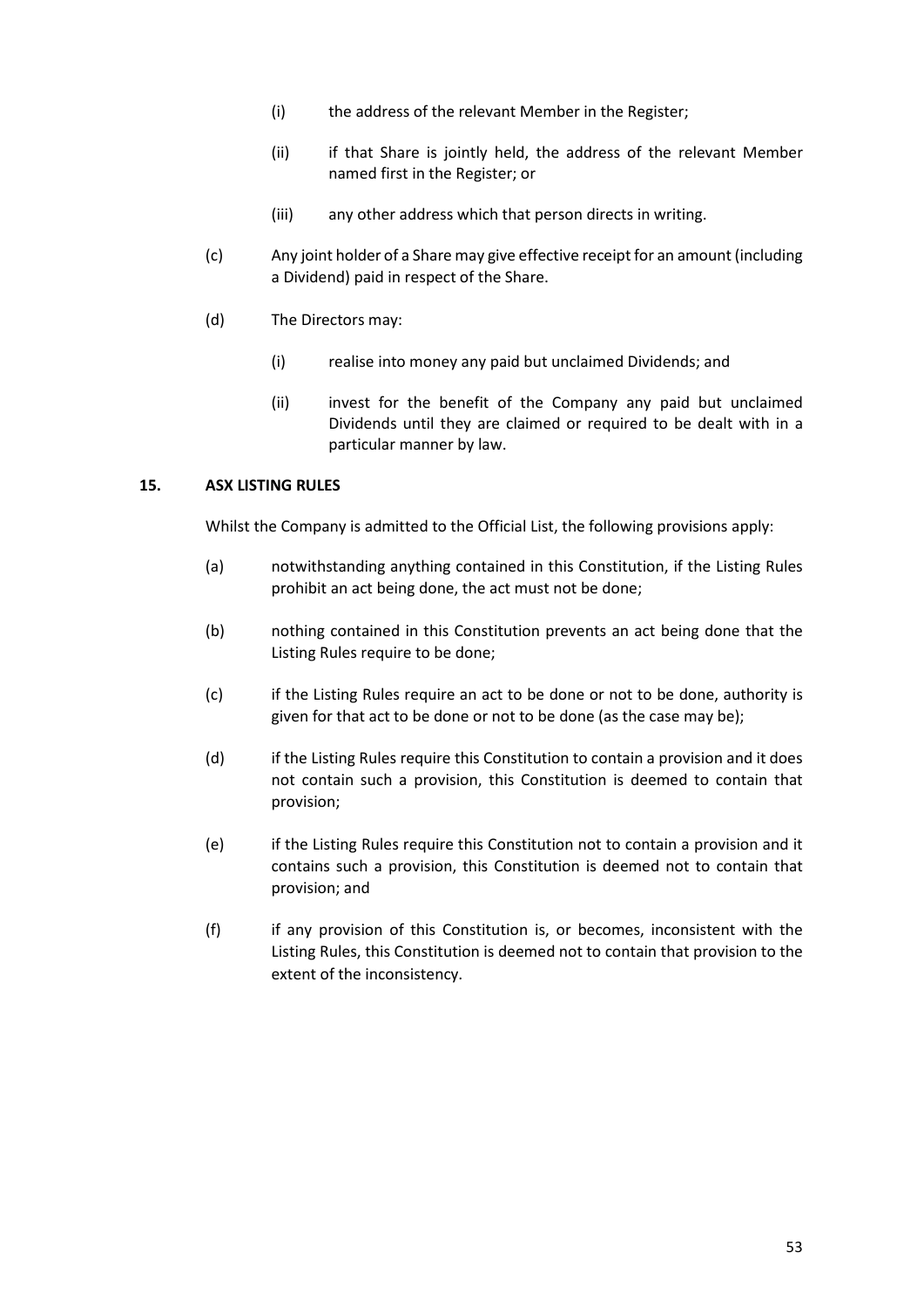(i) the address of the relevant Member in the Register;

(ii) if that Share is jointly held, the address of the relevant Member named first in the Register; or

(iii) any other address which that person directs in writing.

(c) Any joint holder of a Share may give effective receipt for an amount (including a Dividend) paid in respect of the Share.

(d) The Directors may:

(i) realise into money any paid but unclaimed Dividends; and

(ii) invest for the benefit of the Company any paid but unclaimed Dividends until they are claimed or required to be dealt with in a particular manner by law.

## 15. ASX LISTING RULES

Whilst the Company is admitted to the Official List, the following provisions apply:

(a) notwithstanding anything contained in this Constitution, if the Listing Rules prohibit an act being done, the act must not be done;

(b) nothing contained in this Constitution prevents an act being done that the Listing Rules require to be done;

(c) if the Listing Rules require an act to be done or not to be done, authority is given for that act to be done or not to be done (as the case may be);

(d) if the Listing Rules require this Constitution to contain a provision and it does not contain such a provision, this Constitution is deemed to contain that provision;

(e) if the Listing Rules require this Constitution not to contain a provision and it contains such a provision, this Constitution is deemed not to contain that provision; and

(f) if any provision of this Constitution is, or becomes, inconsistent with the Listing Rules, this Constitution is deemed not to contain that provision to the extent of the inconsistency.